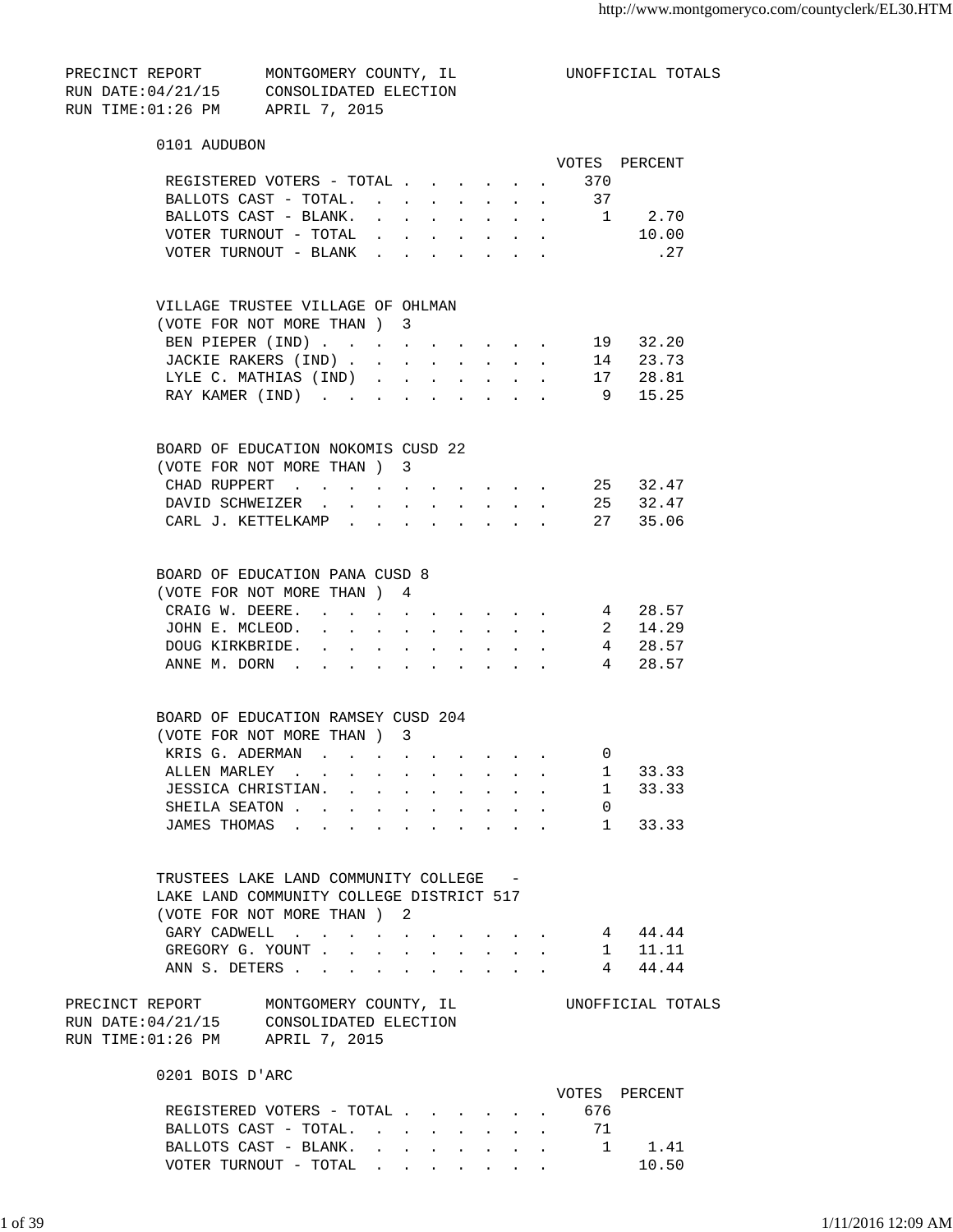PRECINCT REPORT — MONTGOMERY COUNTY, IL — UNOFFICIAL TOTALS
RUN DATE:04/21/15 — CONSOLIDATED ELECTION
RUN TIME:01:26 PM — APRIL 7, 2015

## 0101 AUDUBON

| | VOTES | PERCENT |
|---|---|---|
| REGISTERED VOTERS - TOTAL | 370 | |
| BALLOTS CAST - TOTAL. | 37 | |
| BALLOTS CAST - BLANK. | 1 | 2.70 |
| VOTER TURNOUT - TOTAL | | 10.00 |
| VOTER TURNOUT - BLANK | | .27 |

### VILLAGE TRUSTEE VILLAGE OF OHLMAN
(VOTE FOR NOT MORE THAN ) 3

| | VOTES | PERCENT |
|---|---|---|
| BEN PIEPER (IND) | 19 | 32.20 |
| JACKIE RAKERS (IND) | 14 | 23.73 |
| LYLE C. MATHIAS (IND) | 17 | 28.81 |
| RAY KAMER (IND) | 9 | 15.25 |

### BOARD OF EDUCATION NOKOMIS CUSD 22
(VOTE FOR NOT MORE THAN ) 3

| | VOTES | PERCENT |
|---|---|---|
| CHAD RUPPERT | 25 | 32.47 |
| DAVID SCHWEIZER | 25 | 32.47 |
| CARL J. KETTELKAMP | 27 | 35.06 |

### BOARD OF EDUCATION PANA CUSD 8
(VOTE FOR NOT MORE THAN ) 4

| | VOTES | PERCENT |
|---|---|---|
| CRAIG W. DEERE. | 4 | 28.57 |
| JOHN E. MCLEOD. | 2 | 14.29 |
| DOUG KIRKBRIDE. | 4 | 28.57 |
| ANNE M. DORN | 4 | 28.57 |

### BOARD OF EDUCATION RAMSEY CUSD 204
(VOTE FOR NOT MORE THAN ) 3

| | VOTES | PERCENT |
|---|---|---|
| KRIS G. ADERMAN | 0 | |
| ALLEN MARLEY | 1 | 33.33 |
| JESSICA CHRISTIAN. | 1 | 33.33 |
| SHEILA SEATON | 0 | |
| JAMES THOMAS | 1 | 33.33 |

### TRUSTEES LAKE LAND COMMUNITY COLLEGE - LAKE LAND COMMUNITY COLLEGE DISTRICT 517
(VOTE FOR NOT MORE THAN ) 2

| | VOTES | PERCENT |
|---|---|---|
| GARY CADWELL | 4 | 44.44 |
| GREGORY G. YOUNT | 1 | 11.11 |
| ANN S. DETERS | 4 | 44.44 |

PRECINCT REPORT — MONTGOMERY COUNTY, IL — UNOFFICIAL TOTALS
RUN DATE:04/21/15 — CONSOLIDATED ELECTION
RUN TIME:01:26 PM — APRIL 7, 2015

## 0201 BOIS D'ARC

| | VOTES | PERCENT |
|---|---|---|
| REGISTERED VOTERS - TOTAL | 676 | |
| BALLOTS CAST - TOTAL. | 71 | |
| BALLOTS CAST - BLANK. | 1 | 1.41 |
| VOTER TURNOUT - TOTAL | | 10.50 |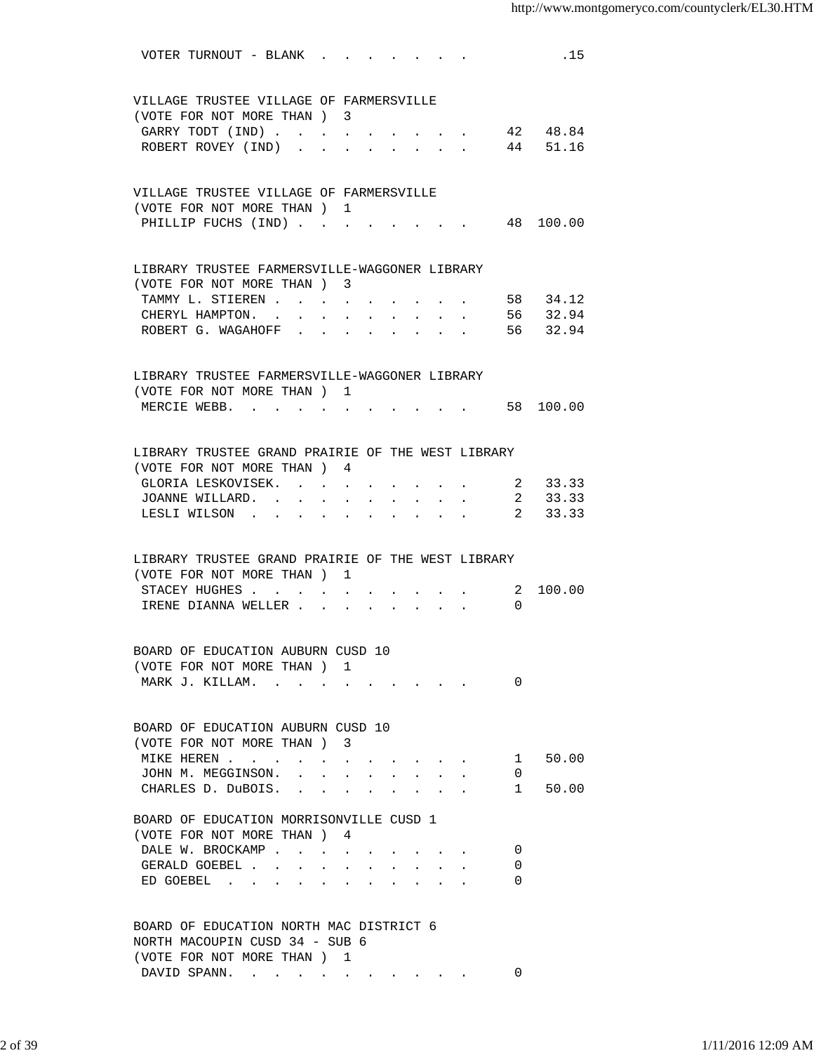VOTER TURNOUT - BLANK . . . . . . . . .15

VILLAGE TRUSTEE VILLAGE OF FARMERSVILLE
(VOTE FOR NOT MORE THAN ) 3

| | Votes | Percent |
|---|---|---|
| GARRY TODT (IND) | 42 | 48.84 |
| ROBERT ROVEY (IND) | 44 | 51.16 |

VILLAGE TRUSTEE VILLAGE OF FARMERSVILLE
(VOTE FOR NOT MORE THAN ) 1

| | Votes | Percent |
|---|---|---|
| PHILLIP FUCHS (IND) | 48 | 100.00 |

LIBRARY TRUSTEE FARMERSVILLE-WAGGONER LIBRARY
(VOTE FOR NOT MORE THAN ) 3

| | Votes | Percent |
|---|---|---|
| TAMMY L. STIEREN | 58 | 34.12 |
| CHERYL HAMPTON. | 56 | 32.94 |
| ROBERT G. WAGAHOFF | 56 | 32.94 |

LIBRARY TRUSTEE FARMERSVILLE-WAGGONER LIBRARY
(VOTE FOR NOT MORE THAN ) 1

| | Votes | Percent |
|---|---|---|
| MERCIE WEBB. | 58 | 100.00 |

LIBRARY TRUSTEE GRAND PRAIRIE OF THE WEST LIBRARY
(VOTE FOR NOT MORE THAN ) 4

| | Votes | Percent |
|---|---|---|
| GLORIA LESKOVISEK. | 2 | 33.33 |
| JOANNE WILLARD. | 2 | 33.33 |
| LESLI WILSON | 2 | 33.33 |

LIBRARY TRUSTEE GRAND PRAIRIE OF THE WEST LIBRARY
(VOTE FOR NOT MORE THAN ) 1

| | Votes | Percent |
|---|---|---|
| STACEY HUGHES | 2 | 100.00 |
| IRENE DIANNA WELLER | 0 | |

BOARD OF EDUCATION AUBURN CUSD 10
(VOTE FOR NOT MORE THAN ) 1

| | Votes | Percent |
|---|---|---|
| MARK J. KILLAM. | 0 | |

BOARD OF EDUCATION AUBURN CUSD 10
(VOTE FOR NOT MORE THAN ) 3

| | Votes | Percent |
|---|---|---|
| MIKE HEREN | 1 | 50.00 |
| JOHN M. MEGGINSON. | 0 | |
| CHARLES D. DuBOIS. | 1 | 50.00 |

BOARD OF EDUCATION MORRISONVILLE CUSD 1
(VOTE FOR NOT MORE THAN ) 4

| | Votes | Percent |
|---|---|---|
| DALE W. BROCKAMP | 0 | |
| GERALD GOEBEL | 0 | |
| ED GOEBEL | 0 | |

BOARD OF EDUCATION NORTH MAC DISTRICT 6
NORTH MACOUPIN CUSD 34 - SUB 6
(VOTE FOR NOT MORE THAN ) 1

| | Votes | Percent |
|---|---|---|
| DAVID SPANN. | 0 | |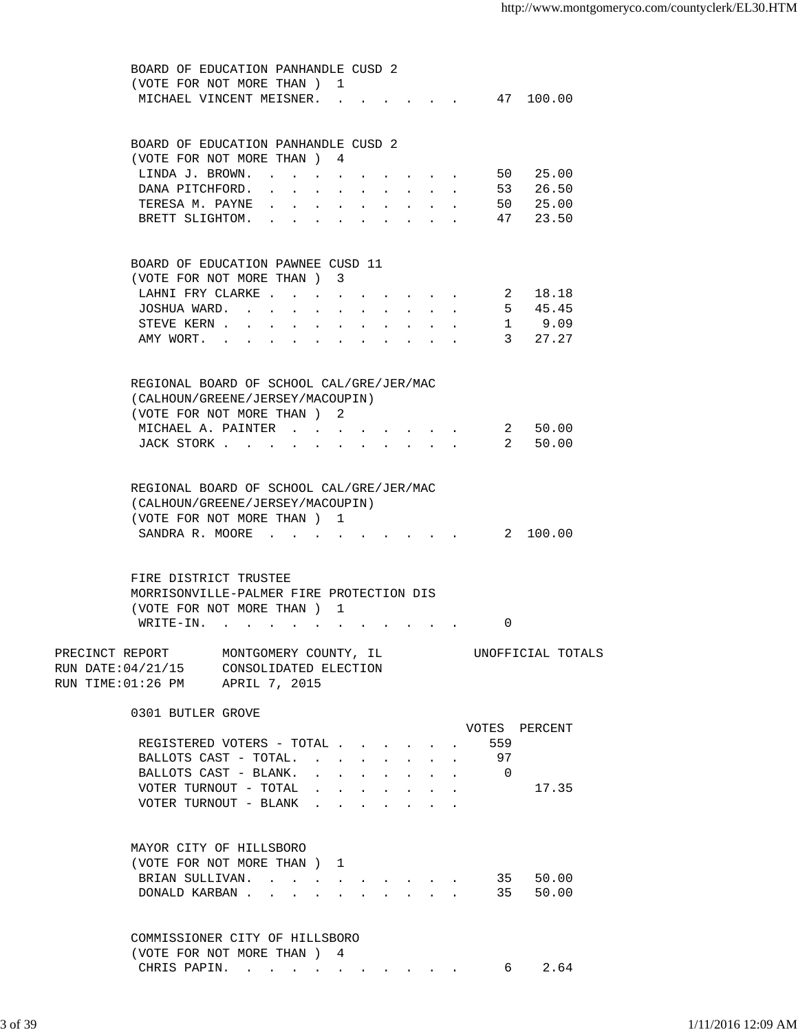BOARD OF EDUCATION PANHANDLE CUSD 2
(VOTE FOR NOT MORE THAN ) 1

| | VOTES | PERCENT |
|---|---|---|
| MICHAEL VINCENT MEISNER | 47 | 100.00 |

BOARD OF EDUCATION PANHANDLE CUSD 2
(VOTE FOR NOT MORE THAN ) 4

| | VOTES | PERCENT |
|---|---|---|
| LINDA J. BROWN | 50 | 25.00 |
| DANA PITCHFORD | 53 | 26.50 |
| TERESA M. PAYNE | 50 | 25.00 |
| BRETT SLIGHTOM | 47 | 23.50 |

BOARD OF EDUCATION PAWNEE CUSD 11
(VOTE FOR NOT MORE THAN ) 3

| | VOTES | PERCENT |
|---|---|---|
| LAHNI FRY CLARKE | 2 | 18.18 |
| JOSHUA WARD | 5 | 45.45 |
| STEVE KERN | 1 | 9.09 |
| AMY WORT | 3 | 27.27 |

REGIONAL BOARD OF SCHOOL CAL/GRE/JER/MAC
(CALHOUN/GREENE/JERSEY/MACOUPIN)
(VOTE FOR NOT MORE THAN ) 2

| | VOTES | PERCENT |
|---|---|---|
| MICHAEL A. PAINTER | 2 | 50.00 |
| JACK STORK | 2 | 50.00 |

REGIONAL BOARD OF SCHOOL CAL/GRE/JER/MAC
(CALHOUN/GREENE/JERSEY/MACOUPIN)
(VOTE FOR NOT MORE THAN ) 1

| | VOTES | PERCENT |
|---|---|---|
| SANDRA R. MOORE | 2 | 100.00 |

FIRE DISTRICT TRUSTEE
MORRISONVILLE-PALMER FIRE PROTECTION DIS
(VOTE FOR NOT MORE THAN ) 1

| | VOTES | PERCENT |
|---|---|---|
| WRITE-IN | 0 | |

PRECINCT REPORT — MONTGOMERY COUNTY, IL — UNOFFICIAL TOTALS
RUN DATE:04/21/15 — CONSOLIDATED ELECTION
RUN TIME:01:26 PM — APRIL 7, 2015

## 0301 BUTLER GROVE

| | VOTES | PERCENT |
|---|---|---|
| REGISTERED VOTERS - TOTAL | 559 | |
| BALLOTS CAST - TOTAL | 97 | |
| BALLOTS CAST - BLANK | 0 | |
| VOTER TURNOUT - TOTAL | | 17.35 |
| VOTER TURNOUT - BLANK | | |

MAYOR CITY OF HILLSBORO
(VOTE FOR NOT MORE THAN ) 1

| | VOTES | PERCENT |
|---|---|---|
| BRIAN SULLIVAN | 35 | 50.00 |
| DONALD KARBAN | 35 | 50.00 |

COMMISSIONER CITY OF HILLSBORO
(VOTE FOR NOT MORE THAN ) 4

| | VOTES | PERCENT |
|---|---|---|
| CHRIS PAPIN | 6 | 2.64 |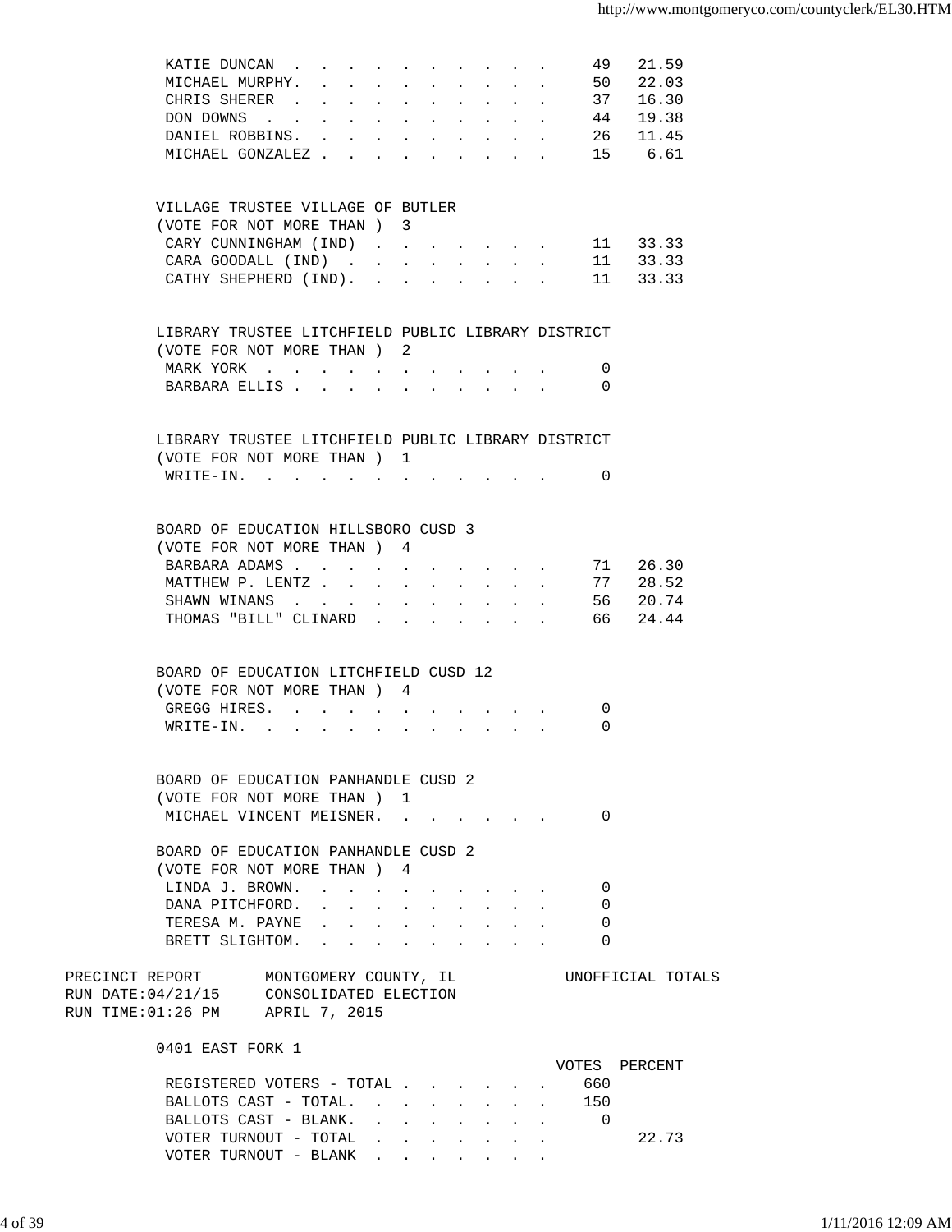| | | |
|---|---|---|
| KATIE DUNCAN | 49 | 21.59 |
| MICHAEL MURPHY. | 50 | 22.03 |
| CHRIS SHERER | 37 | 16.30 |
| DON DOWNS | 44 | 19.38 |
| DANIEL ROBBINS. | 26 | 11.45 |
| MICHAEL GONZALEZ | 15 | 6.61 |

VILLAGE TRUSTEE VILLAGE OF BUTLER
(VOTE FOR NOT MORE THAN ) 3

| | | |
|---|---|---|
| CARY CUNNINGHAM (IND) | 11 | 33.33 |
| CARA GOODALL (IND) | 11 | 33.33 |
| CATHY SHEPHERD (IND). | 11 | 33.33 |

LIBRARY TRUSTEE LITCHFIELD PUBLIC LIBRARY DISTRICT
(VOTE FOR NOT MORE THAN ) 2

| | |
|---|---|
| MARK YORK | 0 |
| BARBARA ELLIS | 0 |

LIBRARY TRUSTEE LITCHFIELD PUBLIC LIBRARY DISTRICT
(VOTE FOR NOT MORE THAN ) 1

| | |
|---|---|
| WRITE-IN. | 0 |

BOARD OF EDUCATION HILLSBORO CUSD 3
(VOTE FOR NOT MORE THAN ) 4

| | | |
|---|---|---|
| BARBARA ADAMS | 71 | 26.30 |
| MATTHEW P. LENTZ | 77 | 28.52 |
| SHAWN WINANS | 56 | 20.74 |
| THOMAS "BILL" CLINARD | 66 | 24.44 |

BOARD OF EDUCATION LITCHFIELD CUSD 12
(VOTE FOR NOT MORE THAN ) 4

| | |
|---|---|
| GREGG HIRES. | 0 |
| WRITE-IN. | 0 |

BOARD OF EDUCATION PANHANDLE CUSD 2
(VOTE FOR NOT MORE THAN ) 1

| | |
|---|---|
| MICHAEL VINCENT MEISNER. | 0 |

BOARD OF EDUCATION PANHANDLE CUSD 2
(VOTE FOR NOT MORE THAN ) 4

| | |
|---|---|
| LINDA J. BROWN. | 0 |
| DANA PITCHFORD. | 0 |
| TERESA M. PAYNE | 0 |
| BRETT SLIGHTOM. | 0 |

PRECINCT REPORT MONTGOMERY COUNTY, IL UNOFFICIAL TOTALS
RUN DATE:04/21/15 CONSOLIDATED ELECTION
RUN TIME:01:26 PM APRIL 7, 2015

0401 EAST FORK 1

| | VOTES | PERCENT |
|---|---|---|
| REGISTERED VOTERS - TOTAL | 660 | |
| BALLOTS CAST - TOTAL. | 150 | |
| BALLOTS CAST - BLANK. | 0 | |
| VOTER TURNOUT - TOTAL | | 22.73 |
| VOTER TURNOUT - BLANK | | |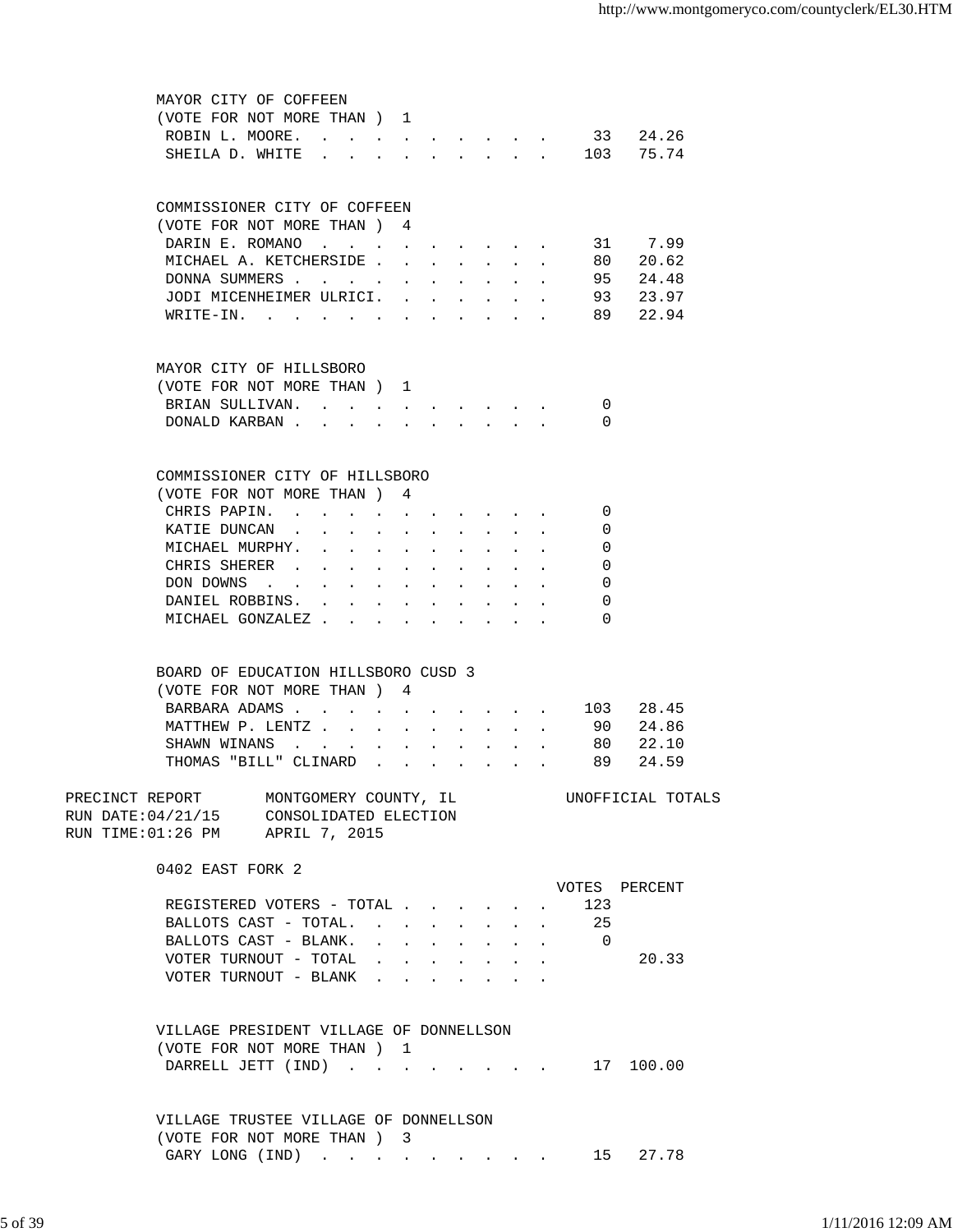MAYOR CITY OF COFFEEN
(VOTE FOR NOT MORE THAN ) 1

| Candidate | Votes | Percent |
|---|---|---|
| ROBIN L. MOORE | 33 | 24.26 |
| SHEILA D. WHITE | 103 | 75.74 |

COMMISSIONER CITY OF COFFEEN
(VOTE FOR NOT MORE THAN ) 4

| Candidate | Votes | Percent |
|---|---|---|
| DARIN E. ROMANO | 31 | 7.99 |
| MICHAEL A. KETCHERSIDE | 80 | 20.62 |
| DONNA SUMMERS | 95 | 24.48 |
| JODI MICENHEIMER ULRICI | 93 | 23.97 |
| WRITE-IN | 89 | 22.94 |

MAYOR CITY OF HILLSBORO
(VOTE FOR NOT MORE THAN ) 1

| Candidate | Votes | Percent |
|---|---|---|
| BRIAN SULLIVAN | 0 | |
| DONALD KARBAN | 0 | |

COMMISSIONER CITY OF HILLSBORO
(VOTE FOR NOT MORE THAN ) 4

| Candidate | Votes | Percent |
|---|---|---|
| CHRIS PAPIN | 0 | |
| KATIE DUNCAN | 0 | |
| MICHAEL MURPHY | 0 | |
| CHRIS SHERER | 0 | |
| DON DOWNS | 0 | |
| DANIEL ROBBINS | 0 | |
| MICHAEL GONZALEZ | 0 | |

BOARD OF EDUCATION HILLSBORO CUSD 3
(VOTE FOR NOT MORE THAN ) 4

| Candidate | Votes | Percent |
|---|---|---|
| BARBARA ADAMS | 103 | 28.45 |
| MATTHEW P. LENTZ | 90 | 24.86 |
| SHAWN WINANS | 80 | 22.10 |
| THOMAS "BILL" CLINARD | 89 | 24.59 |

PRECINCT REPORT MONTGOMERY COUNTY, IL UNOFFICIAL TOTALS
RUN DATE:04/21/15 CONSOLIDATED ELECTION
RUN TIME:01:26 PM APRIL 7, 2015

0402 EAST FORK 2

| | VOTES | PERCENT |
|---|---|---|
| REGISTERED VOTERS - TOTAL | 123 | |
| BALLOTS CAST - TOTAL | 25 | |
| BALLOTS CAST - BLANK | 0 | |
| VOTER TURNOUT - TOTAL | | 20.33 |
| VOTER TURNOUT - BLANK | | |

VILLAGE PRESIDENT VILLAGE OF DONNELLSON
(VOTE FOR NOT MORE THAN ) 1

| Candidate | Votes | Percent |
|---|---|---|
| DARRELL JETT (IND) | 17 | 100.00 |

VILLAGE TRUSTEE VILLAGE OF DONNELLSON
(VOTE FOR NOT MORE THAN ) 3

| Candidate | Votes | Percent |
|---|---|---|
| GARY LONG (IND) | 15 | 27.78 |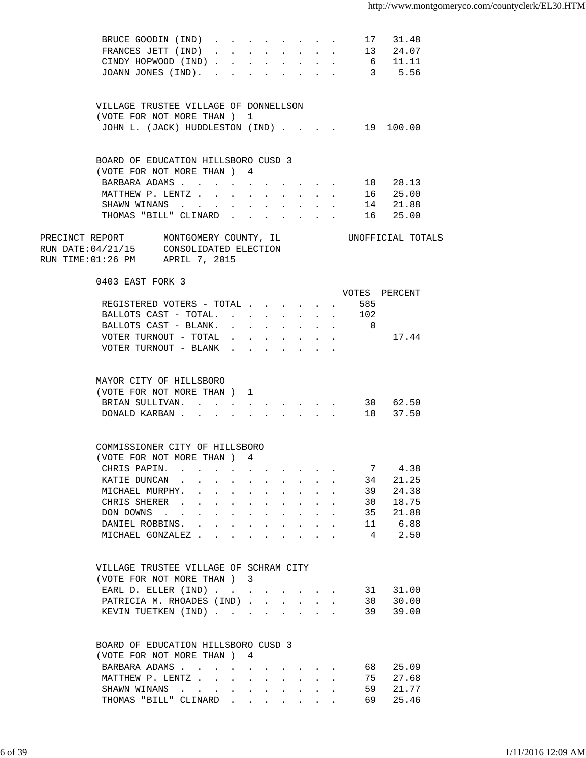| | VOTES | PERCENT |
|---|---|---|
| BRUCE GOODIN (IND) | 17 | 31.48 |
| FRANCES JETT (IND) | 13 | 24.07 |
| CINDY HOPWOOD (IND) | 6 | 11.11 |
| JOANN JONES (IND) | 3 | 5.56 |

VILLAGE TRUSTEE VILLAGE OF DONNELLSON
(VOTE FOR NOT MORE THAN ) 1

| | VOTES | PERCENT |
|---|---|---|
| JOHN L. (JACK) HUDDLESTON (IND) | 19 | 100.00 |

BOARD OF EDUCATION HILLSBORO CUSD 3
(VOTE FOR NOT MORE THAN ) 4

| | VOTES | PERCENT |
|---|---|---|
| BARBARA ADAMS | 18 | 28.13 |
| MATTHEW P. LENTZ | 16 | 25.00 |
| SHAWN WINANS | 14 | 21.88 |
| THOMAS "BILL" CLINARD | 16 | 25.00 |

PRECINCT REPORT — MONTGOMERY COUNTY, IL — UNOFFICIAL TOTALS
RUN DATE:04/21/15 — CONSOLIDATED ELECTION
RUN TIME:01:26 PM — APRIL 7, 2015

## 0403 EAST FORK 3

| | VOTES | PERCENT |
|---|---|---|
| REGISTERED VOTERS - TOTAL | 585 | |
| BALLOTS CAST - TOTAL. | 102 | |
| BALLOTS CAST - BLANK. | 0 | |
| VOTER TURNOUT - TOTAL | | 17.44 |
| VOTER TURNOUT - BLANK | | |

MAYOR CITY OF HILLSBORO
(VOTE FOR NOT MORE THAN ) 1

| | VOTES | PERCENT |
|---|---|---|
| BRIAN SULLIVAN. | 30 | 62.50 |
| DONALD KARBAN | 18 | 37.50 |

COMMISSIONER CITY OF HILLSBORO
(VOTE FOR NOT MORE THAN ) 4

| | VOTES | PERCENT |
|---|---|---|
| CHRIS PAPIN. | 7 | 4.38 |
| KATIE DUNCAN | 34 | 21.25 |
| MICHAEL MURPHY. | 39 | 24.38 |
| CHRIS SHERER | 30 | 18.75 |
| DON DOWNS | 35 | 21.88 |
| DANIEL ROBBINS. | 11 | 6.88 |
| MICHAEL GONZALEZ | 4 | 2.50 |

VILLAGE TRUSTEE VILLAGE OF SCHRAM CITY
(VOTE FOR NOT MORE THAN ) 3

| | VOTES | PERCENT |
|---|---|---|
| EARL D. ELLER (IND) | 31 | 31.00 |
| PATRICIA M. RHOADES (IND) | 30 | 30.00 |
| KEVIN TUETKEN (IND) | 39 | 39.00 |

BOARD OF EDUCATION HILLSBORO CUSD 3
(VOTE FOR NOT MORE THAN ) 4

| | VOTES | PERCENT |
|---|---|---|
| BARBARA ADAMS | 68 | 25.09 |
| MATTHEW P. LENTZ | 75 | 27.68 |
| SHAWN WINANS | 59 | 21.77 |
| THOMAS "BILL" CLINARD | 69 | 25.46 |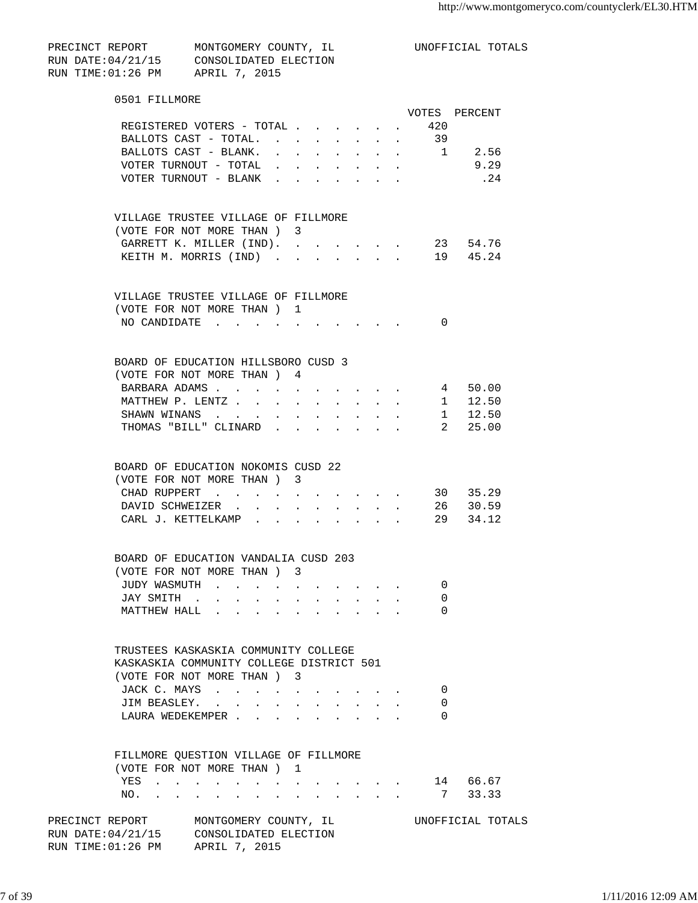PRECINCT REPORT MONTGOMERY COUNTY, IL UNOFFICIAL TOTALS
RUN DATE:04/21/15 CONSOLIDATED ELECTION
RUN TIME:01:26 PM APRIL 7, 2015

## 0501 FILLMORE

| | VOTES | PERCENT |
|---|---|---|
| REGISTERED VOTERS - TOTAL | 420 | |
| BALLOTS CAST - TOTAL. | 39 | |
| BALLOTS CAST - BLANK. | 1 | 2.56 |
| VOTER TURNOUT - TOTAL | | 9.29 |
| VOTER TURNOUT - BLANK | | .24 |

### VILLAGE TRUSTEE VILLAGE OF FILLMORE
(VOTE FOR NOT MORE THAN ) 3

| | VOTES | PERCENT |
|---|---|---|
| GARRETT K. MILLER (IND). | 23 | 54.76 |
| KEITH M. MORRIS (IND) | 19 | 45.24 |

### VILLAGE TRUSTEE VILLAGE OF FILLMORE
(VOTE FOR NOT MORE THAN ) 1

| | VOTES | PERCENT |
|---|---|---|
| NO CANDIDATE | 0 | |

### BOARD OF EDUCATION HILLSBORO CUSD 3
(VOTE FOR NOT MORE THAN ) 4

| | VOTES | PERCENT |
|---|---|---|
| BARBARA ADAMS | 4 | 50.00 |
| MATTHEW P. LENTZ | 1 | 12.50 |
| SHAWN WINANS | 1 | 12.50 |
| THOMAS "BILL" CLINARD | 2 | 25.00 |

### BOARD OF EDUCATION NOKOMIS CUSD 22
(VOTE FOR NOT MORE THAN ) 3

| | VOTES | PERCENT |
|---|---|---|
| CHAD RUPPERT | 30 | 35.29 |
| DAVID SCHWEIZER | 26 | 30.59 |
| CARL J. KETTELKAMP | 29 | 34.12 |

### BOARD OF EDUCATION VANDALIA CUSD 203
(VOTE FOR NOT MORE THAN ) 3

| | VOTES | PERCENT |
|---|---|---|
| JUDY WASMUTH | 0 | |
| JAY SMITH | 0 | |
| MATTHEW HALL | 0 | |

### TRUSTEES KASKASKIA COMMUNITY COLLEGE
KASKASKIA COMMUNITY COLLEGE DISTRICT 501
(VOTE FOR NOT MORE THAN ) 3

| | VOTES | PERCENT |
|---|---|---|
| JACK C. MAYS | 0 | |
| JIM BEASLEY. | 0 | |
| LAURA WEDEKEMPER | 0 | |

### FILLMORE QUESTION VILLAGE OF FILLMORE
(VOTE FOR NOT MORE THAN ) 1

| | VOTES | PERCENT |
|---|---|---|
| YES | 14 | 66.67 |
| NO. | 7 | 33.33 |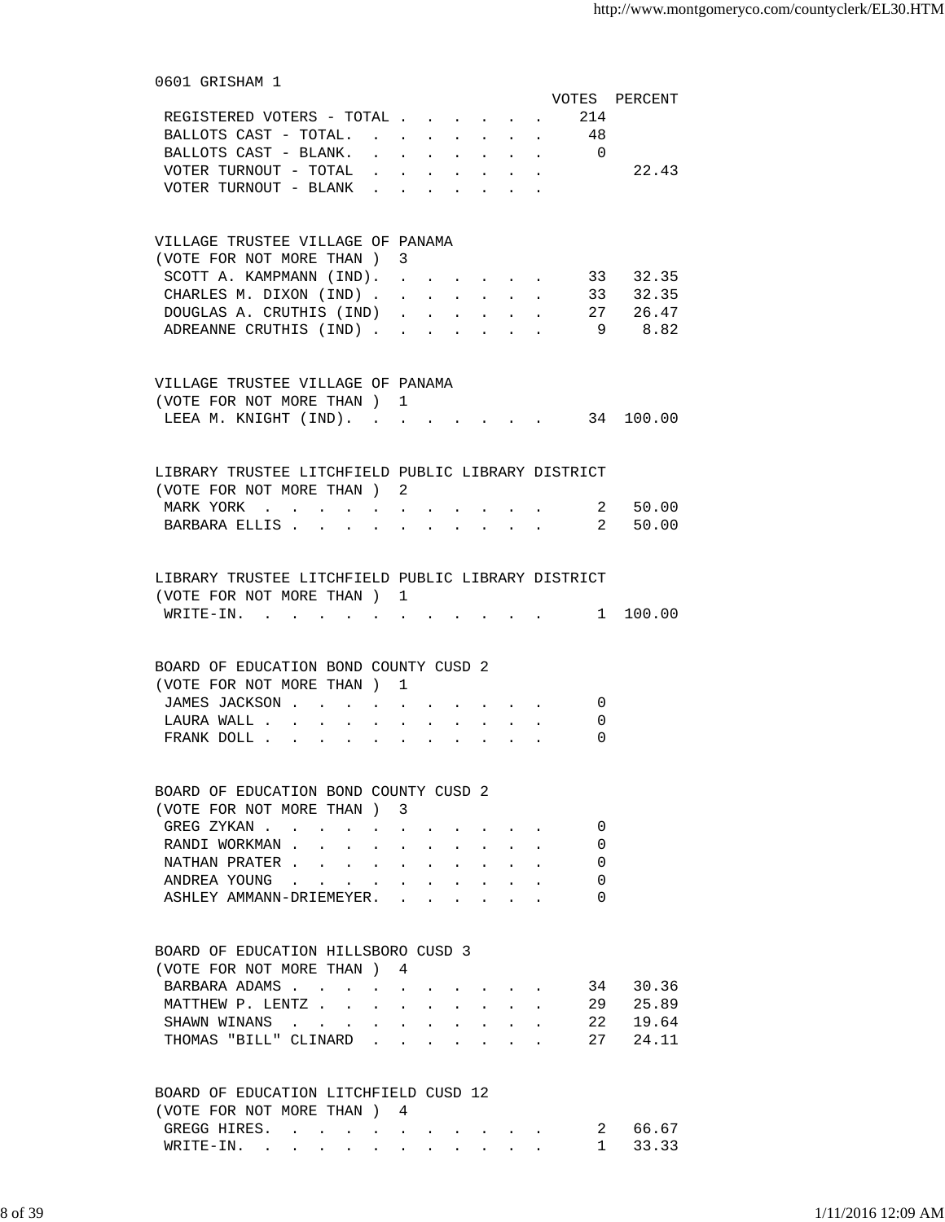## 0601 GRISHAM 1

| | VOTES | PERCENT |
|---|---|---|
| REGISTERED VOTERS - TOTAL | 214 | |
| BALLOTS CAST - TOTAL. | 48 | |
| BALLOTS CAST - BLANK. | 0 | |
| VOTER TURNOUT - TOTAL | | 22.43 |
| VOTER TURNOUT - BLANK | | |

### VILLAGE TRUSTEE VILLAGE OF PANAMA
(VOTE FOR NOT MORE THAN ) 3

| | VOTES | PERCENT |
|---|---|---|
| SCOTT A. KAMPMANN (IND). | 33 | 32.35 |
| CHARLES M. DIXON (IND) | 33 | 32.35 |
| DOUGLAS A. CRUTHIS (IND) | 27 | 26.47 |
| ADREANNE CRUTHIS (IND) | 9 | 8.82 |

### VILLAGE TRUSTEE VILLAGE OF PANAMA
(VOTE FOR NOT MORE THAN ) 1

| | VOTES | PERCENT |
|---|---|---|
| LEEA M. KNIGHT (IND). | 34 | 100.00 |

### LIBRARY TRUSTEE LITCHFIELD PUBLIC LIBRARY DISTRICT
(VOTE FOR NOT MORE THAN ) 2

| | VOTES | PERCENT |
|---|---|---|
| MARK YORK | 2 | 50.00 |
| BARBARA ELLIS | 2 | 50.00 |

### LIBRARY TRUSTEE LITCHFIELD PUBLIC LIBRARY DISTRICT
(VOTE FOR NOT MORE THAN ) 1

| | VOTES | PERCENT |
|---|---|---|
| WRITE-IN. | 1 | 100.00 |

### BOARD OF EDUCATION BOND COUNTY CUSD 2
(VOTE FOR NOT MORE THAN ) 1

| | VOTES | PERCENT |
|---|---|---|
| JAMES JACKSON | 0 | |
| LAURA WALL | 0 | |
| FRANK DOLL | 0 | |

### BOARD OF EDUCATION BOND COUNTY CUSD 2
(VOTE FOR NOT MORE THAN ) 3

| | VOTES | PERCENT |
|---|---|---|
| GREG ZYKAN | 0 | |
| RANDI WORKMAN | 0 | |
| NATHAN PRATER | 0 | |
| ANDREA YOUNG | 0 | |
| ASHLEY AMMANN-DRIEMEYER. | 0 | |

### BOARD OF EDUCATION HILLSBORO CUSD 3
(VOTE FOR NOT MORE THAN ) 4

| | VOTES | PERCENT |
|---|---|---|
| BARBARA ADAMS | 34 | 30.36 |
| MATTHEW P. LENTZ | 29 | 25.89 |
| SHAWN WINANS | 22 | 19.64 |
| THOMAS "BILL" CLINARD | 27 | 24.11 |

### BOARD OF EDUCATION LITCHFIELD CUSD 12
(VOTE FOR NOT MORE THAN ) 4

| | VOTES | PERCENT |
|---|---|---|
| GREGG HIRES. | 2 | 66.67 |
| WRITE-IN. | 1 | 33.33 |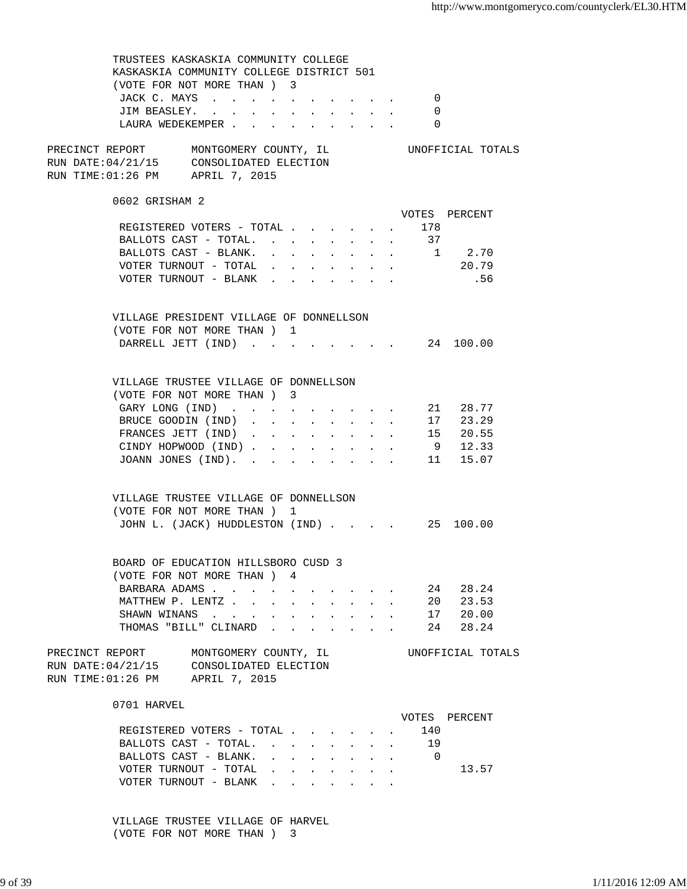TRUSTEES KASKASKIA COMMUNITY COLLEGE
KASKASKIA COMMUNITY COLLEGE DISTRICT 501
(VOTE FOR NOT MORE THAN ) 3

| Candidate | Votes |
|---|---|
| JACK C. MAYS | 0 |
| JIM BEASLEY. | 0 |
| LAURA WEDEKEMPER | 0 |

PRECINCT REPORT MONTGOMERY COUNTY, IL UNOFFICIAL TOTALS
RUN DATE:04/21/15 CONSOLIDATED ELECTION
RUN TIME:01:26 PM APRIL 7, 2015

0602 GRISHAM 2

| | VOTES | PERCENT |
|---|---|---|
| REGISTERED VOTERS - TOTAL | 178 | |
| BALLOTS CAST - TOTAL. | 37 | |
| BALLOTS CAST - BLANK. | 1 | 2.70 |
| VOTER TURNOUT - TOTAL | | 20.79 |
| VOTER TURNOUT - BLANK | | .56 |

VILLAGE PRESIDENT VILLAGE OF DONNELLSON
(VOTE FOR NOT MORE THAN ) 1

| Candidate | Votes | Percent |
|---|---|---|
| DARRELL JETT (IND) | 24 | 100.00 |

VILLAGE TRUSTEE VILLAGE OF DONNELLSON
(VOTE FOR NOT MORE THAN ) 3

| Candidate | Votes | Percent |
|---|---|---|
| GARY LONG (IND) | 21 | 28.77 |
| BRUCE GOODIN (IND) | 17 | 23.29 |
| FRANCES JETT (IND) | 15 | 20.55 |
| CINDY HOPWOOD (IND) | 9 | 12.33 |
| JOANN JONES (IND). | 11 | 15.07 |

VILLAGE TRUSTEE VILLAGE OF DONNELLSON
(VOTE FOR NOT MORE THAN ) 1

| Candidate | Votes | Percent |
|---|---|---|
| JOHN L. (JACK) HUDDLESTON (IND) | 25 | 100.00 |

BOARD OF EDUCATION HILLSBORO CUSD 3
(VOTE FOR NOT MORE THAN ) 4

| Candidate | Votes | Percent |
|---|---|---|
| BARBARA ADAMS | 24 | 28.24 |
| MATTHEW P. LENTZ | 20 | 23.53 |
| SHAWN WINANS | 17 | 20.00 |
| THOMAS "BILL" CLINARD | 24 | 28.24 |

PRECINCT REPORT MONTGOMERY COUNTY, IL UNOFFICIAL TOTALS
RUN DATE:04/21/15 CONSOLIDATED ELECTION
RUN TIME:01:26 PM APRIL 7, 2015

0701 HARVEL

| | VOTES | PERCENT |
|---|---|---|
| REGISTERED VOTERS - TOTAL | 140 | |
| BALLOTS CAST - TOTAL. | 19 | |
| BALLOTS CAST - BLANK. | 0 | |
| VOTER TURNOUT - TOTAL | | 13.57 |
| VOTER TURNOUT - BLANK | | |

VILLAGE TRUSTEE VILLAGE OF HARVEL
(VOTE FOR NOT MORE THAN ) 3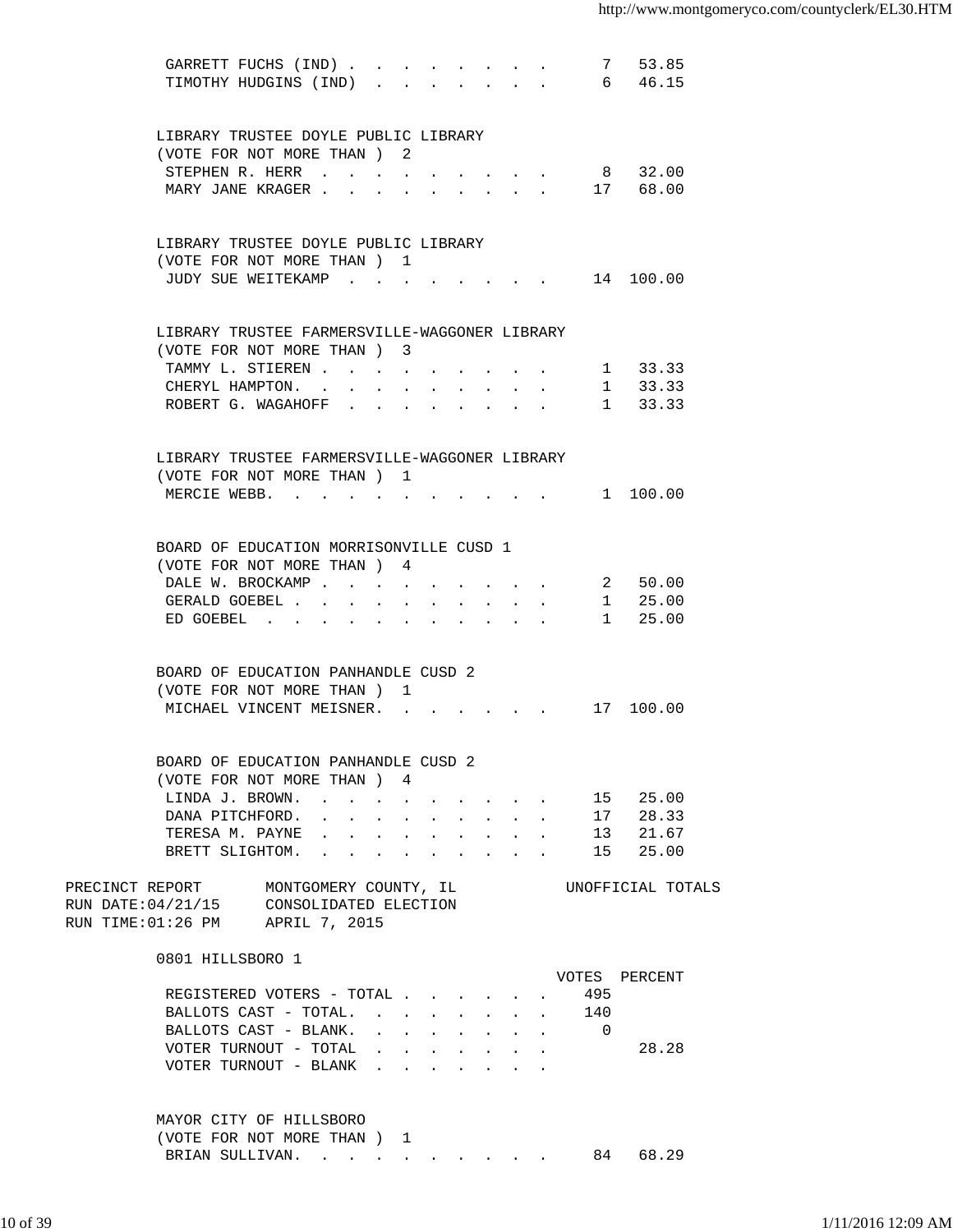| | | |
|---|---|---|
| GARRETT FUCHS (IND) | 7 | 53.85 |
| TIMOTHY HUDGINS (IND) | 6 | 46.15 |

LIBRARY TRUSTEE DOYLE PUBLIC LIBRARY
(VOTE FOR NOT MORE THAN ) 2

| | | |
|---|---|---|
| STEPHEN R. HERR | 8 | 32.00 |
| MARY JANE KRAGER | 17 | 68.00 |

LIBRARY TRUSTEE DOYLE PUBLIC LIBRARY
(VOTE FOR NOT MORE THAN ) 1

| | | |
|---|---|---|
| JUDY SUE WEITEKAMP | 14 | 100.00 |

LIBRARY TRUSTEE FARMERSVILLE-WAGGONER LIBRARY
(VOTE FOR NOT MORE THAN ) 3

| | | |
|---|---|---|
| TAMMY L. STIEREN | 1 | 33.33 |
| CHERYL HAMPTON. | 1 | 33.33 |
| ROBERT G. WAGAHOFF | 1 | 33.33 |

LIBRARY TRUSTEE FARMERSVILLE-WAGGONER LIBRARY
(VOTE FOR NOT MORE THAN ) 1

| | | |
|---|---|---|
| MERCIE WEBB. | 1 | 100.00 |

BOARD OF EDUCATION MORRISONVILLE CUSD 1
(VOTE FOR NOT MORE THAN ) 4

| | | |
|---|---|---|
| DALE W. BROCKAMP | 2 | 50.00 |
| GERALD GOEBEL | 1 | 25.00 |
| ED GOEBEL | 1 | 25.00 |

BOARD OF EDUCATION PANHANDLE CUSD 2
(VOTE FOR NOT MORE THAN ) 1

| | | |
|---|---|---|
| MICHAEL VINCENT MEISNER. | 17 | 100.00 |

BOARD OF EDUCATION PANHANDLE CUSD 2
(VOTE FOR NOT MORE THAN ) 4

| | | |
|---|---|---|
| LINDA J. BROWN. | 15 | 25.00 |
| DANA PITCHFORD. | 17 | 28.33 |
| TERESA M. PAYNE | 13 | 21.67 |
| BRETT SLIGHTOM. | 15 | 25.00 |

PRECINCT REPORT MONTGOMERY COUNTY, IL UNOFFICIAL TOTALS
RUN DATE:04/21/15 CONSOLIDATED ELECTION
RUN TIME:01:26 PM APRIL 7, 2015

0801 HILLSBORO 1

| | VOTES | PERCENT |
|---|---|---|
| REGISTERED VOTERS - TOTAL | 495 | |
| BALLOTS CAST - TOTAL. | 140 | |
| BALLOTS CAST - BLANK. | 0 | |
| VOTER TURNOUT - TOTAL | | 28.28 |
| VOTER TURNOUT - BLANK | | |

MAYOR CITY OF HILLSBORO
(VOTE FOR NOT MORE THAN ) 1

| | | |
|---|---|---|
| BRIAN SULLIVAN. | 84 | 68.29 |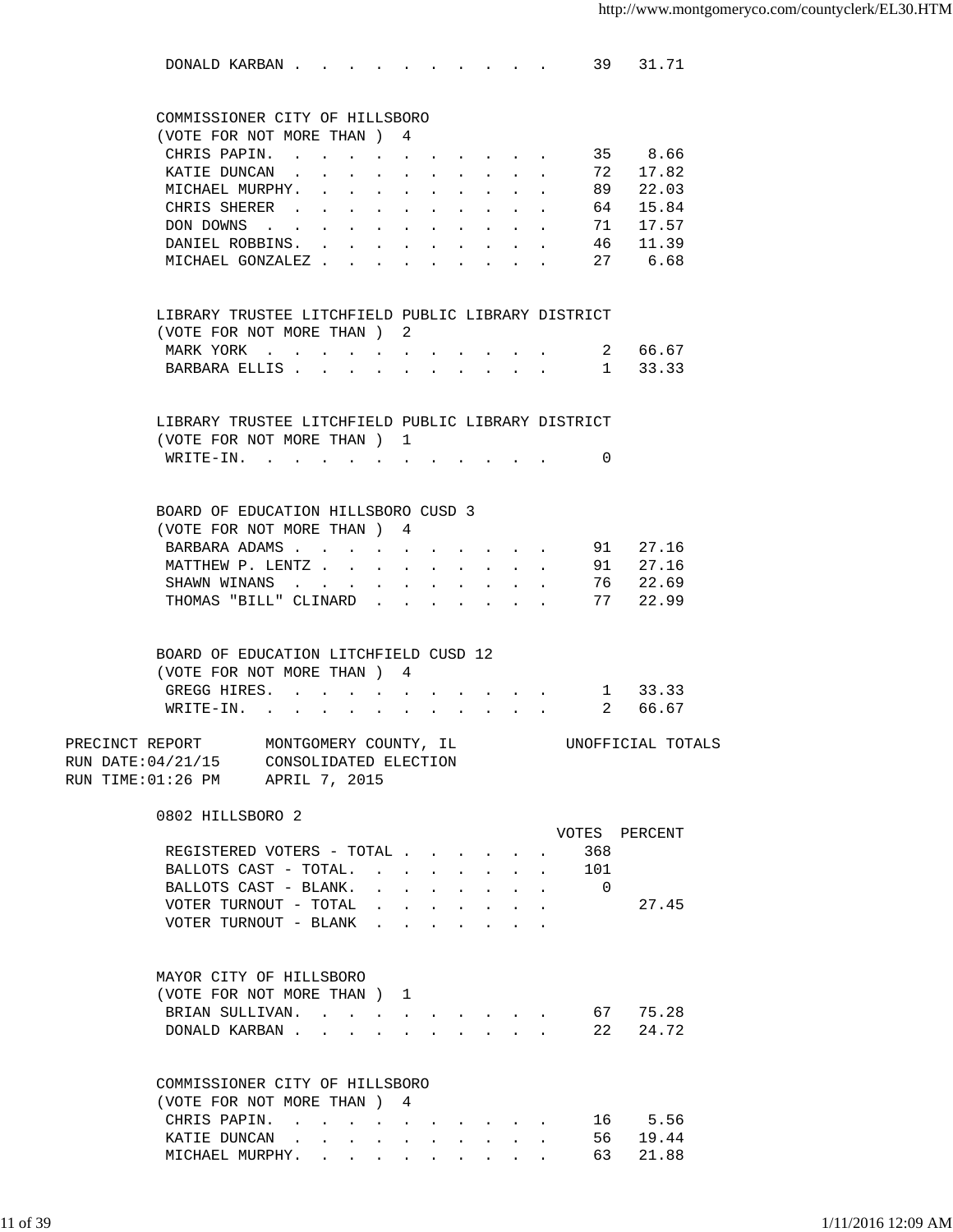| | VOTES | PERCENT |
|---|---|---|
| DONALD KARBAN | 39 | 31.71 |

COMMISSIONER CITY OF HILLSBORO
(VOTE FOR NOT MORE THAN ) 4

| | VOTES | PERCENT |
|---|---|---|
| CHRIS PAPIN | 35 | 8.66 |
| KATIE DUNCAN | 72 | 17.82 |
| MICHAEL MURPHY | 89 | 22.03 |
| CHRIS SHERER | 64 | 15.84 |
| DON DOWNS | 71 | 17.57 |
| DANIEL ROBBINS | 46 | 11.39 |
| MICHAEL GONZALEZ | 27 | 6.68 |

LIBRARY TRUSTEE LITCHFIELD PUBLIC LIBRARY DISTRICT
(VOTE FOR NOT MORE THAN ) 2

| | VOTES | PERCENT |
|---|---|---|
| MARK YORK | 2 | 66.67 |
| BARBARA ELLIS | 1 | 33.33 |

LIBRARY TRUSTEE LITCHFIELD PUBLIC LIBRARY DISTRICT
(VOTE FOR NOT MORE THAN ) 1

| | VOTES | PERCENT |
|---|---|---|
| WRITE-IN | 0 | |

BOARD OF EDUCATION HILLSBORO CUSD 3
(VOTE FOR NOT MORE THAN ) 4

| | VOTES | PERCENT |
|---|---|---|
| BARBARA ADAMS | 91 | 27.16 |
| MATTHEW P. LENTZ | 91 | 27.16 |
| SHAWN WINANS | 76 | 22.69 |
| THOMAS "BILL" CLINARD | 77 | 22.99 |

BOARD OF EDUCATION LITCHFIELD CUSD 12
(VOTE FOR NOT MORE THAN ) 4

| | VOTES | PERCENT |
|---|---|---|
| GREGG HIRES | 1 | 33.33 |
| WRITE-IN | 2 | 66.67 |

PRECINCT REPORT MONTGOMERY COUNTY, IL UNOFFICIAL TOTALS
RUN DATE:04/21/15 CONSOLIDATED ELECTION
RUN TIME:01:26 PM APRIL 7, 2015

## 0802 HILLSBORO 2

| | VOTES | PERCENT |
|---|---|---|
| REGISTERED VOTERS - TOTAL | 368 | |
| BALLOTS CAST - TOTAL | 101 | |
| BALLOTS CAST - BLANK | 0 | |
| VOTER TURNOUT - TOTAL | | 27.45 |
| VOTER TURNOUT - BLANK | | |

MAYOR CITY OF HILLSBORO
(VOTE FOR NOT MORE THAN ) 1

| | VOTES | PERCENT |
|---|---|---|
| BRIAN SULLIVAN | 67 | 75.28 |
| DONALD KARBAN | 22 | 24.72 |

COMMISSIONER CITY OF HILLSBORO
(VOTE FOR NOT MORE THAN ) 4

| | VOTES | PERCENT |
|---|---|---|
| CHRIS PAPIN | 16 | 5.56 |
| KATIE DUNCAN | 56 | 19.44 |
| MICHAEL MURPHY | 63 | 21.88 |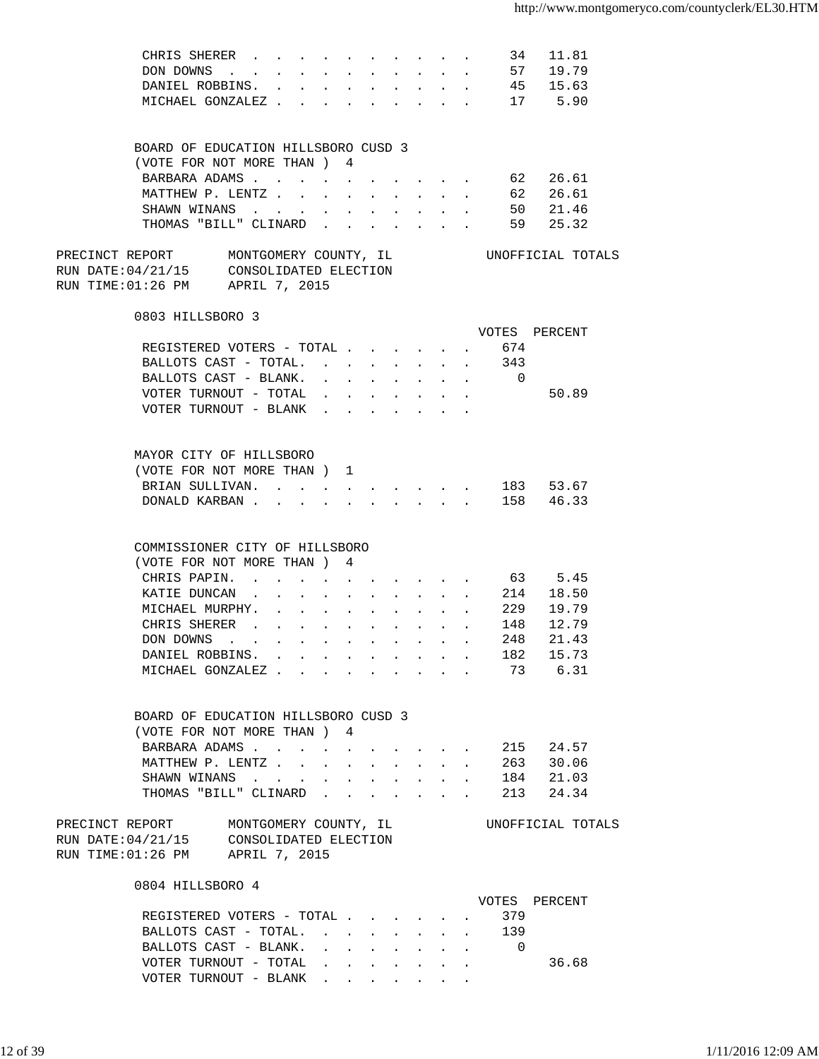| | | |
|---|---|---|
| CHRIS SHERER | 34 | 11.81 |
| DON DOWNS | 57 | 19.79 |
| DANIEL ROBBINS. | 45 | 15.63 |
| MICHAEL GONZALEZ | 17 | 5.90 |

BOARD OF EDUCATION HILLSBORO CUSD 3
(VOTE FOR NOT MORE THAN ) 4

| | | |
|---|---|---|
| BARBARA ADAMS | 62 | 26.61 |
| MATTHEW P. LENTZ | 62 | 26.61 |
| SHAWN WINANS | 50 | 21.46 |
| THOMAS "BILL" CLINARD | 59 | 25.32 |

PRECINCT REPORT MONTGOMERY COUNTY, IL UNOFFICIAL TOTALS
RUN DATE:04/21/15 CONSOLIDATED ELECTION
RUN TIME:01:26 PM APRIL 7, 2015

0803 HILLSBORO 3

| | VOTES | PERCENT |
|---|---|---|
| REGISTERED VOTERS - TOTAL | 674 | |
| BALLOTS CAST - TOTAL. | 343 | |
| BALLOTS CAST - BLANK. | 0 | |
| VOTER TURNOUT - TOTAL | | 50.89 |
| VOTER TURNOUT - BLANK | | |

MAYOR CITY OF HILLSBORO
(VOTE FOR NOT MORE THAN ) 1

| | | |
|---|---|---|
| BRIAN SULLIVAN. | 183 | 53.67 |
| DONALD KARBAN | 158 | 46.33 |

COMMISSIONER CITY OF HILLSBORO
(VOTE FOR NOT MORE THAN ) 4

| | | |
|---|---|---|
| CHRIS PAPIN. | 63 | 5.45 |
| KATIE DUNCAN | 214 | 18.50 |
| MICHAEL MURPHY. | 229 | 19.79 |
| CHRIS SHERER | 148 | 12.79 |
| DON DOWNS | 248 | 21.43 |
| DANIEL ROBBINS. | 182 | 15.73 |
| MICHAEL GONZALEZ | 73 | 6.31 |

BOARD OF EDUCATION HILLSBORO CUSD 3
(VOTE FOR NOT MORE THAN ) 4

| | | |
|---|---|---|
| BARBARA ADAMS | 215 | 24.57 |
| MATTHEW P. LENTZ | 263 | 30.06 |
| SHAWN WINANS | 184 | 21.03 |
| THOMAS "BILL" CLINARD | 213 | 24.34 |

PRECINCT REPORT MONTGOMERY COUNTY, IL UNOFFICIAL TOTALS
RUN DATE:04/21/15 CONSOLIDATED ELECTION
RUN TIME:01:26 PM APRIL 7, 2015

0804 HILLSBORO 4

| | VOTES | PERCENT |
|---|---|---|
| REGISTERED VOTERS - TOTAL | 379 | |
| BALLOTS CAST - TOTAL. | 139 | |
| BALLOTS CAST - BLANK. | 0 | |
| VOTER TURNOUT - TOTAL | | 36.68 |
| VOTER TURNOUT - BLANK | | |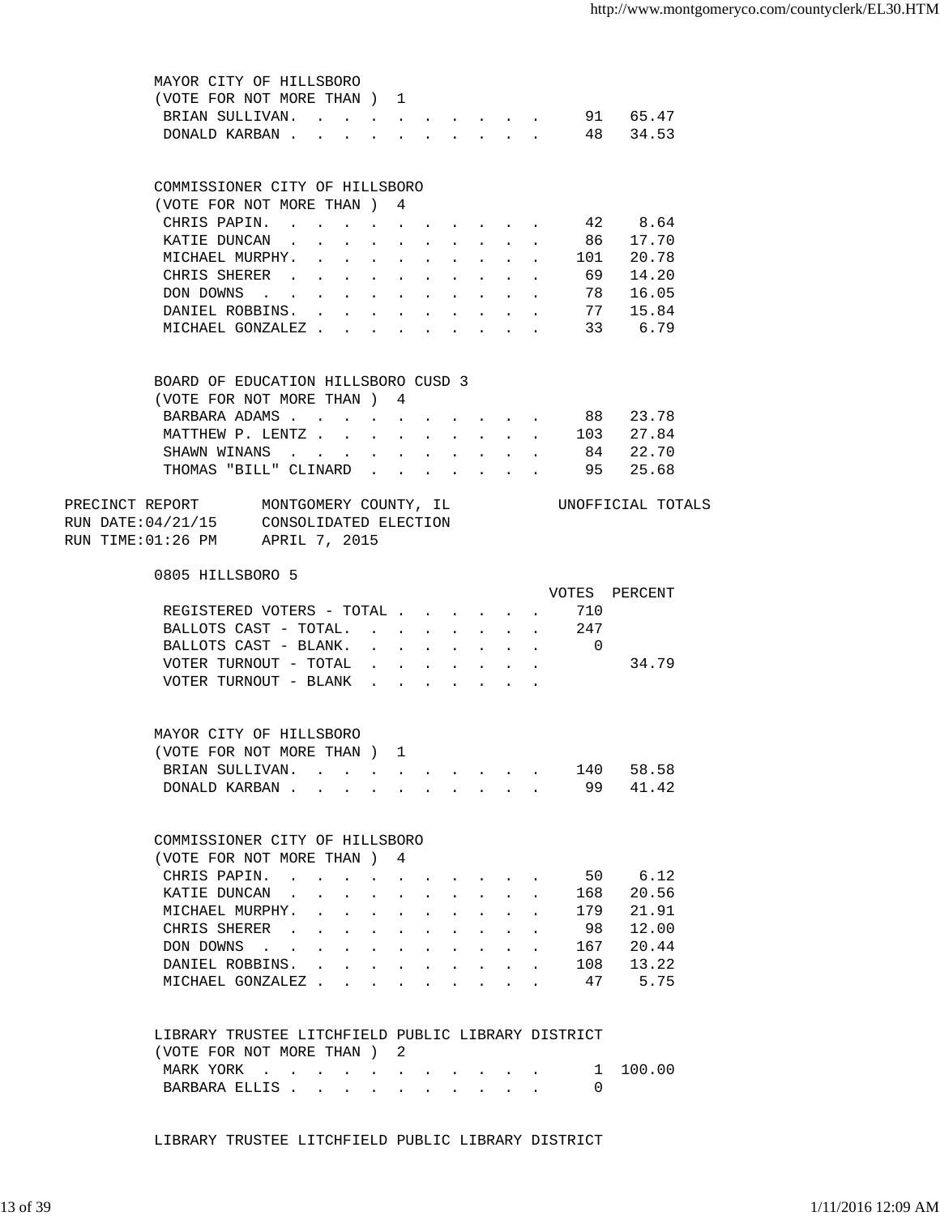MAYOR CITY OF HILLSBORO
(VOTE FOR NOT MORE THAN ) 1

| | VOTES | PERCENT |
|---|---|---|
| BRIAN SULLIVAN | 91 | 65.47 |
| DONALD KARBAN | 48 | 34.53 |

COMMISSIONER CITY OF HILLSBORO
(VOTE FOR NOT MORE THAN ) 4

| | VOTES | PERCENT |
|---|---|---|
| CHRIS PAPIN | 42 | 8.64 |
| KATIE DUNCAN | 86 | 17.70 |
| MICHAEL MURPHY | 101 | 20.78 |
| CHRIS SHERER | 69 | 14.20 |
| DON DOWNS | 78 | 16.05 |
| DANIEL ROBBINS | 77 | 15.84 |
| MICHAEL GONZALEZ | 33 | 6.79 |

BOARD OF EDUCATION HILLSBORO CUSD 3
(VOTE FOR NOT MORE THAN ) 4

| | VOTES | PERCENT |
|---|---|---|
| BARBARA ADAMS | 88 | 23.78 |
| MATTHEW P. LENTZ | 103 | 27.84 |
| SHAWN WINANS | 84 | 22.70 |
| THOMAS "BILL" CLINARD | 95 | 25.68 |

PRECINCT REPORT — MONTGOMERY COUNTY, IL — UNOFFICIAL TOTALS
RUN DATE:04/21/15 — CONSOLIDATED ELECTION
RUN TIME:01:26 PM — APRIL 7, 2015

0805 HILLSBORO 5

| | VOTES | PERCENT |
|---|---|---|
| REGISTERED VOTERS - TOTAL | 710 | |
| BALLOTS CAST - TOTAL. | 247 | |
| BALLOTS CAST - BLANK. | 0 | |
| VOTER TURNOUT - TOTAL | | 34.79 |
| VOTER TURNOUT - BLANK | | |

MAYOR CITY OF HILLSBORO
(VOTE FOR NOT MORE THAN ) 1

| | VOTES | PERCENT |
|---|---|---|
| BRIAN SULLIVAN | 140 | 58.58 |
| DONALD KARBAN | 99 | 41.42 |

COMMISSIONER CITY OF HILLSBORO
(VOTE FOR NOT MORE THAN ) 4

| | VOTES | PERCENT |
|---|---|---|
| CHRIS PAPIN | 50 | 6.12 |
| KATIE DUNCAN | 168 | 20.56 |
| MICHAEL MURPHY | 179 | 21.91 |
| CHRIS SHERER | 98 | 12.00 |
| DON DOWNS | 167 | 20.44 |
| DANIEL ROBBINS | 108 | 13.22 |
| MICHAEL GONZALEZ | 47 | 5.75 |

LIBRARY TRUSTEE LITCHFIELD PUBLIC LIBRARY DISTRICT
(VOTE FOR NOT MORE THAN ) 2

| | VOTES | PERCENT |
|---|---|---|
| MARK YORK | 1 | 100.00 |
| BARBARA ELLIS | 0 | |

LIBRARY TRUSTEE LITCHFIELD PUBLIC LIBRARY DISTRICT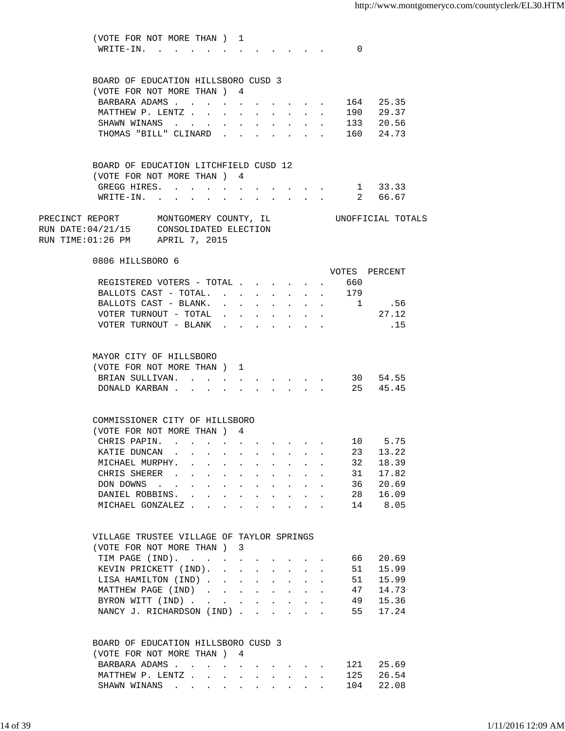(VOTE FOR NOT MORE THAN ) 1

| | VOTES | PERCENT |
|---|---|---|
| WRITE-IN. | 0 | |

BOARD OF EDUCATION HILLSBORO CUSD 3

(VOTE FOR NOT MORE THAN ) 4

| | VOTES | PERCENT |
|---|---|---|
| BARBARA ADAMS | 164 | 25.35 |
| MATTHEW P. LENTZ | 190 | 29.37 |
| SHAWN WINANS | 133 | 20.56 |
| THOMAS "BILL" CLINARD | 160 | 24.73 |

BOARD OF EDUCATION LITCHFIELD CUSD 12

(VOTE FOR NOT MORE THAN ) 4

| | VOTES | PERCENT |
|---|---|---|
| GREGG HIRES. | 1 | 33.33 |
| WRITE-IN. | 2 | 66.67 |

PRECINCT REPORT MONTGOMERY COUNTY, IL UNOFFICIAL TOTALS
RUN DATE:04/21/15 CONSOLIDATED ELECTION
RUN TIME:01:26 PM APRIL 7, 2015

## 0806 HILLSBORO 6

| | VOTES | PERCENT |
|---|---|---|
| REGISTERED VOTERS - TOTAL | 660 | |
| BALLOTS CAST - TOTAL. | 179 | |
| BALLOTS CAST - BLANK. | 1 | .56 |
| VOTER TURNOUT - TOTAL | | 27.12 |
| VOTER TURNOUT - BLANK | | .15 |

MAYOR CITY OF HILLSBORO

(VOTE FOR NOT MORE THAN ) 1

| | VOTES | PERCENT |
|---|---|---|
| BRIAN SULLIVAN. | 30 | 54.55 |
| DONALD KARBAN | 25 | 45.45 |

COMMISSIONER CITY OF HILLSBORO

(VOTE FOR NOT MORE THAN ) 4

| | VOTES | PERCENT |
|---|---|---|
| CHRIS PAPIN. | 10 | 5.75 |
| KATIE DUNCAN | 23 | 13.22 |
| MICHAEL MURPHY. | 32 | 18.39 |
| CHRIS SHERER | 31 | 17.82 |
| DON DOWNS | 36 | 20.69 |
| DANIEL ROBBINS. | 28 | 16.09 |
| MICHAEL GONZALEZ | 14 | 8.05 |

VILLAGE TRUSTEE VILLAGE OF TAYLOR SPRINGS

(VOTE FOR NOT MORE THAN ) 3

| | VOTES | PERCENT |
|---|---|---|
| TIM PAGE (IND). | 66 | 20.69 |
| KEVIN PRICKETT (IND). | 51 | 15.99 |
| LISA HAMILTON (IND) | 51 | 15.99 |
| MATTHEW PAGE (IND) | 47 | 14.73 |
| BYRON WITT (IND) | 49 | 15.36 |
| NANCY J. RICHARDSON (IND) | 55 | 17.24 |

BOARD OF EDUCATION HILLSBORO CUSD 3

(VOTE FOR NOT MORE THAN ) 4

| | VOTES | PERCENT |
|---|---|---|
| BARBARA ADAMS | 121 | 25.69 |
| MATTHEW P. LENTZ | 125 | 26.54 |
| SHAWN WINANS | 104 | 22.08 |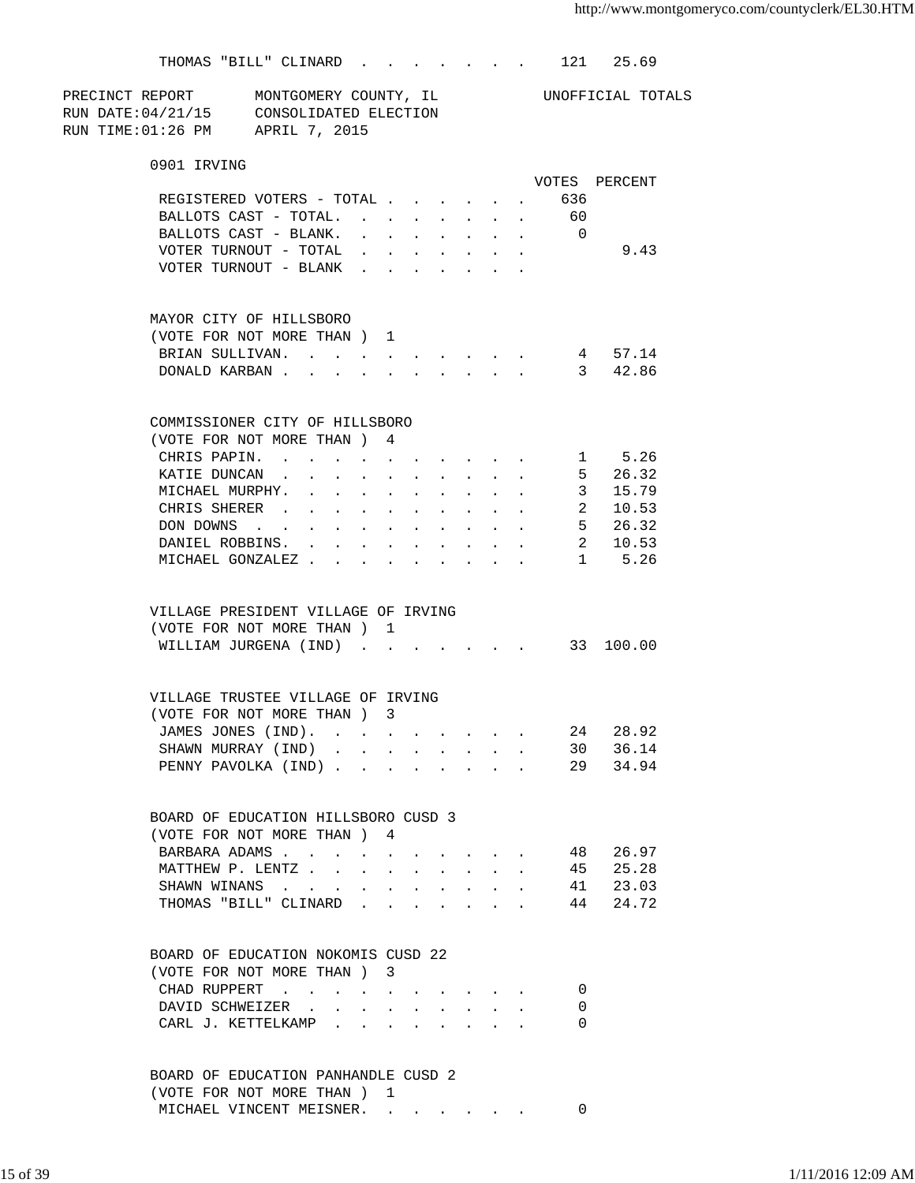| | VOTES | PERCENT |
|---|---|---|
| THOMAS "BILL" CLINARD | 121 | 25.69 |

PRECINCT REPORT MONTGOMERY COUNTY, IL UNOFFICIAL TOTALS
RUN DATE:04/21/15 CONSOLIDATED ELECTION
RUN TIME:01:26 PM APRIL 7, 2015

## 0901 IRVING

| | VOTES | PERCENT |
|---|---|---|
| REGISTERED VOTERS - TOTAL | 636 | |
| BALLOTS CAST - TOTAL. | 60 | |
| BALLOTS CAST - BLANK. | 0 | |
| VOTER TURNOUT - TOTAL | | 9.43 |
| VOTER TURNOUT - BLANK | | |

### MAYOR CITY OF HILLSBORO
(VOTE FOR NOT MORE THAN ) 1

| | VOTES | PERCENT |
|---|---|---|
| BRIAN SULLIVAN. | 4 | 57.14 |
| DONALD KARBAN | 3 | 42.86 |

### COMMISSIONER CITY OF HILLSBORO
(VOTE FOR NOT MORE THAN ) 4

| | VOTES | PERCENT |
|---|---|---|
| CHRIS PAPIN. | 1 | 5.26 |
| KATIE DUNCAN | 5 | 26.32 |
| MICHAEL MURPHY. | 3 | 15.79 |
| CHRIS SHERER | 2 | 10.53 |
| DON DOWNS | 5 | 26.32 |
| DANIEL ROBBINS. | 2 | 10.53 |
| MICHAEL GONZALEZ | 1 | 5.26 |

### VILLAGE PRESIDENT VILLAGE OF IRVING
(VOTE FOR NOT MORE THAN ) 1

| | VOTES | PERCENT |
|---|---|---|
| WILLIAM JURGENA (IND) | 33 | 100.00 |

### VILLAGE TRUSTEE VILLAGE OF IRVING
(VOTE FOR NOT MORE THAN ) 3

| | VOTES | PERCENT |
|---|---|---|
| JAMES JONES (IND). | 24 | 28.92 |
| SHAWN MURRAY (IND) | 30 | 36.14 |
| PENNY PAVOLKA (IND) | 29 | 34.94 |

### BOARD OF EDUCATION HILLSBORO CUSD 3
(VOTE FOR NOT MORE THAN ) 4

| | VOTES | PERCENT |
|---|---|---|
| BARBARA ADAMS | 48 | 26.97 |
| MATTHEW P. LENTZ | 45 | 25.28 |
| SHAWN WINANS | 41 | 23.03 |
| THOMAS "BILL" CLINARD | 44 | 24.72 |

### BOARD OF EDUCATION NOKOMIS CUSD 22
(VOTE FOR NOT MORE THAN ) 3

| | VOTES | PERCENT |
|---|---|---|
| CHAD RUPPERT | 0 | |
| DAVID SCHWEIZER | 0 | |
| CARL J. KETTELKAMP | 0 | |

### BOARD OF EDUCATION PANHANDLE CUSD 2
(VOTE FOR NOT MORE THAN ) 1

| | VOTES | PERCENT |
|---|---|---|
| MICHAEL VINCENT MEISNER. | 0 | |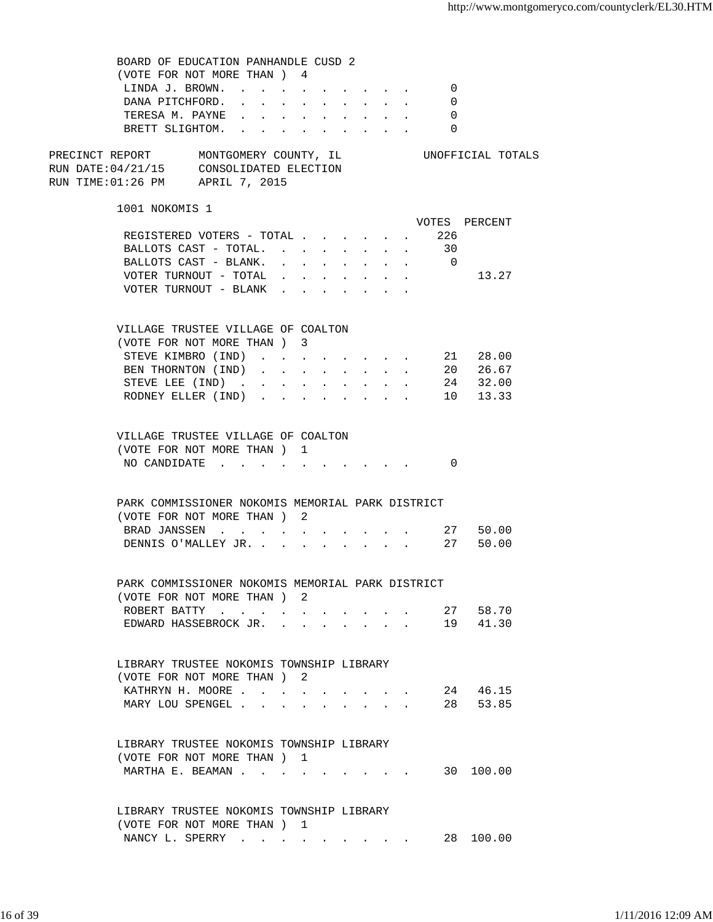BOARD OF EDUCATION PANHANDLE CUSD 2
(VOTE FOR NOT MORE THAN ) 4

| | VOTES |
|---|---|
| LINDA J. BROWN | 0 |
| DANA PITCHFORD | 0 |
| TERESA M. PAYNE | 0 |
| BRETT SLIGHTOM | 0 |

PRECINCT REPORT — MONTGOMERY COUNTY, IL — UNOFFICIAL TOTALS
RUN DATE:04/21/15 — CONSOLIDATED ELECTION
RUN TIME:01:26 PM — APRIL 7, 2015

## 1001 NOKOMIS 1

| | VOTES | PERCENT |
|---|---|---|
| REGISTERED VOTERS - TOTAL | 226 | |
| BALLOTS CAST - TOTAL | 30 | |
| BALLOTS CAST - BLANK | 0 | |
| VOTER TURNOUT - TOTAL | | 13.27 |
| VOTER TURNOUT - BLANK | | |

VILLAGE TRUSTEE VILLAGE OF COALTON
(VOTE FOR NOT MORE THAN ) 3

| | VOTES | PERCENT |
|---|---|---|
| STEVE KIMBRO (IND) | 21 | 28.00 |
| BEN THORNTON (IND) | 20 | 26.67 |
| STEVE LEE (IND) | 24 | 32.00 |
| RODNEY ELLER (IND) | 10 | 13.33 |

VILLAGE TRUSTEE VILLAGE OF COALTON
(VOTE FOR NOT MORE THAN ) 1

| | VOTES | PERCENT |
|---|---|---|
| NO CANDIDATE | 0 | |

PARK COMMISSIONER NOKOMIS MEMORIAL PARK DISTRICT
(VOTE FOR NOT MORE THAN ) 2

| | VOTES | PERCENT |
|---|---|---|
| BRAD JANSSEN | 27 | 50.00 |
| DENNIS O'MALLEY JR. | 27 | 50.00 |

PARK COMMISSIONER NOKOMIS MEMORIAL PARK DISTRICT
(VOTE FOR NOT MORE THAN ) 2

| | VOTES | PERCENT |
|---|---|---|
| ROBERT BATTY | 27 | 58.70 |
| EDWARD HASSEBROCK JR. | 19 | 41.30 |

LIBRARY TRUSTEE NOKOMIS TOWNSHIP LIBRARY
(VOTE FOR NOT MORE THAN ) 2

| | VOTES | PERCENT |
|---|---|---|
| KATHRYN H. MOORE | 24 | 46.15 |
| MARY LOU SPENGEL | 28 | 53.85 |

LIBRARY TRUSTEE NOKOMIS TOWNSHIP LIBRARY
(VOTE FOR NOT MORE THAN ) 1

| | VOTES | PERCENT |
|---|---|---|
| MARTHA E. BEAMAN | 30 | 100.00 |

LIBRARY TRUSTEE NOKOMIS TOWNSHIP LIBRARY
(VOTE FOR NOT MORE THAN ) 1

| | VOTES | PERCENT |
|---|---|---|
| NANCY L. SPERRY | 28 | 100.00 |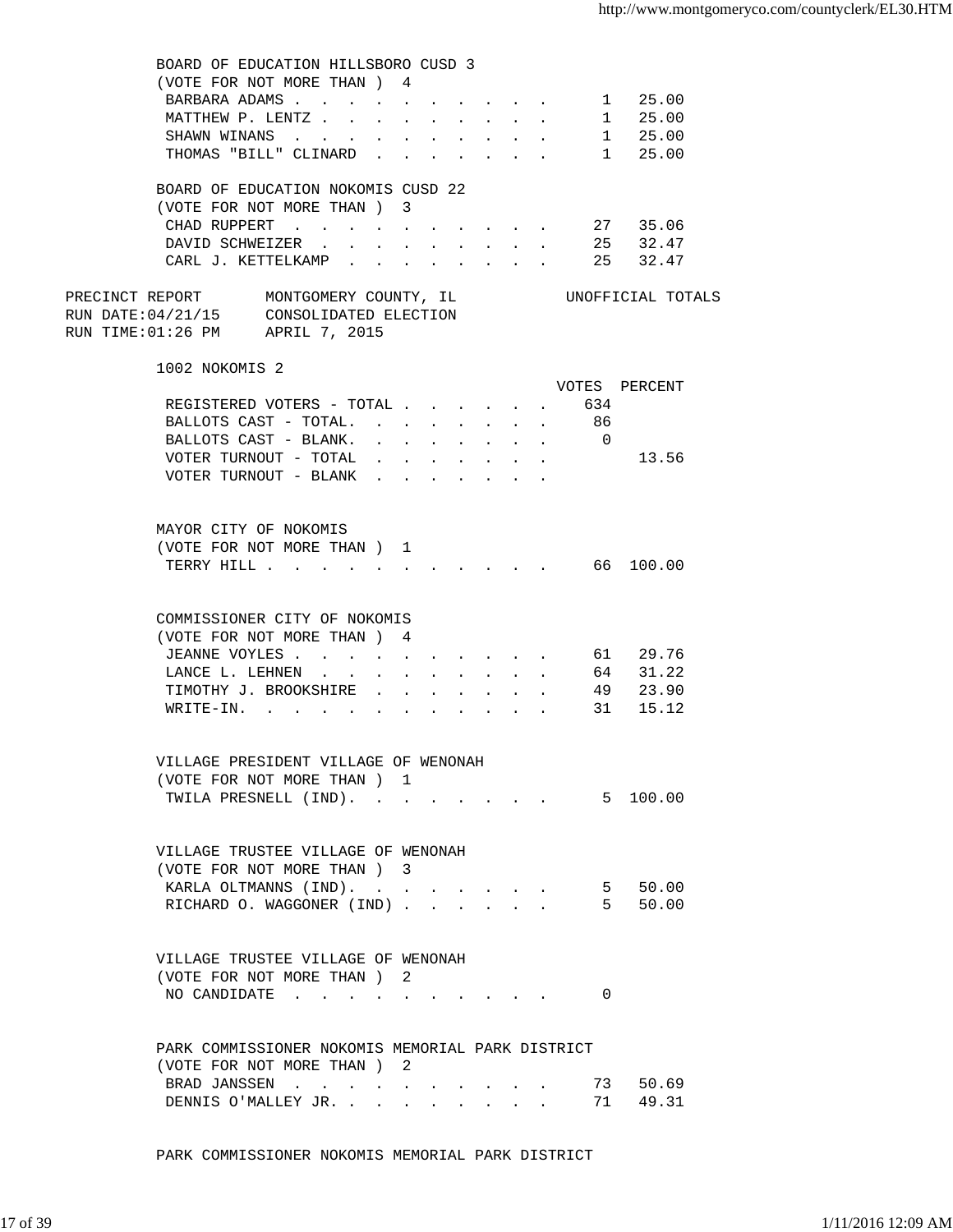BOARD OF EDUCATION HILLSBORO CUSD 3
(VOTE FOR NOT MORE THAN ) 4

| Candidate | Votes | Percent |
|---|---|---|
| BARBARA ADAMS | 1 | 25.00 |
| MATTHEW P. LENTZ | 1 | 25.00 |
| SHAWN WINANS | 1 | 25.00 |
| THOMAS "BILL" CLINARD | 1 | 25.00 |

BOARD OF EDUCATION NOKOMIS CUSD 22
(VOTE FOR NOT MORE THAN ) 3

| Candidate | Votes | Percent |
|---|---|---|
| CHAD RUPPERT | 27 | 35.06 |
| DAVID SCHWEIZER | 25 | 32.47 |
| CARL J. KETTELKAMP | 25 | 32.47 |

PRECINCT REPORT MONTGOMERY COUNTY, IL UNOFFICIAL TOTALS
RUN DATE:04/21/15 CONSOLIDATED ELECTION
RUN TIME:01:26 PM APRIL 7, 2015

## 1002 NOKOMIS 2

| | VOTES | PERCENT |
|---|---|---|
| REGISTERED VOTERS - TOTAL | 634 | |
| BALLOTS CAST - TOTAL. | 86 | |
| BALLOTS CAST - BLANK. | 0 | |
| VOTER TURNOUT - TOTAL | | 13.56 |
| VOTER TURNOUT - BLANK | | |

MAYOR CITY OF NOKOMIS
(VOTE FOR NOT MORE THAN ) 1

| Candidate | Votes | Percent |
|---|---|---|
| TERRY HILL | 66 | 100.00 |

COMMISSIONER CITY OF NOKOMIS
(VOTE FOR NOT MORE THAN ) 4

| Candidate | Votes | Percent |
|---|---|---|
| JEANNE VOYLES | 61 | 29.76 |
| LANCE L. LEHNEN | 64 | 31.22 |
| TIMOTHY J. BROOKSHIRE | 49 | 23.90 |
| WRITE-IN. | 31 | 15.12 |

VILLAGE PRESIDENT VILLAGE OF WENONAH
(VOTE FOR NOT MORE THAN ) 1

| Candidate | Votes | Percent |
|---|---|---|
| TWILA PRESNELL (IND). | 5 | 100.00 |

VILLAGE TRUSTEE VILLAGE OF WENONAH
(VOTE FOR NOT MORE THAN ) 3

| Candidate | Votes | Percent |
|---|---|---|
| KARLA OLTMANNS (IND). | 5 | 50.00 |
| RICHARD O. WAGGONER (IND) | 5 | 50.00 |

VILLAGE TRUSTEE VILLAGE OF WENONAH
(VOTE FOR NOT MORE THAN ) 2

| Candidate | Votes | Percent |
|---|---|---|
| NO CANDIDATE | 0 | |

PARK COMMISSIONER NOKOMIS MEMORIAL PARK DISTRICT
(VOTE FOR NOT MORE THAN ) 2

| Candidate | Votes | Percent |
|---|---|---|
| BRAD JANSSEN | 73 | 50.69 |
| DENNIS O'MALLEY JR. | 71 | 49.31 |

PARK COMMISSIONER NOKOMIS MEMORIAL PARK DISTRICT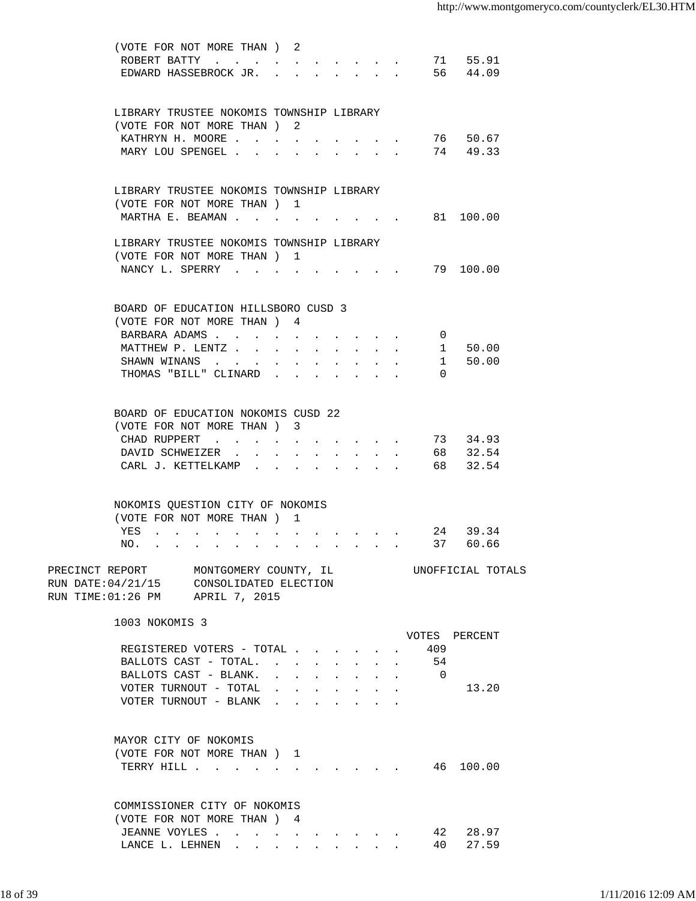(VOTE FOR NOT MORE THAN ) 2

| | | |
|---|---|---|
| ROBERT BATTY | 71 | 55.91 |
| EDWARD HASSEBROCK JR. | 56 | 44.09 |

LIBRARY TRUSTEE NOKOMIS TOWNSHIP LIBRARY
(VOTE FOR NOT MORE THAN ) 2

| | | |
|---|---|---|
| KATHRYN H. MOORE | 76 | 50.67 |
| MARY LOU SPENGEL | 74 | 49.33 |

LIBRARY TRUSTEE NOKOMIS TOWNSHIP LIBRARY
(VOTE FOR NOT MORE THAN ) 1

| | | |
|---|---|---|
| MARTHA E. BEAMAN | 81 | 100.00 |

LIBRARY TRUSTEE NOKOMIS TOWNSHIP LIBRARY
(VOTE FOR NOT MORE THAN ) 1

| | | |
|---|---|---|
| NANCY L. SPERRY | 79 | 100.00 |

BOARD OF EDUCATION HILLSBORO CUSD 3
(VOTE FOR NOT MORE THAN ) 4

| | | |
|---|---|---|
| BARBARA ADAMS | 0 | |
| MATTHEW P. LENTZ | 1 | 50.00 |
| SHAWN WINANS | 1 | 50.00 |
| THOMAS "BILL" CLINARD | 0 | |

BOARD OF EDUCATION NOKOMIS CUSD 22
(VOTE FOR NOT MORE THAN ) 3

| | | |
|---|---|---|
| CHAD RUPPERT | 73 | 34.93 |
| DAVID SCHWEIZER | 68 | 32.54 |
| CARL J. KETTELKAMP | 68 | 32.54 |

NOKOMIS QUESTION CITY OF NOKOMIS
(VOTE FOR NOT MORE THAN ) 1

| | | |
|---|---|---|
| YES | 24 | 39.34 |
| NO. | 37 | 60.66 |

PRECINCT REPORT MONTGOMERY COUNTY, IL UNOFFICIAL TOTALS
RUN DATE:04/21/15 CONSOLIDATED ELECTION
RUN TIME:01:26 PM APRIL 7, 2015

1003 NOKOMIS 3

| | VOTES | PERCENT |
|---|---|---|
| REGISTERED VOTERS - TOTAL | 409 | |
| BALLOTS CAST - TOTAL. | 54 | |
| BALLOTS CAST - BLANK. | 0 | |
| VOTER TURNOUT - TOTAL | | 13.20 |
| VOTER TURNOUT - BLANK | | |

MAYOR CITY OF NOKOMIS
(VOTE FOR NOT MORE THAN ) 1

| | | |
|---|---|---|
| TERRY HILL | 46 | 100.00 |

COMMISSIONER CITY OF NOKOMIS
(VOTE FOR NOT MORE THAN ) 4

| | | |
|---|---|---|
| JEANNE VOYLES | 42 | 28.97 |
| LANCE L. LEHNEN | 40 | 27.59 |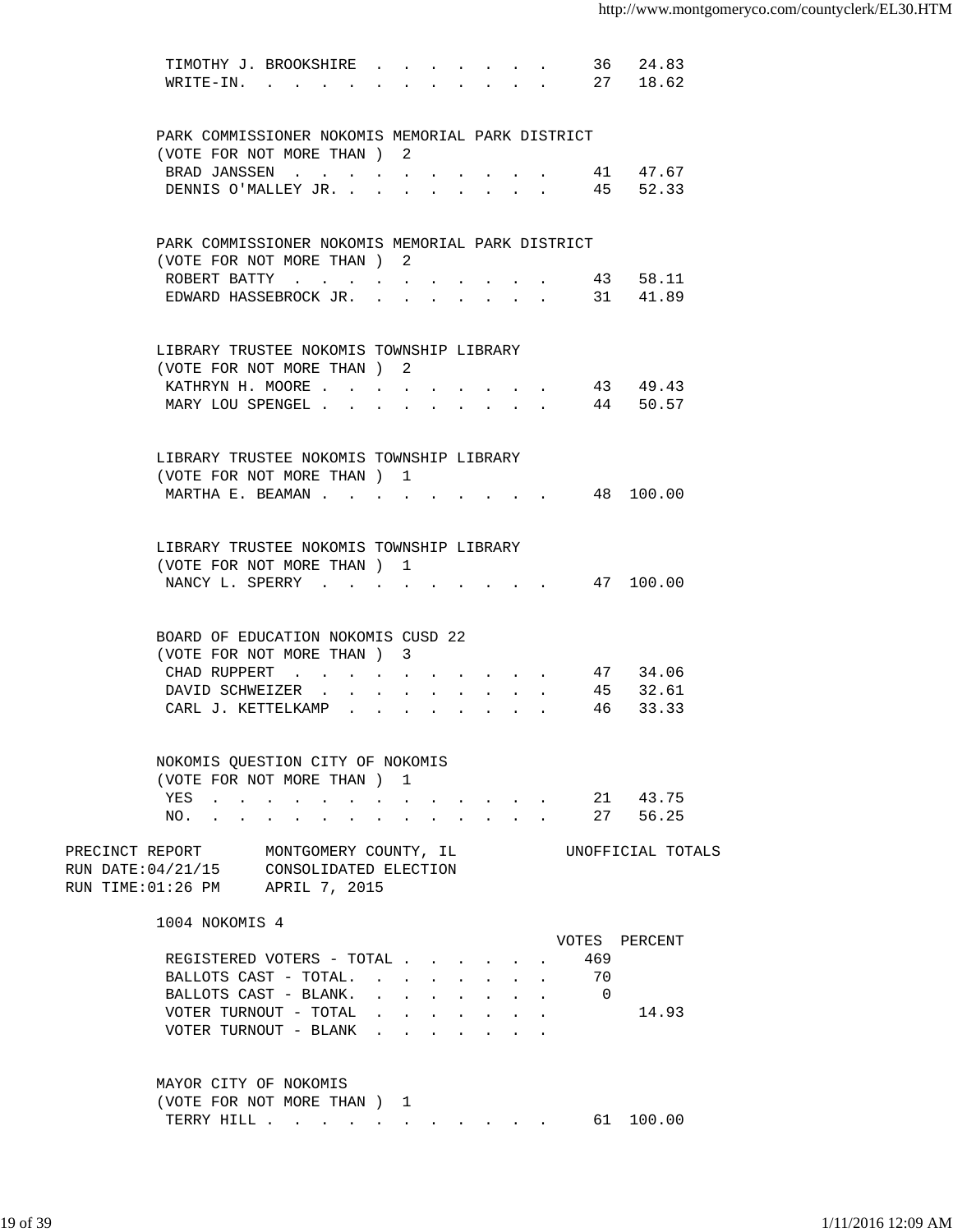| | | |
|---|---|---|
| TIMOTHY J. BROOKSHIRE | 36 | 24.83 |
| WRITE-IN. | 27 | 18.62 |

PARK COMMISSIONER NOKOMIS MEMORIAL PARK DISTRICT
(VOTE FOR NOT MORE THAN ) 2

| | | |
|---|---|---|
| BRAD JANSSEN | 41 | 47.67 |
| DENNIS O'MALLEY JR. | 45 | 52.33 |

PARK COMMISSIONER NOKOMIS MEMORIAL PARK DISTRICT
(VOTE FOR NOT MORE THAN ) 2

| | | |
|---|---|---|
| ROBERT BATTY | 43 | 58.11 |
| EDWARD HASSEBROCK JR. | 31 | 41.89 |

LIBRARY TRUSTEE NOKOMIS TOWNSHIP LIBRARY
(VOTE FOR NOT MORE THAN ) 2

| | | |
|---|---|---|
| KATHRYN H. MOORE | 43 | 49.43 |
| MARY LOU SPENGEL | 44 | 50.57 |

LIBRARY TRUSTEE NOKOMIS TOWNSHIP LIBRARY
(VOTE FOR NOT MORE THAN ) 1

| | | |
|---|---|---|
| MARTHA E. BEAMAN | 48 | 100.00 |

LIBRARY TRUSTEE NOKOMIS TOWNSHIP LIBRARY
(VOTE FOR NOT MORE THAN ) 1

| | | |
|---|---|---|
| NANCY L. SPERRY | 47 | 100.00 |

BOARD OF EDUCATION NOKOMIS CUSD 22
(VOTE FOR NOT MORE THAN ) 3

| | | |
|---|---|---|
| CHAD RUPPERT | 47 | 34.06 |
| DAVID SCHWEIZER | 45 | 32.61 |
| CARL J. KETTELKAMP | 46 | 33.33 |

NOKOMIS QUESTION CITY OF NOKOMIS
(VOTE FOR NOT MORE THAN ) 1

| | | |
|---|---|---|
| YES | 21 | 43.75 |
| NO. | 27 | 56.25 |

PRECINCT REPORT MONTGOMERY COUNTY, IL UNOFFICIAL TOTALS
RUN DATE:04/21/15 CONSOLIDATED ELECTION
RUN TIME:01:26 PM APRIL 7, 2015

1004 NOKOMIS 4

| | VOTES | PERCENT |
|---|---|---|
| REGISTERED VOTERS - TOTAL | 469 | |
| BALLOTS CAST - TOTAL. | 70 | |
| BALLOTS CAST - BLANK. | 0 | |
| VOTER TURNOUT - TOTAL | | 14.93 |
| VOTER TURNOUT - BLANK | | |

MAYOR CITY OF NOKOMIS
(VOTE FOR NOT MORE THAN ) 1

| | | |
|---|---|---|
| TERRY HILL | 61 | 100.00 |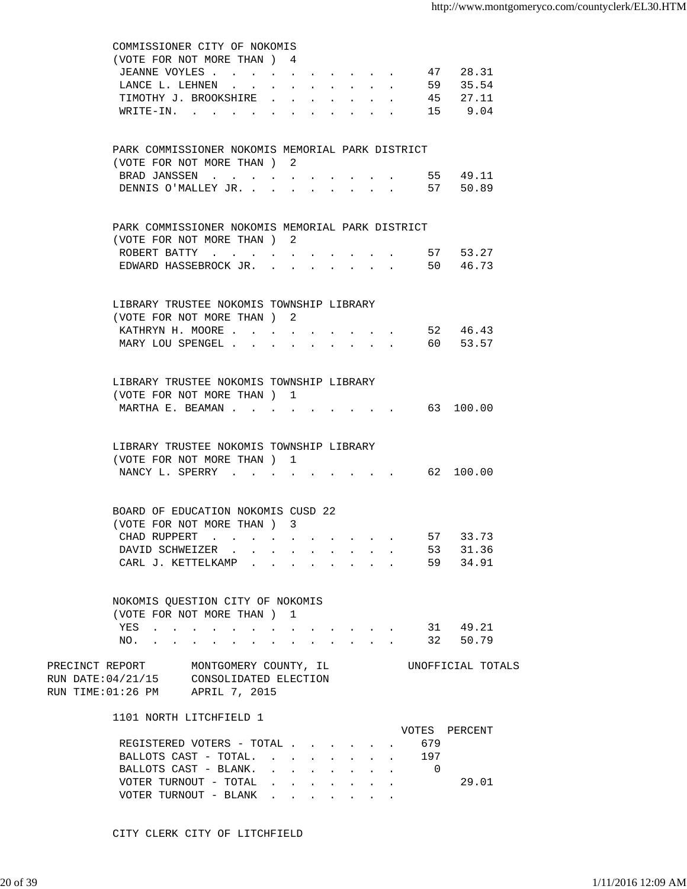COMMISSIONER CITY OF NOKOMIS
(VOTE FOR NOT MORE THAN ) 4

| | Votes | Percent |
|---|---|---|
| JEANNE VOYLES | 47 | 28.31 |
| LANCE L. LEHNEN | 59 | 35.54 |
| TIMOTHY J. BROOKSHIRE | 45 | 27.11 |
| WRITE-IN. | 15 | 9.04 |

PARK COMMISSIONER NOKOMIS MEMORIAL PARK DISTRICT
(VOTE FOR NOT MORE THAN ) 2

| | Votes | Percent |
|---|---|---|
| BRAD JANSSEN | 55 | 49.11 |
| DENNIS O'MALLEY JR. | 57 | 50.89 |

PARK COMMISSIONER NOKOMIS MEMORIAL PARK DISTRICT
(VOTE FOR NOT MORE THAN ) 2

| | Votes | Percent |
|---|---|---|
| ROBERT BATTY | 57 | 53.27 |
| EDWARD HASSEBROCK JR. | 50 | 46.73 |

LIBRARY TRUSTEE NOKOMIS TOWNSHIP LIBRARY
(VOTE FOR NOT MORE THAN ) 2

| | Votes | Percent |
|---|---|---|
| KATHRYN H. MOORE | 52 | 46.43 |
| MARY LOU SPENGEL | 60 | 53.57 |

LIBRARY TRUSTEE NOKOMIS TOWNSHIP LIBRARY
(VOTE FOR NOT MORE THAN ) 1

| | Votes | Percent |
|---|---|---|
| MARTHA E. BEAMAN | 63 | 100.00 |

LIBRARY TRUSTEE NOKOMIS TOWNSHIP LIBRARY
(VOTE FOR NOT MORE THAN ) 1

| | Votes | Percent |
|---|---|---|
| NANCY L. SPERRY | 62 | 100.00 |

BOARD OF EDUCATION NOKOMIS CUSD 22
(VOTE FOR NOT MORE THAN ) 3

| | Votes | Percent |
|---|---|---|
| CHAD RUPPERT | 57 | 33.73 |
| DAVID SCHWEIZER | 53 | 31.36 |
| CARL J. KETTELKAMP | 59 | 34.91 |

NOKOMIS QUESTION CITY OF NOKOMIS
(VOTE FOR NOT MORE THAN ) 1

| | Votes | Percent |
|---|---|---|
| YES | 31 | 49.21 |
| NO. | 32 | 50.79 |

PRECINCT REPORT — MONTGOMERY COUNTY, IL — UNOFFICIAL TOTALS
RUN DATE:04/21/15 — CONSOLIDATED ELECTION
RUN TIME:01:26 PM — APRIL 7, 2015

1101 NORTH LITCHFIELD 1

| | VOTES | PERCENT |
|---|---|---|
| REGISTERED VOTERS - TOTAL | 679 | |
| BALLOTS CAST - TOTAL. | 197 | |
| BALLOTS CAST - BLANK. | 0 | |
| VOTER TURNOUT - TOTAL | | 29.01 |
| VOTER TURNOUT - BLANK | | |

CITY CLERK CITY OF LITCHFIELD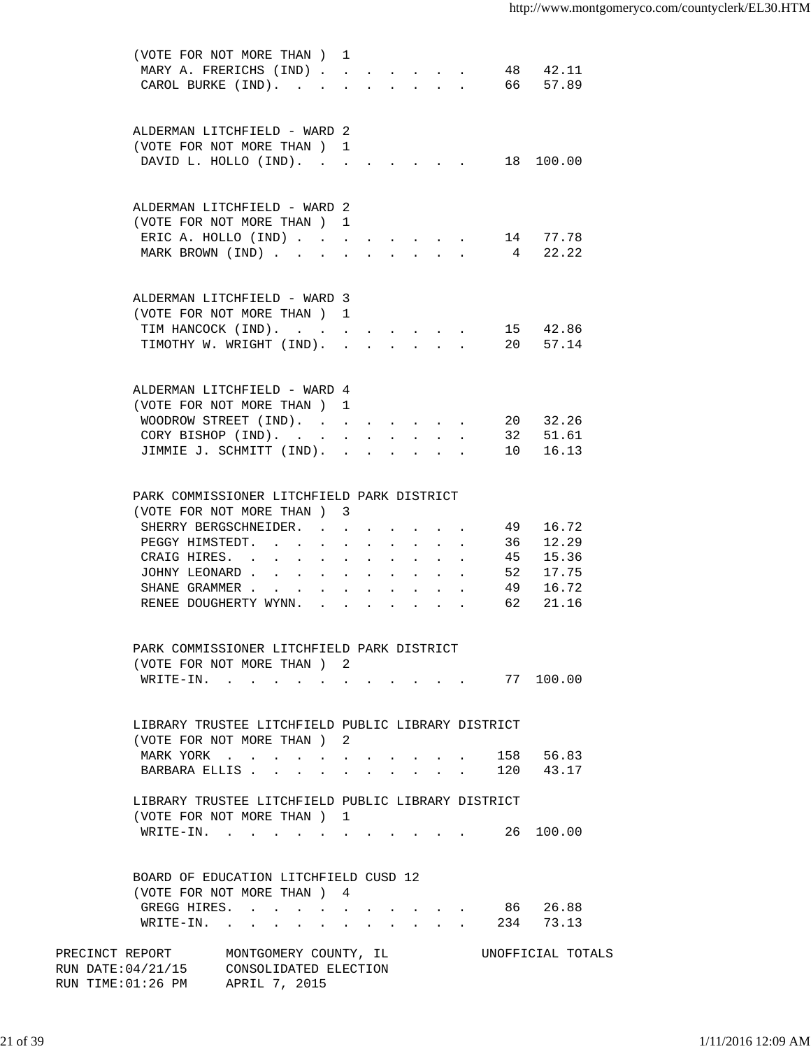(VOTE FOR NOT MORE THAN ) 1

| Candidate | Votes | Percent |
|---|---|---|
| MARY A. FRERICHS (IND) | 48 | 42.11 |
| CAROL BURKE (IND). | 66 | 57.89 |

ALDERMAN LITCHFIELD - WARD 2
(VOTE FOR NOT MORE THAN ) 1

| Candidate | Votes | Percent |
|---|---|---|
| DAVID L. HOLLO (IND). | 18 | 100.00 |

ALDERMAN LITCHFIELD - WARD 2
(VOTE FOR NOT MORE THAN ) 1

| Candidate | Votes | Percent |
|---|---|---|
| ERIC A. HOLLO (IND) | 14 | 77.78 |
| MARK BROWN (IND) | 4 | 22.22 |

ALDERMAN LITCHFIELD - WARD 3
(VOTE FOR NOT MORE THAN ) 1

| Candidate | Votes | Percent |
|---|---|---|
| TIM HANCOCK (IND). | 15 | 42.86 |
| TIMOTHY W. WRIGHT (IND). | 20 | 57.14 |

ALDERMAN LITCHFIELD - WARD 4
(VOTE FOR NOT MORE THAN ) 1

| Candidate | Votes | Percent |
|---|---|---|
| WOODROW STREET (IND). | 20 | 32.26 |
| CORY BISHOP (IND). | 32 | 51.61 |
| JIMMIE J. SCHMITT (IND). | 10 | 16.13 |

PARK COMMISSIONER LITCHFIELD PARK DISTRICT
(VOTE FOR NOT MORE THAN ) 3

| Candidate | Votes | Percent |
|---|---|---|
| SHERRY BERGSCHNEIDER. | 49 | 16.72 |
| PEGGY HIMSTEDT. | 36 | 12.29 |
| CRAIG HIRES. | 45 | 15.36 |
| JOHNY LEONARD | 52 | 17.75 |
| SHANE GRAMMER | 49 | 16.72 |
| RENEE DOUGHERTY WYNN. | 62 | 21.16 |

PARK COMMISSIONER LITCHFIELD PARK DISTRICT
(VOTE FOR NOT MORE THAN ) 2

| Candidate | Votes | Percent |
|---|---|---|
| WRITE-IN. | 77 | 100.00 |

LIBRARY TRUSTEE LITCHFIELD PUBLIC LIBRARY DISTRICT
(VOTE FOR NOT MORE THAN ) 2

| Candidate | Votes | Percent |
|---|---|---|
| MARK YORK | 158 | 56.83 |
| BARBARA ELLIS | 120 | 43.17 |

LIBRARY TRUSTEE LITCHFIELD PUBLIC LIBRARY DISTRICT
(VOTE FOR NOT MORE THAN ) 1

| Candidate | Votes | Percent |
|---|---|---|
| WRITE-IN. | 26 | 100.00 |

BOARD OF EDUCATION LITCHFIELD CUSD 12
(VOTE FOR NOT MORE THAN ) 4

| Candidate | Votes | Percent |
|---|---|---|
| GREGG HIRES. | 86 | 26.88 |
| WRITE-IN. | 234 | 73.13 |

PRECINCT REPORT MONTGOMERY COUNTY, IL UNOFFICIAL TOTALS
RUN DATE:04/21/15 CONSOLIDATED ELECTION
RUN TIME:01:26 PM APRIL 7, 2015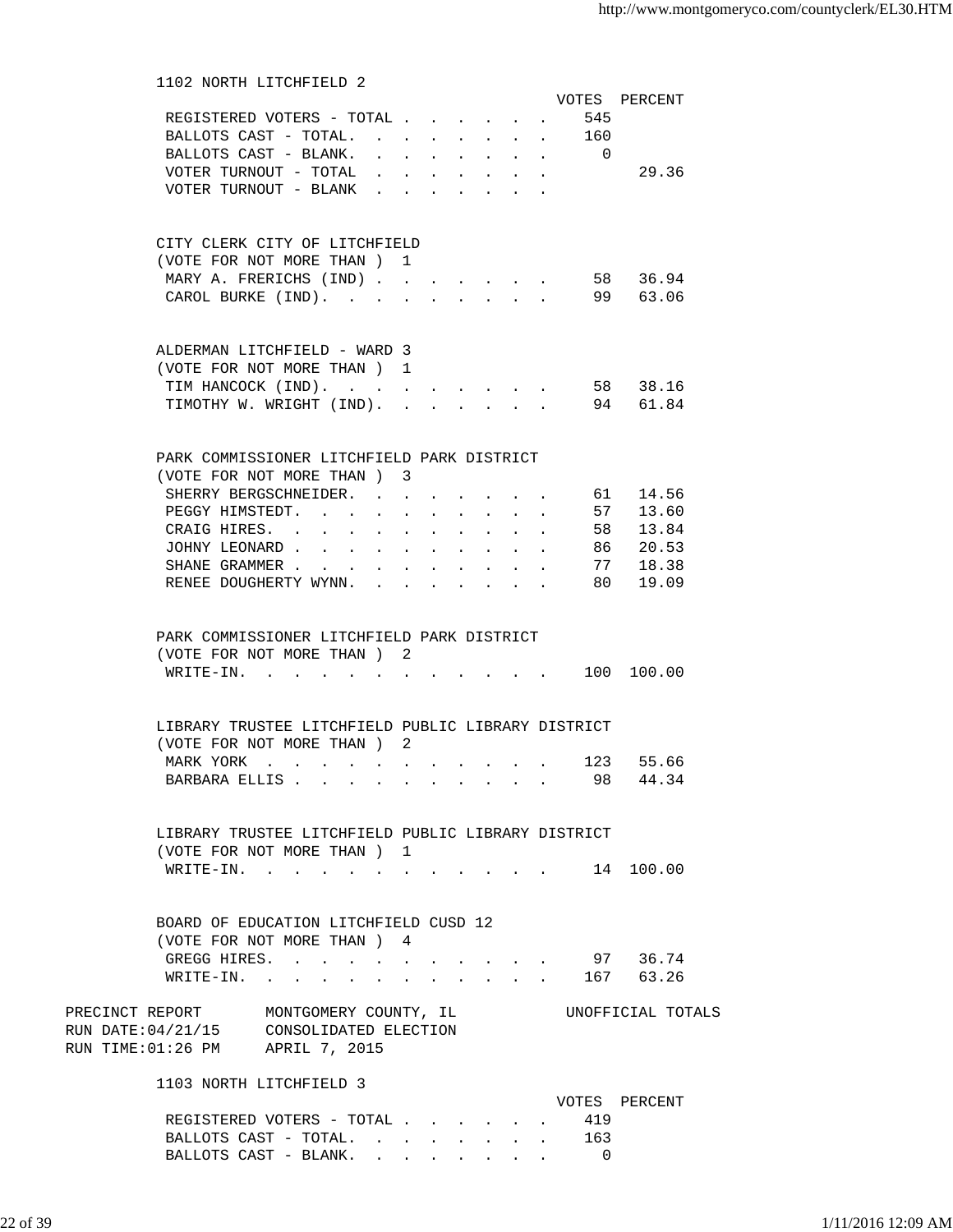## 1102 NORTH LITCHFIELD 2

| | VOTES | PERCENT |
|---|---|---|
| REGISTERED VOTERS - TOTAL | 545 | |
| BALLOTS CAST - TOTAL. | 160 | |
| BALLOTS CAST - BLANK. | 0 | |
| VOTER TURNOUT - TOTAL | | 29.36 |
| VOTER TURNOUT - BLANK | | |

### CITY CLERK CITY OF LITCHFIELD
(VOTE FOR NOT MORE THAN ) 1

| | VOTES | PERCENT |
|---|---|---|
| MARY A. FRERICHS (IND) | 58 | 36.94 |
| CAROL BURKE (IND). | 99 | 63.06 |

### ALDERMAN LITCHFIELD - WARD 3
(VOTE FOR NOT MORE THAN ) 1

| | VOTES | PERCENT |
|---|---|---|
| TIM HANCOCK (IND). | 58 | 38.16 |
| TIMOTHY W. WRIGHT (IND). | 94 | 61.84 |

### PARK COMMISSIONER LITCHFIELD PARK DISTRICT
(VOTE FOR NOT MORE THAN ) 3

| | VOTES | PERCENT |
|---|---|---|
| SHERRY BERGSCHNEIDER. | 61 | 14.56 |
| PEGGY HIMSTEDT. | 57 | 13.60 |
| CRAIG HIRES. | 58 | 13.84 |
| JOHNY LEONARD | 86 | 20.53 |
| SHANE GRAMMER | 77 | 18.38 |
| RENEE DOUGHERTY WYNN. | 80 | 19.09 |

### PARK COMMISSIONER LITCHFIELD PARK DISTRICT
(VOTE FOR NOT MORE THAN ) 2

| | VOTES | PERCENT |
|---|---|---|
| WRITE-IN. | 100 | 100.00 |

### LIBRARY TRUSTEE LITCHFIELD PUBLIC LIBRARY DISTRICT
(VOTE FOR NOT MORE THAN ) 2

| | VOTES | PERCENT |
|---|---|---|
| MARK YORK | 123 | 55.66 |
| BARBARA ELLIS | 98 | 44.34 |

### LIBRARY TRUSTEE LITCHFIELD PUBLIC LIBRARY DISTRICT
(VOTE FOR NOT MORE THAN ) 1

| | VOTES | PERCENT |
|---|---|---|
| WRITE-IN. | 14 | 100.00 |

### BOARD OF EDUCATION LITCHFIELD CUSD 12
(VOTE FOR NOT MORE THAN ) 4

| | VOTES | PERCENT |
|---|---|---|
| GREGG HIRES. | 97 | 36.74 |
| WRITE-IN. | 167 | 63.26 |

PRECINCT REPORT MONTGOMERY COUNTY, IL UNOFFICIAL TOTALS
RUN DATE:04/21/15 CONSOLIDATED ELECTION
RUN TIME:01:26 PM APRIL 7, 2015

## 1103 NORTH LITCHFIELD 3

| | VOTES | PERCENT |
|---|---|---|
| REGISTERED VOTERS - TOTAL | 419 | |
| BALLOTS CAST - TOTAL. | 163 | |
| BALLOTS CAST - BLANK. | 0 | |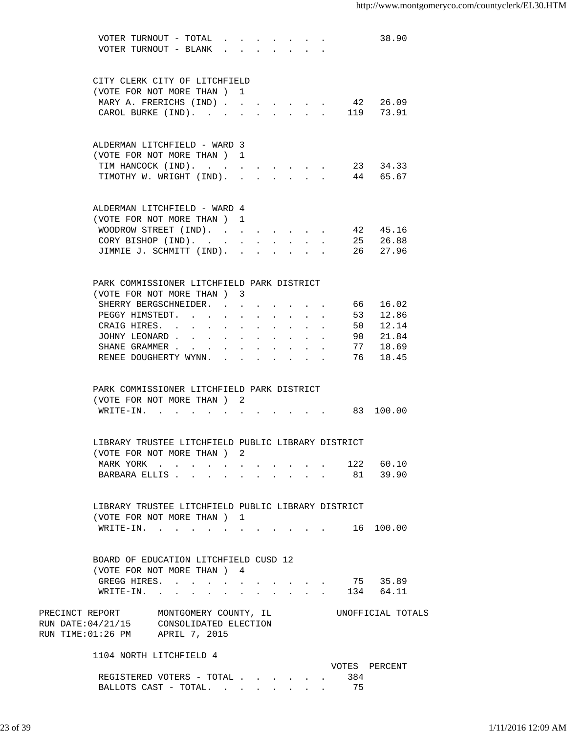| | VOTES | PERCENT |
|---|---|---|
| VOTER TURNOUT - TOTAL | | 38.90 |
| VOTER TURNOUT - BLANK | | |

**CITY CLERK CITY OF LITCHFIELD**
(VOTE FOR NOT MORE THAN ) 1

| | | |
|---|---|---|
| MARY A. FRERICHS (IND) | 42 | 26.09 |
| CAROL BURKE (IND). | 119 | 73.91 |

**ALDERMAN LITCHFIELD - WARD 3**
(VOTE FOR NOT MORE THAN ) 1

| | | |
|---|---|---|
| TIM HANCOCK (IND). | 23 | 34.33 |
| TIMOTHY W. WRIGHT (IND). | 44 | 65.67 |

**ALDERMAN LITCHFIELD - WARD 4**
(VOTE FOR NOT MORE THAN ) 1

| | | |
|---|---|---|
| WOODROW STREET (IND). | 42 | 45.16 |
| CORY BISHOP (IND). | 25 | 26.88 |
| JIMMIE J. SCHMITT (IND). | 26 | 27.96 |

**PARK COMMISSIONER LITCHFIELD PARK DISTRICT**
(VOTE FOR NOT MORE THAN ) 3

| | | |
|---|---|---|
| SHERRY BERGSCHNEIDER. | 66 | 16.02 |
| PEGGY HIMSTEDT. | 53 | 12.86 |
| CRAIG HIRES. | 50 | 12.14 |
| JOHNY LEONARD | 90 | 21.84 |
| SHANE GRAMMER | 77 | 18.69 |
| RENEE DOUGHERTY WYNN. | 76 | 18.45 |

**PARK COMMISSIONER LITCHFIELD PARK DISTRICT**
(VOTE FOR NOT MORE THAN ) 2

| | | |
|---|---|---|
| WRITE-IN. | 83 | 100.00 |

**LIBRARY TRUSTEE LITCHFIELD PUBLIC LIBRARY DISTRICT**
(VOTE FOR NOT MORE THAN ) 2

| | | |
|---|---|---|
| MARK YORK | 122 | 60.10 |
| BARBARA ELLIS | 81 | 39.90 |

**LIBRARY TRUSTEE LITCHFIELD PUBLIC LIBRARY DISTRICT**
(VOTE FOR NOT MORE THAN ) 1

| | | |
|---|---|---|
| WRITE-IN. | 16 | 100.00 |

**BOARD OF EDUCATION LITCHFIELD CUSD 12**
(VOTE FOR NOT MORE THAN ) 4

| | | |
|---|---|---|
| GREGG HIRES. | 75 | 35.89 |
| WRITE-IN. | 134 | 64.11 |

PRECINCT REPORT MONTGOMERY COUNTY, IL UNOFFICIAL TOTALS
RUN DATE:04/21/15 CONSOLIDATED ELECTION
RUN TIME:01:26 PM APRIL 7, 2015

**1104 NORTH LITCHFIELD 4**

| | VOTES | PERCENT |
|---|---|---|
| REGISTERED VOTERS - TOTAL | 384 | |
| BALLOTS CAST - TOTAL. | 75 | |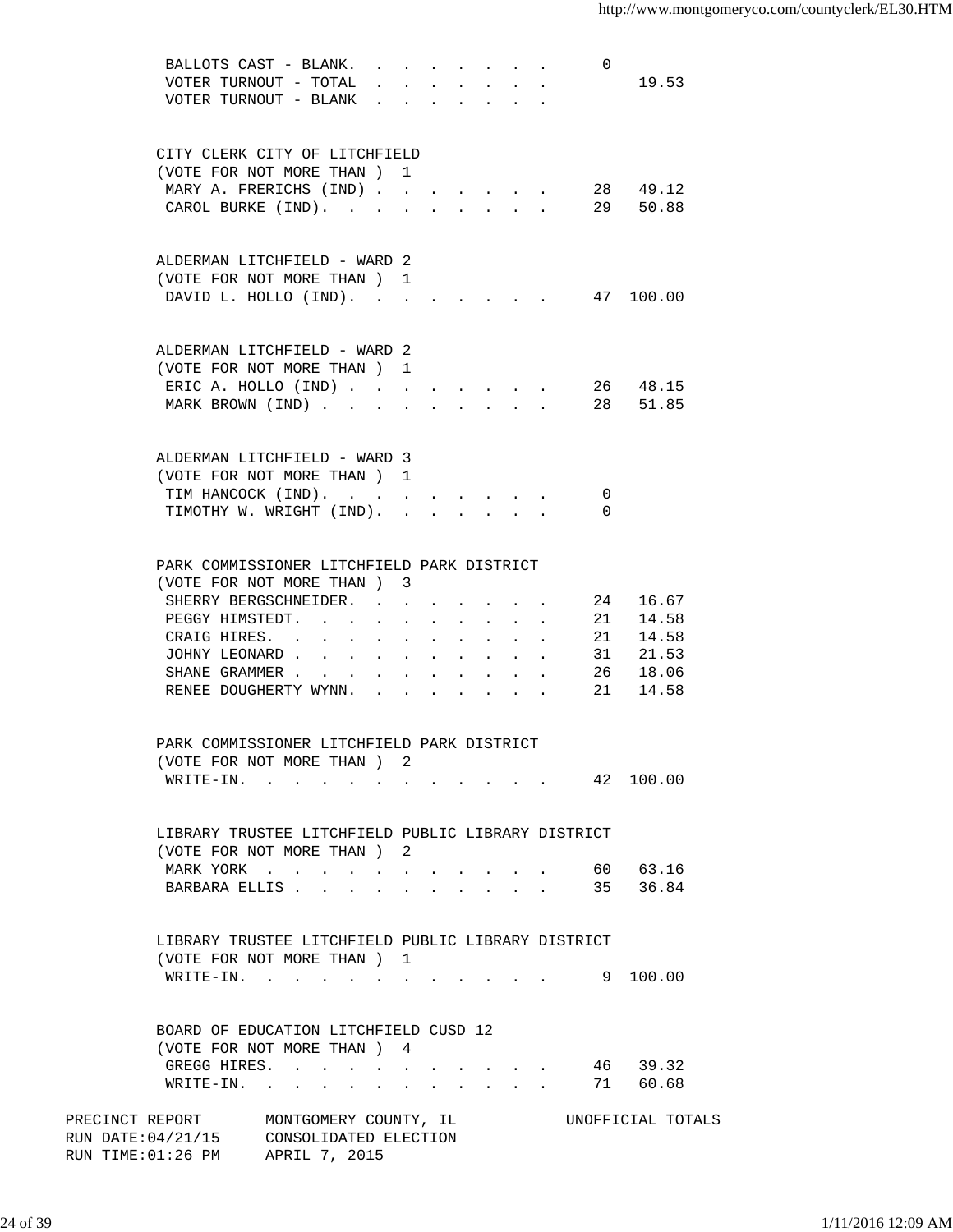| | | |
|---|---|---|
| BALLOTS CAST - BLANK. | 0 | |
| VOTER TURNOUT - TOTAL | | 19.53 |
| VOTER TURNOUT - BLANK | | |

CITY CLERK CITY OF LITCHFIELD
(VOTE FOR NOT MORE THAN ) 1

| | | |
|---|---|---|
| MARY A. FRERICHS (IND) | 28 | 49.12 |
| CAROL BURKE (IND). | 29 | 50.88 |

ALDERMAN LITCHFIELD - WARD 2
(VOTE FOR NOT MORE THAN ) 1

| | | |
|---|---|---|
| DAVID L. HOLLO (IND). | 47 | 100.00 |

ALDERMAN LITCHFIELD - WARD 2
(VOTE FOR NOT MORE THAN ) 1

| | | |
|---|---|---|
| ERIC A. HOLLO (IND) | 26 | 48.15 |
| MARK BROWN (IND) | 28 | 51.85 |

ALDERMAN LITCHFIELD - WARD 3
(VOTE FOR NOT MORE THAN ) 1

| | | |
|---|---|---|
| TIM HANCOCK (IND). | 0 | |
| TIMOTHY W. WRIGHT (IND). | 0 | |

PARK COMMISSIONER LITCHFIELD PARK DISTRICT
(VOTE FOR NOT MORE THAN ) 3

| | | |
|---|---|---|
| SHERRY BERGSCHNEIDER. | 24 | 16.67 |
| PEGGY HIMSTEDT. | 21 | 14.58 |
| CRAIG HIRES. | 21 | 14.58 |
| JOHNY LEONARD | 31 | 21.53 |
| SHANE GRAMMER | 26 | 18.06 |
| RENEE DOUGHERTY WYNN. | 21 | 14.58 |

PARK COMMISSIONER LITCHFIELD PARK DISTRICT
(VOTE FOR NOT MORE THAN ) 2

| | | |
|---|---|---|
| WRITE-IN. | 42 | 100.00 |

LIBRARY TRUSTEE LITCHFIELD PUBLIC LIBRARY DISTRICT
(VOTE FOR NOT MORE THAN ) 2

| | | |
|---|---|---|
| MARK YORK | 60 | 63.16 |
| BARBARA ELLIS | 35 | 36.84 |

LIBRARY TRUSTEE LITCHFIELD PUBLIC LIBRARY DISTRICT
(VOTE FOR NOT MORE THAN ) 1

| | | |
|---|---|---|
| WRITE-IN. | 9 | 100.00 |

BOARD OF EDUCATION LITCHFIELD CUSD 12
(VOTE FOR NOT MORE THAN ) 4

| | | |
|---|---|---|
| GREGG HIRES. | 46 | 39.32 |
| WRITE-IN. | 71 | 60.68 |

PRECINCT REPORT MONTGOMERY COUNTY, IL UNOFFICIAL TOTALS
RUN DATE:04/21/15 CONSOLIDATED ELECTION
RUN TIME:01:26 PM APRIL 7, 2015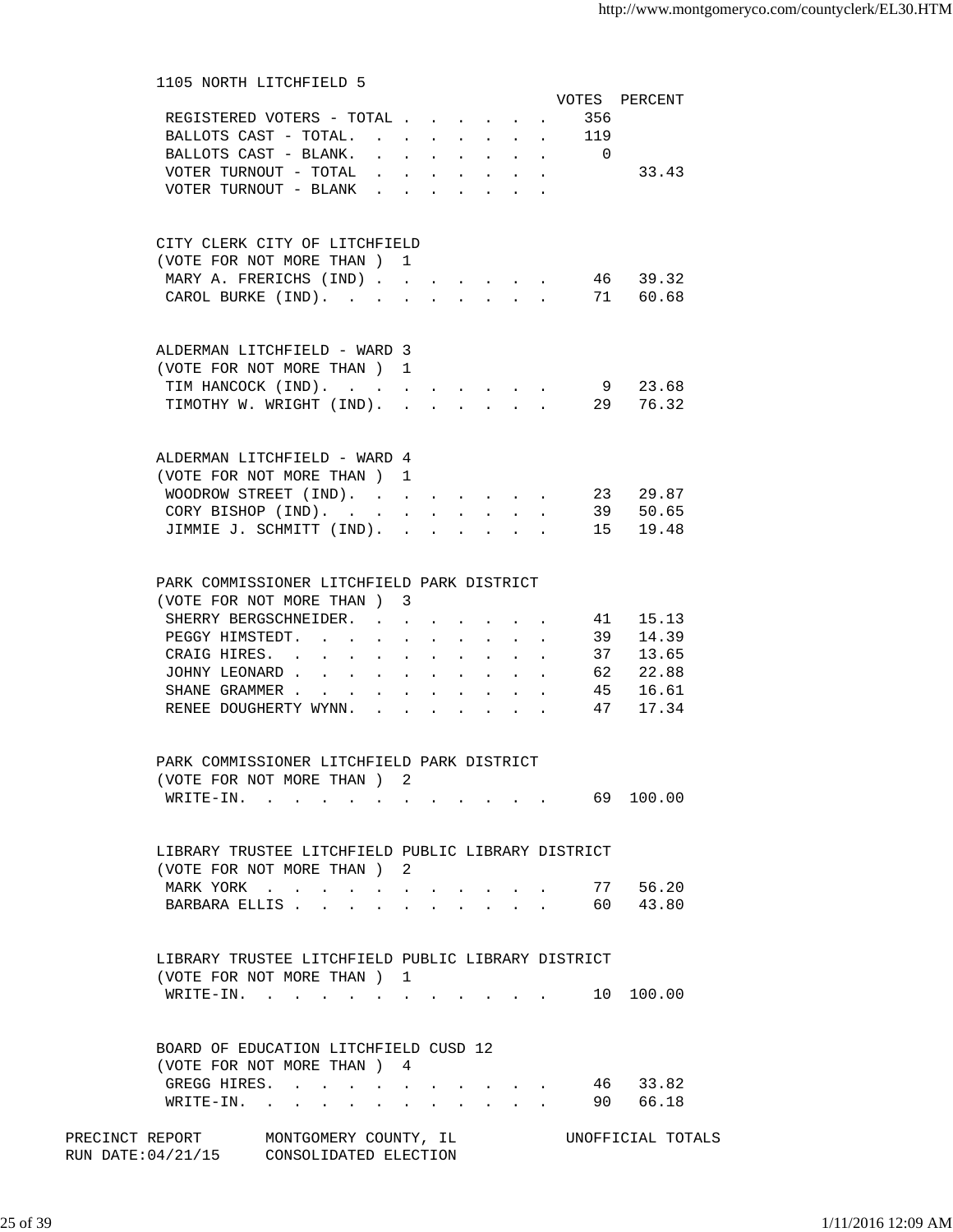## 1105 NORTH LITCHFIELD 5

| | VOTES | PERCENT |
|---|---|---|
| REGISTERED VOTERS - TOTAL | 356 | |
| BALLOTS CAST - TOTAL. | 119 | |
| BALLOTS CAST - BLANK. | 0 | |
| VOTER TURNOUT - TOTAL | | 33.43 |
| VOTER TURNOUT - BLANK | | |

### CITY CLERK CITY OF LITCHFIELD
(VOTE FOR NOT MORE THAN ) 1

| | VOTES | PERCENT |
|---|---|---|
| MARY A. FRERICHS (IND) | 46 | 39.32 |
| CAROL BURKE (IND). | 71 | 60.68 |

### ALDERMAN LITCHFIELD - WARD 3
(VOTE FOR NOT MORE THAN ) 1

| | VOTES | PERCENT |
|---|---|---|
| TIM HANCOCK (IND). | 9 | 23.68 |
| TIMOTHY W. WRIGHT (IND). | 29 | 76.32 |

### ALDERMAN LITCHFIELD - WARD 4
(VOTE FOR NOT MORE THAN ) 1

| | VOTES | PERCENT |
|---|---|---|
| WOODROW STREET (IND). | 23 | 29.87 |
| CORY BISHOP (IND). | 39 | 50.65 |
| JIMMIE J. SCHMITT (IND). | 15 | 19.48 |

### PARK COMMISSIONER LITCHFIELD PARK DISTRICT
(VOTE FOR NOT MORE THAN ) 3

| | VOTES | PERCENT |
|---|---|---|
| SHERRY BERGSCHNEIDER. | 41 | 15.13 |
| PEGGY HIMSTEDT. | 39 | 14.39 |
| CRAIG HIRES. | 37 | 13.65 |
| JOHNY LEONARD | 62 | 22.88 |
| SHANE GRAMMER | 45 | 16.61 |
| RENEE DOUGHERTY WYNN. | 47 | 17.34 |

### PARK COMMISSIONER LITCHFIELD PARK DISTRICT
(VOTE FOR NOT MORE THAN ) 2

| | VOTES | PERCENT |
|---|---|---|
| WRITE-IN. | 69 | 100.00 |

### LIBRARY TRUSTEE LITCHFIELD PUBLIC LIBRARY DISTRICT
(VOTE FOR NOT MORE THAN ) 2

| | VOTES | PERCENT |
|---|---|---|
| MARK YORK | 77 | 56.20 |
| BARBARA ELLIS | 60 | 43.80 |

### LIBRARY TRUSTEE LITCHFIELD PUBLIC LIBRARY DISTRICT
(VOTE FOR NOT MORE THAN ) 1

| | VOTES | PERCENT |
|---|---|---|
| WRITE-IN. | 10 | 100.00 |

### BOARD OF EDUCATION LITCHFIELD CUSD 12
(VOTE FOR NOT MORE THAN ) 4

| | VOTES | PERCENT |
|---|---|---|
| GREGG HIRES. | 46 | 33.82 |
| WRITE-IN. | 90 | 66.18 |

PRECINCT REPORT MONTGOMERY COUNTY, IL UNOFFICIAL TOTALS
RUN DATE:04/21/15 CONSOLIDATED ELECTION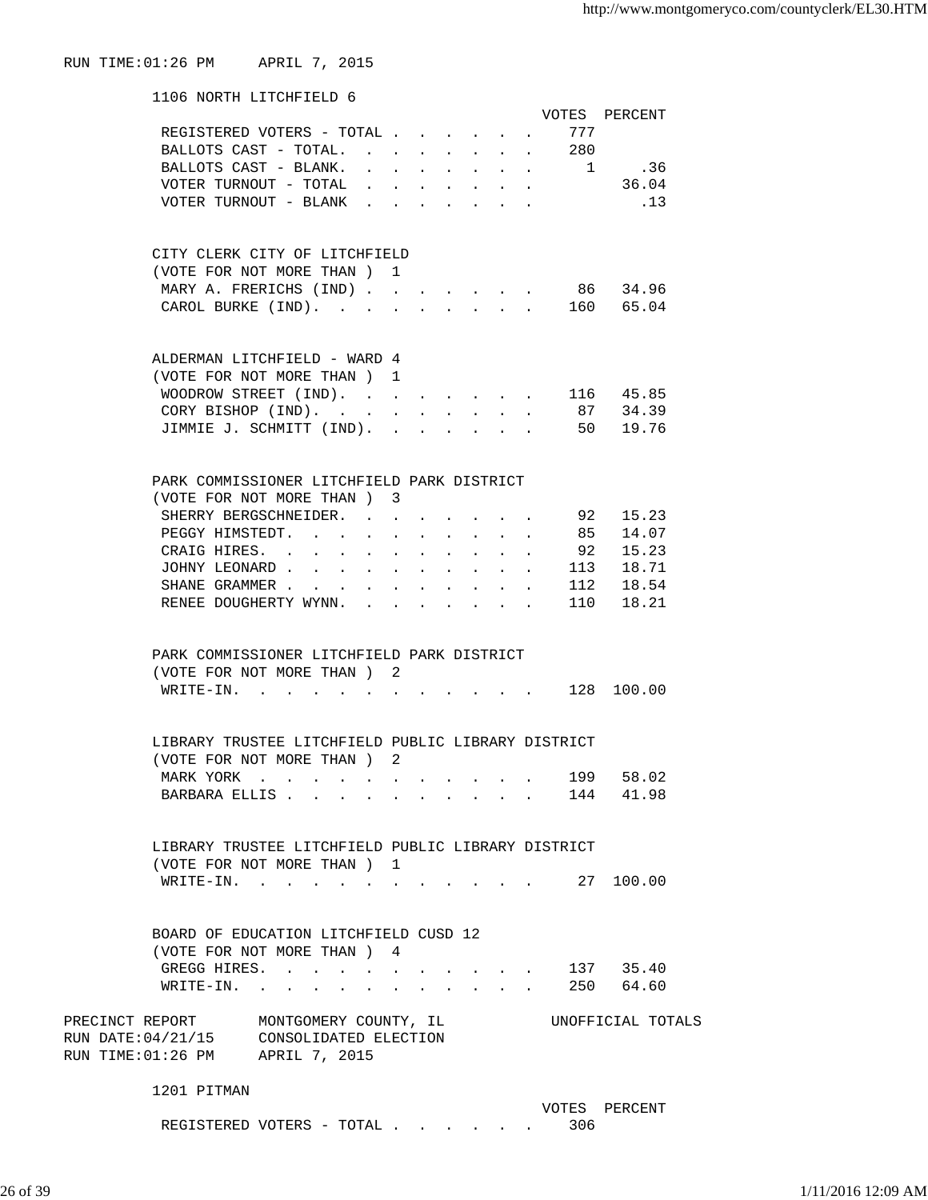RUN TIME:01:26 PM     APRIL 7, 2015

## 1106 NORTH LITCHFIELD 6

| | VOTES | PERCENT |
|---|---|---|
| REGISTERED VOTERS - TOTAL | 777 | |
| BALLOTS CAST - TOTAL. | 280 | |
| BALLOTS CAST - BLANK. | 1 | .36 |
| VOTER TURNOUT - TOTAL | | 36.04 |
| VOTER TURNOUT - BLANK | | .13 |

### CITY CLERK CITY OF LITCHFIELD
(VOTE FOR NOT MORE THAN ) 1

| | VOTES | PERCENT |
|---|---|---|
| MARY A. FRERICHS (IND) | 86 | 34.96 |
| CAROL BURKE (IND). | 160 | 65.04 |

### ALDERMAN LITCHFIELD - WARD 4
(VOTE FOR NOT MORE THAN ) 1

| | VOTES | PERCENT |
|---|---|---|
| WOODROW STREET (IND). | 116 | 45.85 |
| CORY BISHOP (IND). | 87 | 34.39 |
| JIMMIE J. SCHMITT (IND). | 50 | 19.76 |

### PARK COMMISSIONER LITCHFIELD PARK DISTRICT
(VOTE FOR NOT MORE THAN ) 3

| | VOTES | PERCENT |
|---|---|---|
| SHERRY BERGSCHNEIDER. | 92 | 15.23 |
| PEGGY HIMSTEDT. | 85 | 14.07 |
| CRAIG HIRES. | 92 | 15.23 |
| JOHNY LEONARD | 113 | 18.71 |
| SHANE GRAMMER | 112 | 18.54 |
| RENEE DOUGHERTY WYNN. | 110 | 18.21 |

### PARK COMMISSIONER LITCHFIELD PARK DISTRICT
(VOTE FOR NOT MORE THAN ) 2

| | VOTES | PERCENT |
|---|---|---|
| WRITE-IN. | 128 | 100.00 |

### LIBRARY TRUSTEE LITCHFIELD PUBLIC LIBRARY DISTRICT
(VOTE FOR NOT MORE THAN ) 2

| | VOTES | PERCENT |
|---|---|---|
| MARK YORK | 199 | 58.02 |
| BARBARA ELLIS | 144 | 41.98 |

### LIBRARY TRUSTEE LITCHFIELD PUBLIC LIBRARY DISTRICT
(VOTE FOR NOT MORE THAN ) 1

| | VOTES | PERCENT |
|---|---|---|
| WRITE-IN. | 27 | 100.00 |

### BOARD OF EDUCATION LITCHFIELD CUSD 12
(VOTE FOR NOT MORE THAN ) 4

| | VOTES | PERCENT |
|---|---|---|
| GREGG HIRES. | 137 | 35.40 |
| WRITE-IN. | 250 | 64.60 |

PRECINCT REPORT       MONTGOMERY COUNTY, IL           UNOFFICIAL TOTALS
RUN DATE:04/21/15     CONSOLIDATED ELECTION
RUN TIME:01:26 PM     APRIL 7, 2015

## 1201 PITMAN

| | VOTES | PERCENT |
|---|---|---|
| REGISTERED VOTERS - TOTAL | 306 | |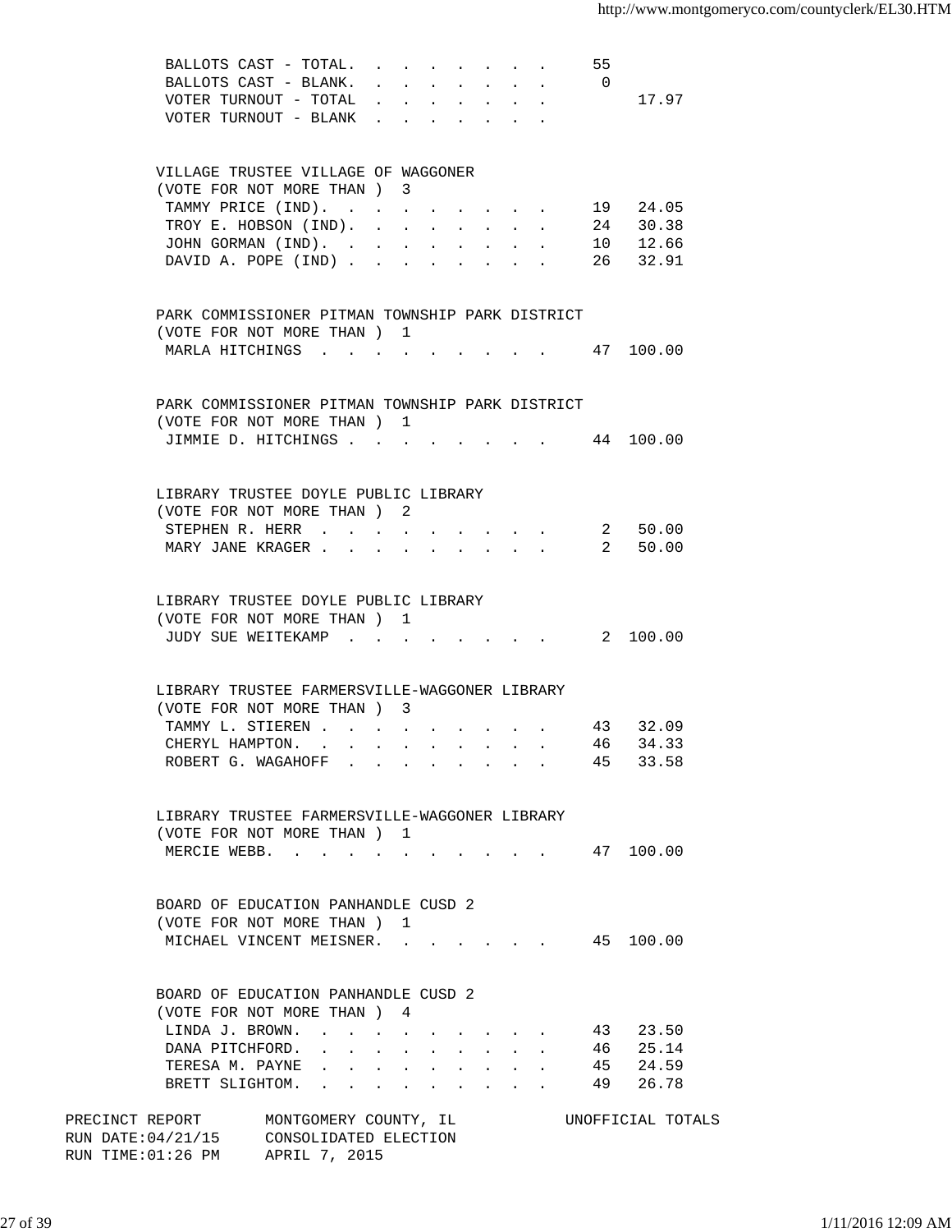| | | |
|---|---|---|
| BALLOTS CAST - TOTAL. | 55 | |
| BALLOTS CAST - BLANK. | 0 | |
| VOTER TURNOUT - TOTAL | | 17.97 |
| VOTER TURNOUT - BLANK | | |

VILLAGE TRUSTEE VILLAGE OF WAGGONER
(VOTE FOR NOT MORE THAN ) 3

| | | |
|---|---|---|
| TAMMY PRICE (IND). | 19 | 24.05 |
| TROY E. HOBSON (IND). | 24 | 30.38 |
| JOHN GORMAN (IND). | 10 | 12.66 |
| DAVID A. POPE (IND) | 26 | 32.91 |

PARK COMMISSIONER PITMAN TOWNSHIP PARK DISTRICT
(VOTE FOR NOT MORE THAN ) 1

| | | |
|---|---|---|
| MARLA HITCHINGS | 47 | 100.00 |

PARK COMMISSIONER PITMAN TOWNSHIP PARK DISTRICT
(VOTE FOR NOT MORE THAN ) 1

| | | |
|---|---|---|
| JIMMIE D. HITCHINGS | 44 | 100.00 |

LIBRARY TRUSTEE DOYLE PUBLIC LIBRARY
(VOTE FOR NOT MORE THAN ) 2

| | | |
|---|---|---|
| STEPHEN R. HERR | 2 | 50.00 |
| MARY JANE KRAGER | 2 | 50.00 |

LIBRARY TRUSTEE DOYLE PUBLIC LIBRARY
(VOTE FOR NOT MORE THAN ) 1

| | | |
|---|---|---|
| JUDY SUE WEITEKAMP | 2 | 100.00 |

LIBRARY TRUSTEE FARMERSVILLE-WAGGONER LIBRARY
(VOTE FOR NOT MORE THAN ) 3

| | | |
|---|---|---|
| TAMMY L. STIEREN | 43 | 32.09 |
| CHERYL HAMPTON. | 46 | 34.33 |
| ROBERT G. WAGAHOFF | 45 | 33.58 |

LIBRARY TRUSTEE FARMERSVILLE-WAGGONER LIBRARY
(VOTE FOR NOT MORE THAN ) 1

| | | |
|---|---|---|
| MERCIE WEBB. | 47 | 100.00 |

BOARD OF EDUCATION PANHANDLE CUSD 2
(VOTE FOR NOT MORE THAN ) 1

| | | |
|---|---|---|
| MICHAEL VINCENT MEISNER. | 45 | 100.00 |

BOARD OF EDUCATION PANHANDLE CUSD 2
(VOTE FOR NOT MORE THAN ) 4

| | | |
|---|---|---|
| LINDA J. BROWN. | 43 | 23.50 |
| DANA PITCHFORD. | 46 | 25.14 |
| TERESA M. PAYNE | 45 | 24.59 |
| BRETT SLIGHTOM. | 49 | 26.78 |

PRECINCT REPORT MONTGOMERY COUNTY, IL UNOFFICIAL TOTALS
RUN DATE:04/21/15 CONSOLIDATED ELECTION
RUN TIME:01:26 PM APRIL 7, 2015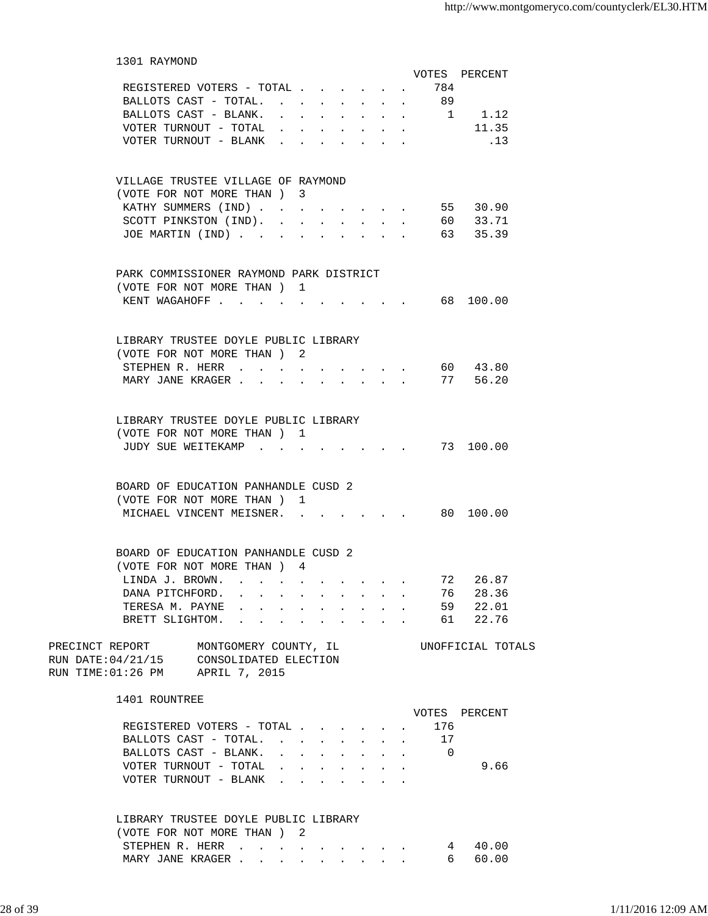## 1301 RAYMOND

| | VOTES | PERCENT |
|---|---|---|
| REGISTERED VOTERS - TOTAL | 784 | |
| BALLOTS CAST - TOTAL. | 89 | |
| BALLOTS CAST - BLANK. | 1 | 1.12 |
| VOTER TURNOUT - TOTAL | | 11.35 |
| VOTER TURNOUT - BLANK | | .13 |

VILLAGE TRUSTEE VILLAGE OF RAYMOND
(VOTE FOR NOT MORE THAN ) 3

| | VOTES | PERCENT |
|---|---|---|
| KATHY SUMMERS (IND) | 55 | 30.90 |
| SCOTT PINKSTON (IND). | 60 | 33.71 |
| JOE MARTIN (IND) | 63 | 35.39 |

PARK COMMISSIONER RAYMOND PARK DISTRICT
(VOTE FOR NOT MORE THAN ) 1

| | VOTES | PERCENT |
|---|---|---|
| KENT WAGAHOFF | 68 | 100.00 |

LIBRARY TRUSTEE DOYLE PUBLIC LIBRARY
(VOTE FOR NOT MORE THAN ) 2

| | VOTES | PERCENT |
|---|---|---|
| STEPHEN R. HERR | 60 | 43.80 |
| MARY JANE KRAGER | 77 | 56.20 |

LIBRARY TRUSTEE DOYLE PUBLIC LIBRARY
(VOTE FOR NOT MORE THAN ) 1

| | VOTES | PERCENT |
|---|---|---|
| JUDY SUE WEITEKAMP | 73 | 100.00 |

BOARD OF EDUCATION PANHANDLE CUSD 2
(VOTE FOR NOT MORE THAN ) 1

| | VOTES | PERCENT |
|---|---|---|
| MICHAEL VINCENT MEISNER. | 80 | 100.00 |

BOARD OF EDUCATION PANHANDLE CUSD 2
(VOTE FOR NOT MORE THAN ) 4

| | VOTES | PERCENT |
|---|---|---|
| LINDA J. BROWN. | 72 | 26.87 |
| DANA PITCHFORD. | 76 | 28.36 |
| TERESA M. PAYNE | 59 | 22.01 |
| BRETT SLIGHTOM. | 61 | 22.76 |

PRECINCT REPORT MONTGOMERY COUNTY, IL UNOFFICIAL TOTALS
RUN DATE:04/21/15 CONSOLIDATED ELECTION
RUN TIME:01:26 PM APRIL 7, 2015

## 1401 ROUNTREE

| | VOTES | PERCENT |
|---|---|---|
| REGISTERED VOTERS - TOTAL | 176 | |
| BALLOTS CAST - TOTAL. | 17 | |
| BALLOTS CAST - BLANK. | 0 | |
| VOTER TURNOUT - TOTAL | | 9.66 |
| VOTER TURNOUT - BLANK | | |

LIBRARY TRUSTEE DOYLE PUBLIC LIBRARY
(VOTE FOR NOT MORE THAN ) 2

| | VOTES | PERCENT |
|---|---|---|
| STEPHEN R. HERR | 4 | 40.00 |
| MARY JANE KRAGER | 6 | 60.00 |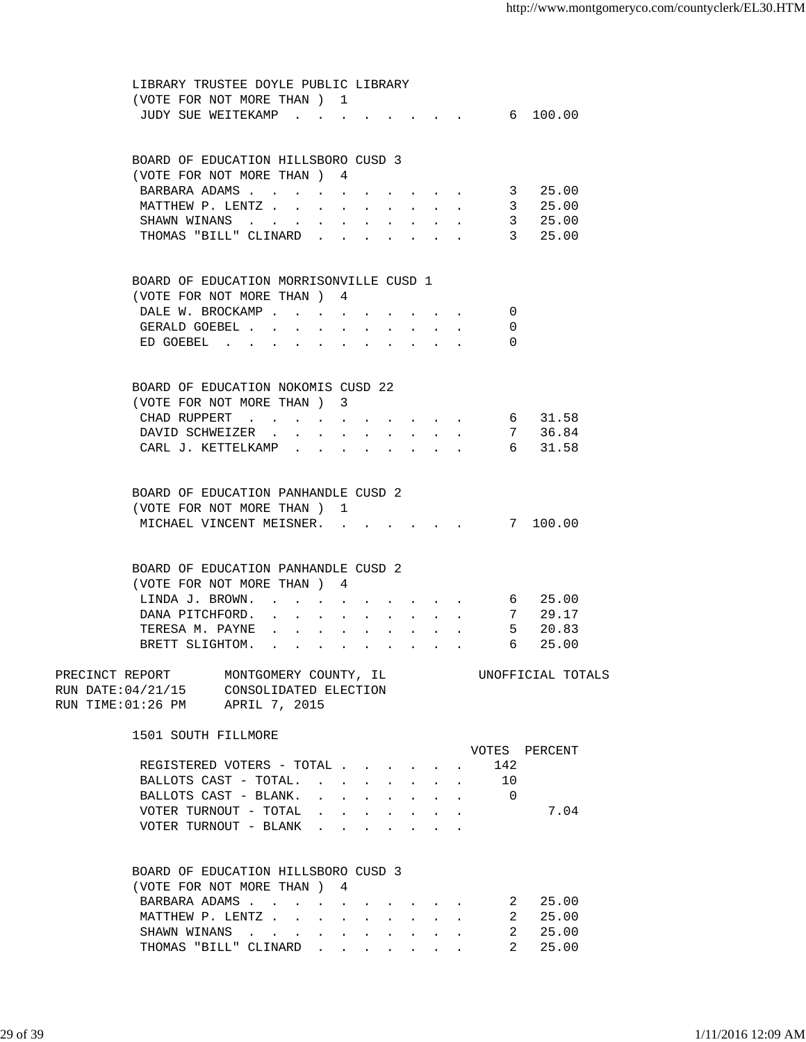LIBRARY TRUSTEE DOYLE PUBLIC LIBRARY
(VOTE FOR NOT MORE THAN ) 1

| Candidate | Votes | Percent |
|---|---|---|
| JUDY SUE WEITEKAMP | 6 | 100.00 |

BOARD OF EDUCATION HILLSBORO CUSD 3
(VOTE FOR NOT MORE THAN ) 4

| Candidate | Votes | Percent |
|---|---|---|
| BARBARA ADAMS | 3 | 25.00 |
| MATTHEW P. LENTZ | 3 | 25.00 |
| SHAWN WINANS | 3 | 25.00 |
| THOMAS "BILL" CLINARD | 3 | 25.00 |

BOARD OF EDUCATION MORRISONVILLE CUSD 1
(VOTE FOR NOT MORE THAN ) 4

| Candidate | Votes | Percent |
|---|---|---|
| DALE W. BROCKAMP | 0 | |
| GERALD GOEBEL | 0 | |
| ED GOEBEL | 0 | |

BOARD OF EDUCATION NOKOMIS CUSD 22
(VOTE FOR NOT MORE THAN ) 3

| Candidate | Votes | Percent |
|---|---|---|
| CHAD RUPPERT | 6 | 31.58 |
| DAVID SCHWEIZER | 7 | 36.84 |
| CARL J. KETTELKAMP | 6 | 31.58 |

BOARD OF EDUCATION PANHANDLE CUSD 2
(VOTE FOR NOT MORE THAN ) 1

| Candidate | Votes | Percent |
|---|---|---|
| MICHAEL VINCENT MEISNER | 7 | 100.00 |

BOARD OF EDUCATION PANHANDLE CUSD 2
(VOTE FOR NOT MORE THAN ) 4

| Candidate | Votes | Percent |
|---|---|---|
| LINDA J. BROWN | 6 | 25.00 |
| DANA PITCHFORD | 7 | 29.17 |
| TERESA M. PAYNE | 5 | 20.83 |
| BRETT SLIGHTOM | 6 | 25.00 |

PRECINCT REPORT MONTGOMERY COUNTY, IL UNOFFICIAL TOTALS
RUN DATE:04/21/15 CONSOLIDATED ELECTION
RUN TIME:01:26 PM APRIL 7, 2015

## 1501 SOUTH FILLMORE

| | VOTES | PERCENT |
|---|---|---|
| REGISTERED VOTERS - TOTAL | 142 | |
| BALLOTS CAST - TOTAL | 10 | |
| BALLOTS CAST - BLANK | 0 | |
| VOTER TURNOUT - TOTAL | | 7.04 |
| VOTER TURNOUT - BLANK | | |

BOARD OF EDUCATION HILLSBORO CUSD 3
(VOTE FOR NOT MORE THAN ) 4

| Candidate | Votes | Percent |
|---|---|---|
| BARBARA ADAMS | 2 | 25.00 |
| MATTHEW P. LENTZ | 2 | 25.00 |
| SHAWN WINANS | 2 | 25.00 |
| THOMAS "BILL" CLINARD | 2 | 25.00 |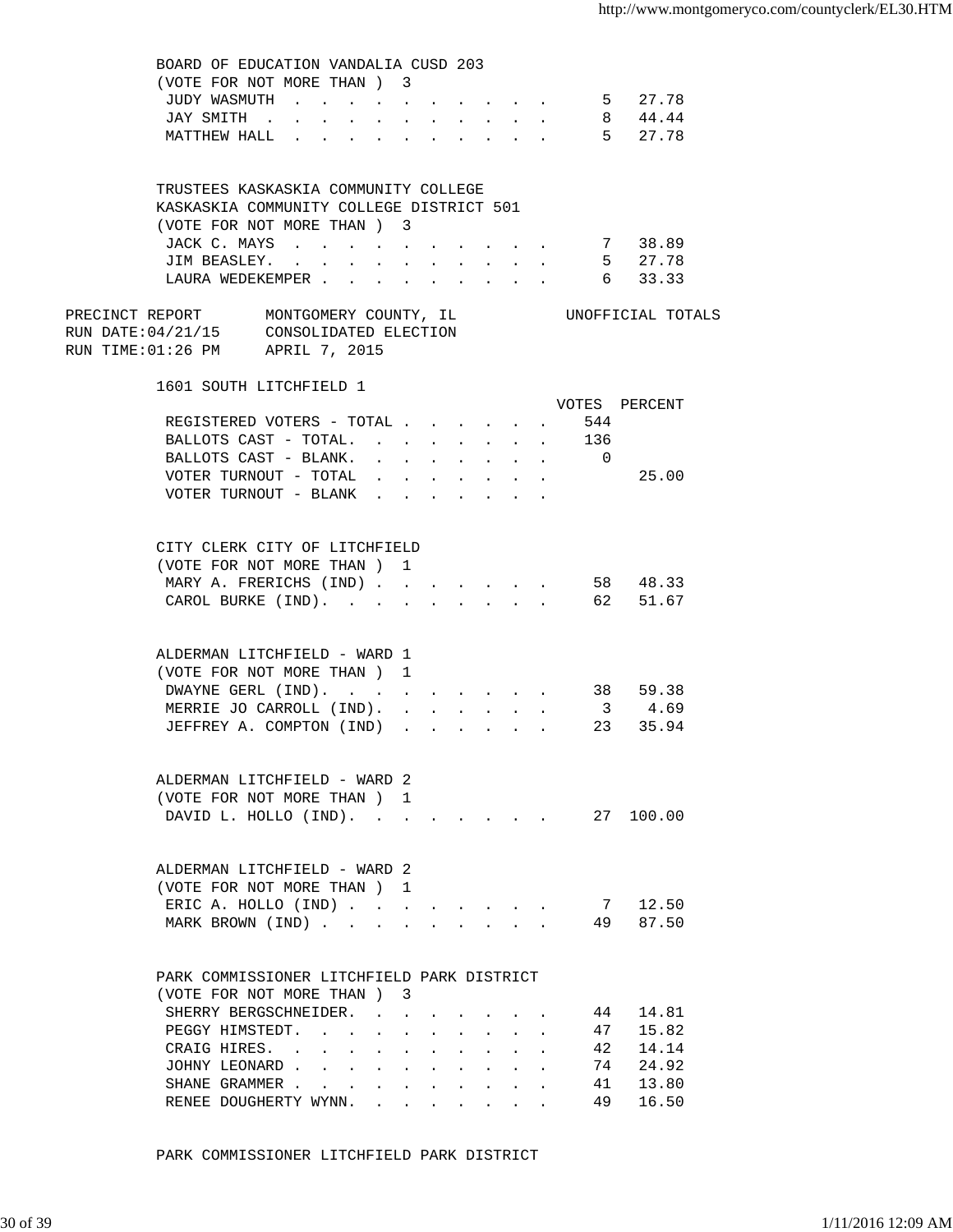BOARD OF EDUCATION VANDALIA CUSD 203
(VOTE FOR NOT MORE THAN ) 3

| Candidate | Votes | Percent |
|---|---|---|
| JUDY WASMUTH | 5 | 27.78 |
| JAY SMITH | 8 | 44.44 |
| MATTHEW HALL | 5 | 27.78 |

TRUSTEES KASKASKIA COMMUNITY COLLEGE
KASKASKIA COMMUNITY COLLEGE DISTRICT 501
(VOTE FOR NOT MORE THAN ) 3

| Candidate | Votes | Percent |
|---|---|---|
| JACK C. MAYS | 7 | 38.89 |
| JIM BEASLEY. | 5 | 27.78 |
| LAURA WEDEKEMPER | 6 | 33.33 |

PRECINCT REPORT MONTGOMERY COUNTY, IL UNOFFICIAL TOTALS
RUN DATE:04/21/15 CONSOLIDATED ELECTION
RUN TIME:01:26 PM APRIL 7, 2015

## 1601 SOUTH LITCHFIELD 1

| | VOTES | PERCENT |
|---|---|---|
| REGISTERED VOTERS - TOTAL | 544 | |
| BALLOTS CAST - TOTAL. | 136 | |
| BALLOTS CAST - BLANK. | 0 | |
| VOTER TURNOUT - TOTAL | | 25.00 |
| VOTER TURNOUT - BLANK | | |

CITY CLERK CITY OF LITCHFIELD
(VOTE FOR NOT MORE THAN ) 1

| Candidate | Votes | Percent |
|---|---|---|
| MARY A. FRERICHS (IND) | 58 | 48.33 |
| CAROL BURKE (IND). | 62 | 51.67 |

ALDERMAN LITCHFIELD - WARD 1
(VOTE FOR NOT MORE THAN ) 1

| Candidate | Votes | Percent |
|---|---|---|
| DWAYNE GERL (IND). | 38 | 59.38 |
| MERRIE JO CARROLL (IND). | 3 | 4.69 |
| JEFFREY A. COMPTON (IND) | 23 | 35.94 |

ALDERMAN LITCHFIELD - WARD 2
(VOTE FOR NOT MORE THAN ) 1

| Candidate | Votes | Percent |
|---|---|---|
| DAVID L. HOLLO (IND). | 27 | 100.00 |

ALDERMAN LITCHFIELD - WARD 2
(VOTE FOR NOT MORE THAN ) 1

| Candidate | Votes | Percent |
|---|---|---|
| ERIC A. HOLLO (IND) | 7 | 12.50 |
| MARK BROWN (IND) | 49 | 87.50 |

PARK COMMISSIONER LITCHFIELD PARK DISTRICT
(VOTE FOR NOT MORE THAN ) 3

| Candidate | Votes | Percent |
|---|---|---|
| SHERRY BERGSCHNEIDER. | 44 | 14.81 |
| PEGGY HIMSTEDT. | 47 | 15.82 |
| CRAIG HIRES. | 42 | 14.14 |
| JOHNY LEONARD | 74 | 24.92 |
| SHANE GRAMMER | 41 | 13.80 |
| RENEE DOUGHERTY WYNN. | 49 | 16.50 |

PARK COMMISSIONER LITCHFIELD PARK DISTRICT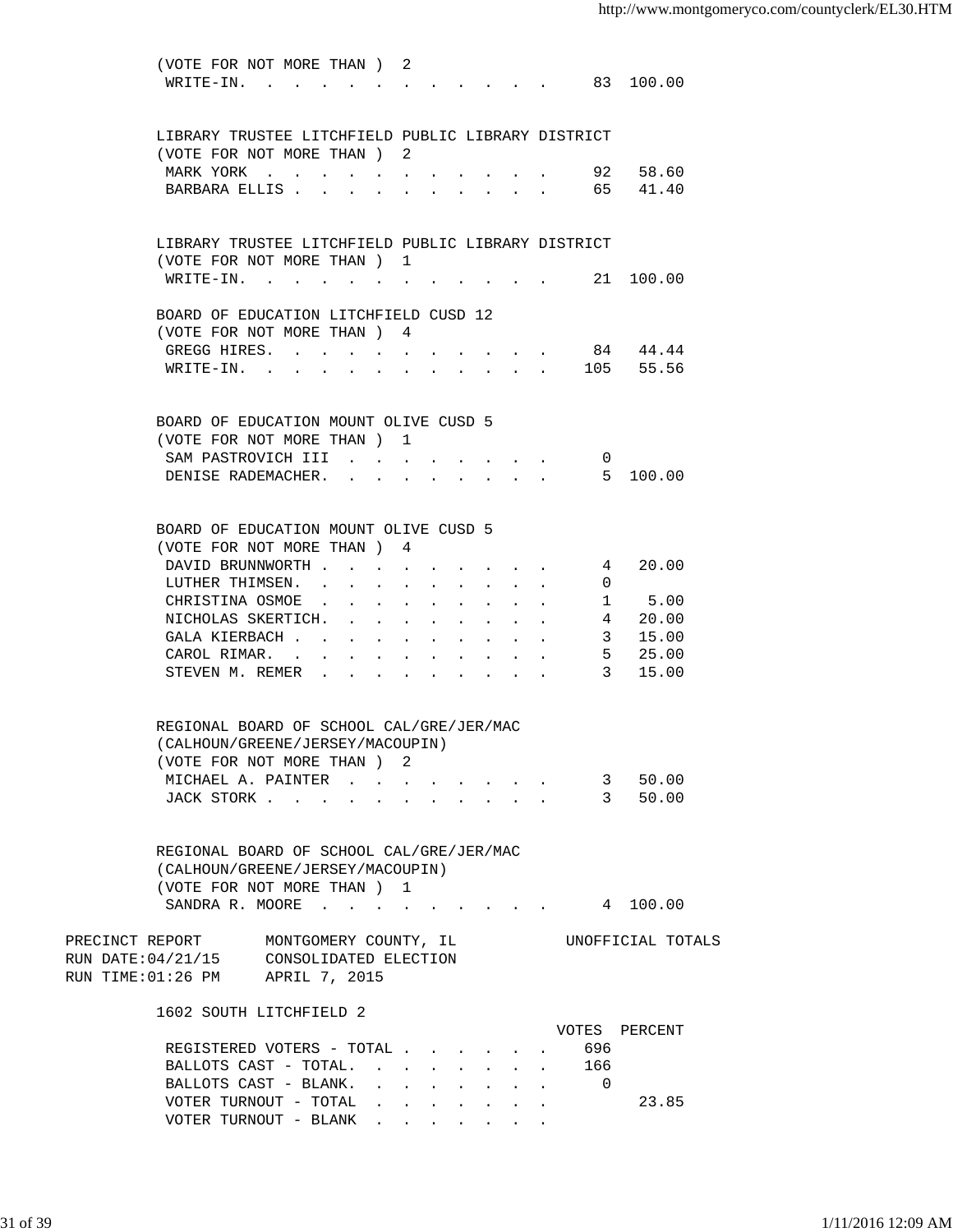(VOTE FOR NOT MORE THAN ) 2

| | VOTES | PERCENT |
|---|---|---|
| WRITE-IN. | 83 | 100.00 |

LIBRARY TRUSTEE LITCHFIELD PUBLIC LIBRARY DISTRICT
(VOTE FOR NOT MORE THAN ) 2

| | VOTES | PERCENT |
|---|---|---|
| MARK YORK | 92 | 58.60 |
| BARBARA ELLIS | 65 | 41.40 |

LIBRARY TRUSTEE LITCHFIELD PUBLIC LIBRARY DISTRICT
(VOTE FOR NOT MORE THAN ) 1

| | VOTES | PERCENT |
|---|---|---|
| WRITE-IN. | 21 | 100.00 |

BOARD OF EDUCATION LITCHFIELD CUSD 12
(VOTE FOR NOT MORE THAN ) 4

| | VOTES | PERCENT |
|---|---|---|
| GREGG HIRES. | 84 | 44.44 |
| WRITE-IN. | 105 | 55.56 |

BOARD OF EDUCATION MOUNT OLIVE CUSD 5
(VOTE FOR NOT MORE THAN ) 1

| | VOTES | PERCENT |
|---|---|---|
| SAM PASTROVICH III | 0 | |
| DENISE RADEMACHER. | 5 | 100.00 |

BOARD OF EDUCATION MOUNT OLIVE CUSD 5
(VOTE FOR NOT MORE THAN ) 4

| | VOTES | PERCENT |
|---|---|---|
| DAVID BRUNNWORTH | 4 | 20.00 |
| LUTHER THIMSEN. | 0 | |
| CHRISTINA OSMOE | 1 | 5.00 |
| NICHOLAS SKERTICH. | 4 | 20.00 |
| GALA KIERBACH | 3 | 15.00 |
| CAROL RIMAR. | 5 | 25.00 |
| STEVEN M. REMER | 3 | 15.00 |

REGIONAL BOARD OF SCHOOL CAL/GRE/JER/MAC
(CALHOUN/GREENE/JERSEY/MACOUPIN)
(VOTE FOR NOT MORE THAN ) 2

| | VOTES | PERCENT |
|---|---|---|
| MICHAEL A. PAINTER | 3 | 50.00 |
| JACK STORK | 3 | 50.00 |

REGIONAL BOARD OF SCHOOL CAL/GRE/JER/MAC
(CALHOUN/GREENE/JERSEY/MACOUPIN)
(VOTE FOR NOT MORE THAN ) 1

| | VOTES | PERCENT |
|---|---|---|
| SANDRA R. MOORE | 4 | 100.00 |

PRECINCT REPORT MONTGOMERY COUNTY, IL UNOFFICIAL TOTALS
RUN DATE:04/21/15 CONSOLIDATED ELECTION
RUN TIME:01:26 PM APRIL 7, 2015

## 1602 SOUTH LITCHFIELD 2

| | VOTES | PERCENT |
|---|---|---|
| REGISTERED VOTERS - TOTAL | 696 | |
| BALLOTS CAST - TOTAL. | 166 | |
| BALLOTS CAST - BLANK. | 0 | |
| VOTER TURNOUT - TOTAL | | 23.85 |
| VOTER TURNOUT - BLANK | | |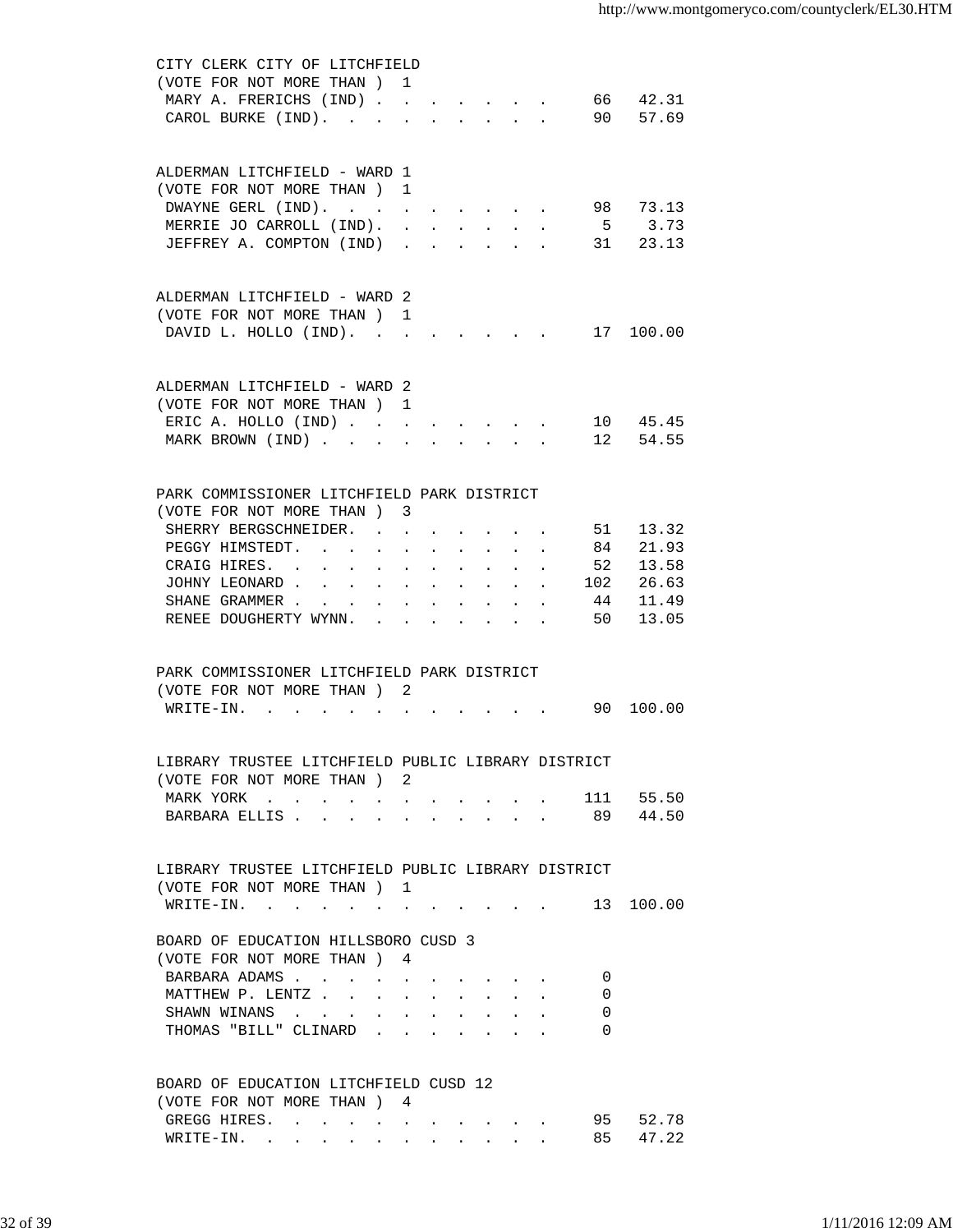CITY CLERK CITY OF LITCHFIELD
(VOTE FOR NOT MORE THAN ) 1

| Candidate | Votes | Percent |
|---|---|---|
| MARY A. FRERICHS (IND) | 66 | 42.31 |
| CAROL BURKE (IND). | 90 | 57.69 |

ALDERMAN LITCHFIELD - WARD 1
(VOTE FOR NOT MORE THAN ) 1

| Candidate | Votes | Percent |
|---|---|---|
| DWAYNE GERL (IND). | 98 | 73.13 |
| MERRIE JO CARROLL (IND). | 5 | 3.73 |
| JEFFREY A. COMPTON (IND) | 31 | 23.13 |

ALDERMAN LITCHFIELD - WARD 2
(VOTE FOR NOT MORE THAN ) 1

| Candidate | Votes | Percent |
|---|---|---|
| DAVID L. HOLLO (IND). | 17 | 100.00 |

ALDERMAN LITCHFIELD - WARD 2
(VOTE FOR NOT MORE THAN ) 1

| Candidate | Votes | Percent |
|---|---|---|
| ERIC A. HOLLO (IND) | 10 | 45.45 |
| MARK BROWN (IND) | 12 | 54.55 |

PARK COMMISSIONER LITCHFIELD PARK DISTRICT
(VOTE FOR NOT MORE THAN ) 3

| Candidate | Votes | Percent |
|---|---|---|
| SHERRY BERGSCHNEIDER. | 51 | 13.32 |
| PEGGY HIMSTEDT. | 84 | 21.93 |
| CRAIG HIRES. | 52 | 13.58 |
| JOHNY LEONARD | 102 | 26.63 |
| SHANE GRAMMER | 44 | 11.49 |
| RENEE DOUGHERTY WYNN. | 50 | 13.05 |

PARK COMMISSIONER LITCHFIELD PARK DISTRICT
(VOTE FOR NOT MORE THAN ) 2

| Candidate | Votes | Percent |
|---|---|---|
| WRITE-IN. | 90 | 100.00 |

LIBRARY TRUSTEE LITCHFIELD PUBLIC LIBRARY DISTRICT
(VOTE FOR NOT MORE THAN ) 2

| Candidate | Votes | Percent |
|---|---|---|
| MARK YORK | 111 | 55.50 |
| BARBARA ELLIS | 89 | 44.50 |

LIBRARY TRUSTEE LITCHFIELD PUBLIC LIBRARY DISTRICT
(VOTE FOR NOT MORE THAN ) 1

| Candidate | Votes | Percent |
|---|---|---|
| WRITE-IN. | 13 | 100.00 |

BOARD OF EDUCATION HILLSBORO CUSD 3
(VOTE FOR NOT MORE THAN ) 4

| Candidate | Votes | Percent |
|---|---|---|
| BARBARA ADAMS | 0 | |
| MATTHEW P. LENTZ | 0 | |
| SHAWN WINANS | 0 | |
| THOMAS "BILL" CLINARD | 0 | |

BOARD OF EDUCATION LITCHFIELD CUSD 12
(VOTE FOR NOT MORE THAN ) 4

| Candidate | Votes | Percent |
|---|---|---|
| GREGG HIRES. | 95 | 52.78 |
| WRITE-IN. | 85 | 47.22 |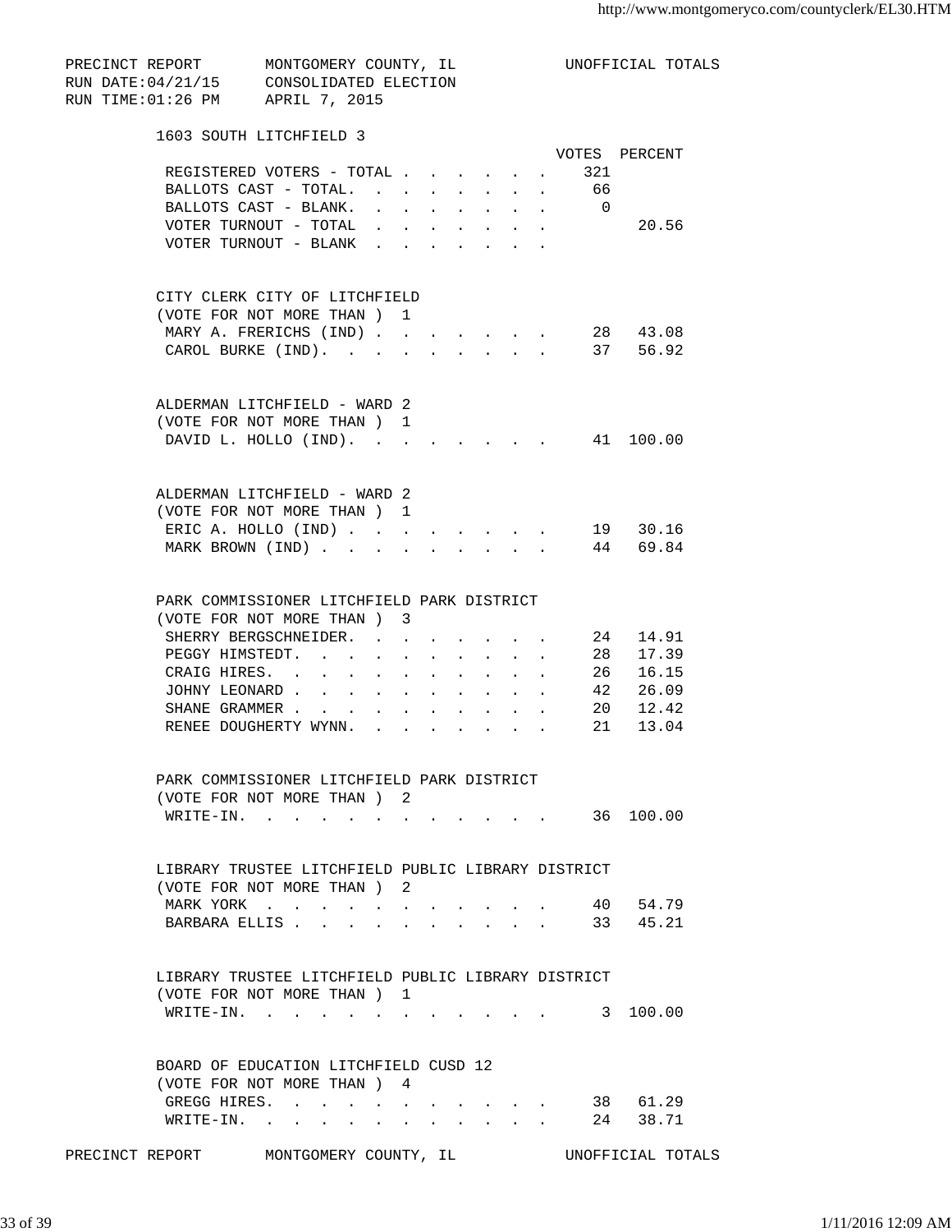PRECINCT REPORT    MONTGOMERY COUNTY, IL    UNOFFICIAL TOTALS
RUN DATE:04/21/15    CONSOLIDATED ELECTION
RUN TIME:01:26 PM    APRIL 7, 2015

## 1603 SOUTH LITCHFIELD 3

| | VOTES | PERCENT |
|---|---|---|
| REGISTERED VOTERS - TOTAL | 321 | |
| BALLOTS CAST - TOTAL. | 66 | |
| BALLOTS CAST - BLANK. | 0 | |
| VOTER TURNOUT - TOTAL | | 20.56 |
| VOTER TURNOUT - BLANK | | |

### CITY CLERK CITY OF LITCHFIELD
(VOTE FOR NOT MORE THAN ) 1

| | VOTES | PERCENT |
|---|---|---|
| MARY A. FRERICHS (IND) | 28 | 43.08 |
| CAROL BURKE (IND). | 37 | 56.92 |

### ALDERMAN LITCHFIELD - WARD 2
(VOTE FOR NOT MORE THAN ) 1

| | VOTES | PERCENT |
|---|---|---|
| DAVID L. HOLLO (IND). | 41 | 100.00 |

### ALDERMAN LITCHFIELD - WARD 2
(VOTE FOR NOT MORE THAN ) 1

| | VOTES | PERCENT |
|---|---|---|
| ERIC A. HOLLO (IND) | 19 | 30.16 |
| MARK BROWN (IND) | 44 | 69.84 |

### PARK COMMISSIONER LITCHFIELD PARK DISTRICT
(VOTE FOR NOT MORE THAN ) 3

| | VOTES | PERCENT |
|---|---|---|
| SHERRY BERGSCHNEIDER. | 24 | 14.91 |
| PEGGY HIMSTEDT. | 28 | 17.39 |
| CRAIG HIRES. | 26 | 16.15 |
| JOHNY LEONARD | 42 | 26.09 |
| SHANE GRAMMER | 20 | 12.42 |
| RENEE DOUGHERTY WYNN. | 21 | 13.04 |

### PARK COMMISSIONER LITCHFIELD PARK DISTRICT
(VOTE FOR NOT MORE THAN ) 2

| | VOTES | PERCENT |
|---|---|---|
| WRITE-IN. | 36 | 100.00 |

### LIBRARY TRUSTEE LITCHFIELD PUBLIC LIBRARY DISTRICT
(VOTE FOR NOT MORE THAN ) 2

| | VOTES | PERCENT |
|---|---|---|
| MARK YORK | 40 | 54.79 |
| BARBARA ELLIS | 33 | 45.21 |

### LIBRARY TRUSTEE LITCHFIELD PUBLIC LIBRARY DISTRICT
(VOTE FOR NOT MORE THAN ) 1

| | VOTES | PERCENT |
|---|---|---|
| WRITE-IN. | 3 | 100.00 |

### BOARD OF EDUCATION LITCHFIELD CUSD 12
(VOTE FOR NOT MORE THAN ) 4

| | VOTES | PERCENT |
|---|---|---|
| GREGG HIRES. | 38 | 61.29 |
| WRITE-IN. | 24 | 38.71 |

PRECINCT REPORT    MONTGOMERY COUNTY, IL    UNOFFICIAL TOTALS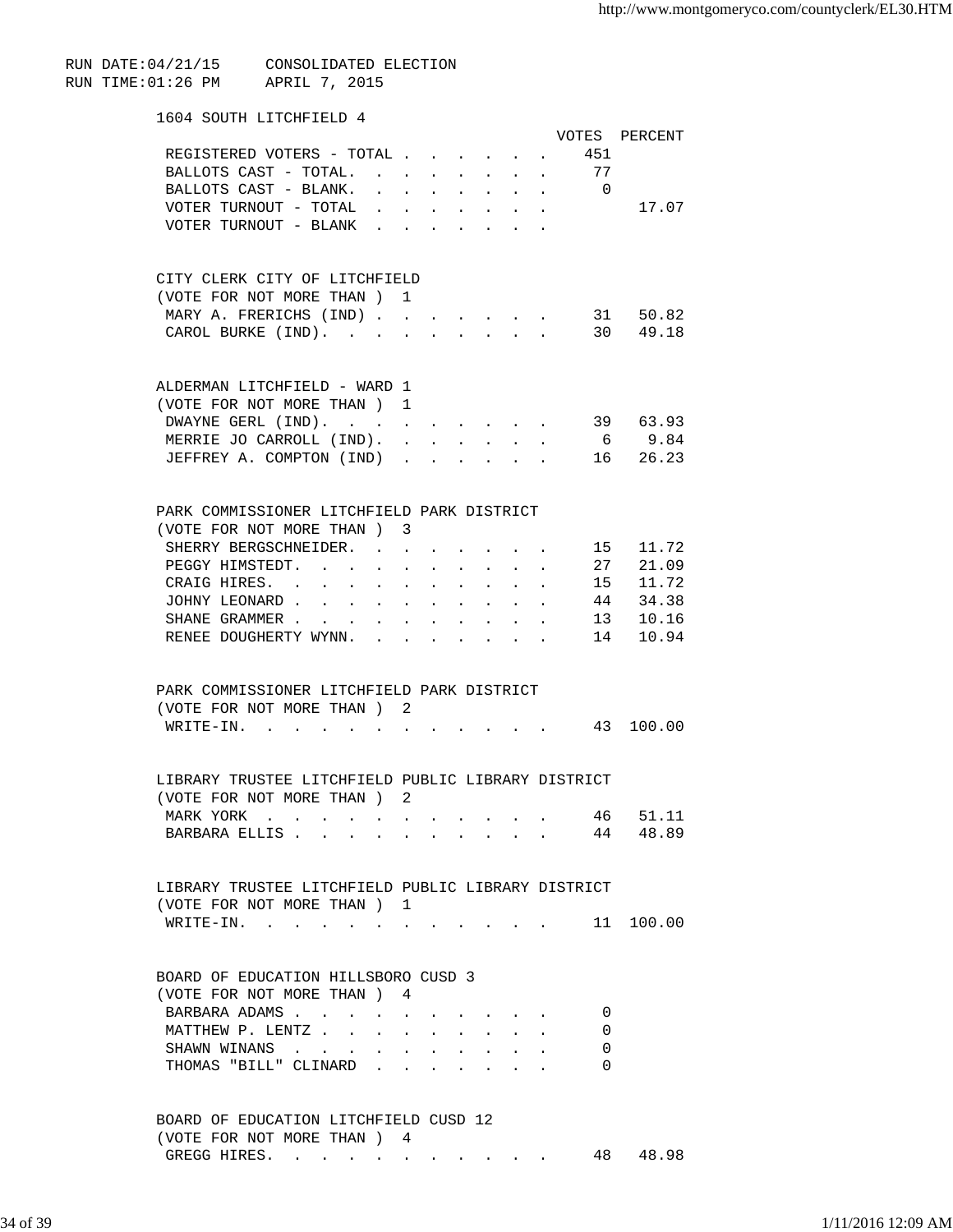RUN DATE:04/21/15 CONSOLIDATED ELECTION
RUN TIME:01:26 PM APRIL 7, 2015

## 1604 SOUTH LITCHFIELD 4

| | VOTES | PERCENT |
|---|---|---|
| REGISTERED VOTERS - TOTAL | 451 | |
| BALLOTS CAST - TOTAL. | 77 | |
| BALLOTS CAST - BLANK. | 0 | |
| VOTER TURNOUT - TOTAL | | 17.07 |
| VOTER TURNOUT - BLANK | | |

### CITY CLERK CITY OF LITCHFIELD
(VOTE FOR NOT MORE THAN ) 1

| | VOTES | PERCENT |
|---|---|---|
| MARY A. FRERICHS (IND) | 31 | 50.82 |
| CAROL BURKE (IND). | 30 | 49.18 |

### ALDERMAN LITCHFIELD - WARD 1
(VOTE FOR NOT MORE THAN ) 1

| | VOTES | PERCENT |
|---|---|---|
| DWAYNE GERL (IND). | 39 | 63.93 |
| MERRIE JO CARROLL (IND). | 6 | 9.84 |
| JEFFREY A. COMPTON (IND) | 16 | 26.23 |

### PARK COMMISSIONER LITCHFIELD PARK DISTRICT
(VOTE FOR NOT MORE THAN ) 3

| | VOTES | PERCENT |
|---|---|---|
| SHERRY BERGSCHNEIDER. | 15 | 11.72 |
| PEGGY HIMSTEDT. | 27 | 21.09 |
| CRAIG HIRES. | 15 | 11.72 |
| JOHNY LEONARD | 44 | 34.38 |
| SHANE GRAMMER | 13 | 10.16 |
| RENEE DOUGHERTY WYNN. | 14 | 10.94 |

### PARK COMMISSIONER LITCHFIELD PARK DISTRICT
(VOTE FOR NOT MORE THAN ) 2

| | VOTES | PERCENT |
|---|---|---|
| WRITE-IN. | 43 | 100.00 |

### LIBRARY TRUSTEE LITCHFIELD PUBLIC LIBRARY DISTRICT
(VOTE FOR NOT MORE THAN ) 2

| | VOTES | PERCENT |
|---|---|---|
| MARK YORK | 46 | 51.11 |
| BARBARA ELLIS | 44 | 48.89 |

### LIBRARY TRUSTEE LITCHFIELD PUBLIC LIBRARY DISTRICT
(VOTE FOR NOT MORE THAN ) 1

| | VOTES | PERCENT |
|---|---|---|
| WRITE-IN. | 11 | 100.00 |

### BOARD OF EDUCATION HILLSBORO CUSD 3
(VOTE FOR NOT MORE THAN ) 4

| | VOTES | PERCENT |
|---|---|---|
| BARBARA ADAMS | 0 | |
| MATTHEW P. LENTZ | 0 | |
| SHAWN WINANS | 0 | |
| THOMAS "BILL" CLINARD | 0 | |

### BOARD OF EDUCATION LITCHFIELD CUSD 12
(VOTE FOR NOT MORE THAN ) 4

| | VOTES | PERCENT |
|---|---|---|
| GREGG HIRES. | 48 | 48.98 |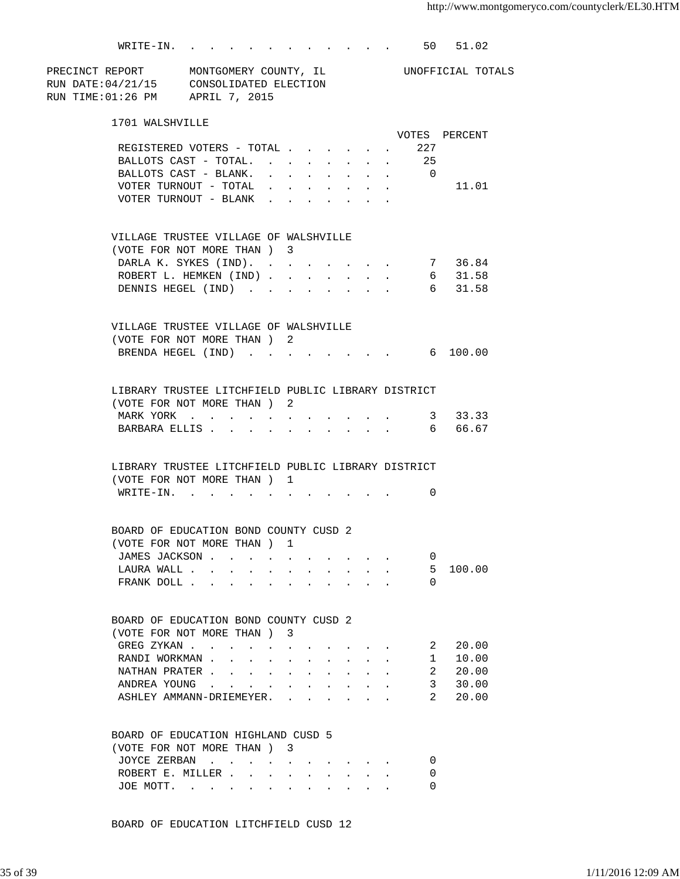| | VOTES | PERCENT |
|---|---|---|
| WRITE-IN. | 50 | 51.02 |

PRECINCT REPORT — MONTGOMERY COUNTY, IL — UNOFFICIAL TOTALS

RUN DATE:04/21/15 — CONSOLIDATED ELECTION

RUN TIME:01:26 PM — APRIL 7, 2015

## 1701 WALSHVILLE

| | VOTES | PERCENT |
|---|---|---|
| REGISTERED VOTERS - TOTAL | 227 | |
| BALLOTS CAST - TOTAL. | 25 | |
| BALLOTS CAST - BLANK. | 0 | |
| VOTER TURNOUT - TOTAL | | 11.01 |
| VOTER TURNOUT - BLANK | | |

### VILLAGE TRUSTEE VILLAGE OF WALSHVILLE
(VOTE FOR NOT MORE THAN ) 3

| | VOTES | PERCENT |
|---|---|---|
| DARLA K. SYKES (IND). | 7 | 36.84 |
| ROBERT L. HEMKEN (IND) | 6 | 31.58 |
| DENNIS HEGEL (IND) | 6 | 31.58 |

### VILLAGE TRUSTEE VILLAGE OF WALSHVILLE
(VOTE FOR NOT MORE THAN ) 2

| | VOTES | PERCENT |
|---|---|---|
| BRENDA HEGEL (IND) | 6 | 100.00 |

### LIBRARY TRUSTEE LITCHFIELD PUBLIC LIBRARY DISTRICT
(VOTE FOR NOT MORE THAN ) 2

| | VOTES | PERCENT |
|---|---|---|
| MARK YORK | 3 | 33.33 |
| BARBARA ELLIS | 6 | 66.67 |

### LIBRARY TRUSTEE LITCHFIELD PUBLIC LIBRARY DISTRICT
(VOTE FOR NOT MORE THAN ) 1

| | VOTES | PERCENT |
|---|---|---|
| WRITE-IN. | 0 | |

### BOARD OF EDUCATION BOND COUNTY CUSD 2
(VOTE FOR NOT MORE THAN ) 1

| | VOTES | PERCENT |
|---|---|---|
| JAMES JACKSON | 0 | |
| LAURA WALL | 5 | 100.00 |
| FRANK DOLL | 0 | |

### BOARD OF EDUCATION BOND COUNTY CUSD 2
(VOTE FOR NOT MORE THAN ) 3

| | VOTES | PERCENT |
|---|---|---|
| GREG ZYKAN | 2 | 20.00 |
| RANDI WORKMAN | 1 | 10.00 |
| NATHAN PRATER | 2 | 20.00 |
| ANDREA YOUNG | 3 | 30.00 |
| ASHLEY AMMANN-DRIEMEYER. | 2 | 20.00 |

### BOARD OF EDUCATION HIGHLAND CUSD 5
(VOTE FOR NOT MORE THAN ) 3

| | VOTES | PERCENT |
|---|---|---|
| JOYCE ZERBAN | 0 | |
| ROBERT E. MILLER | 0 | |
| JOE MOTT. | 0 | |

### BOARD OF EDUCATION LITCHFIELD CUSD 12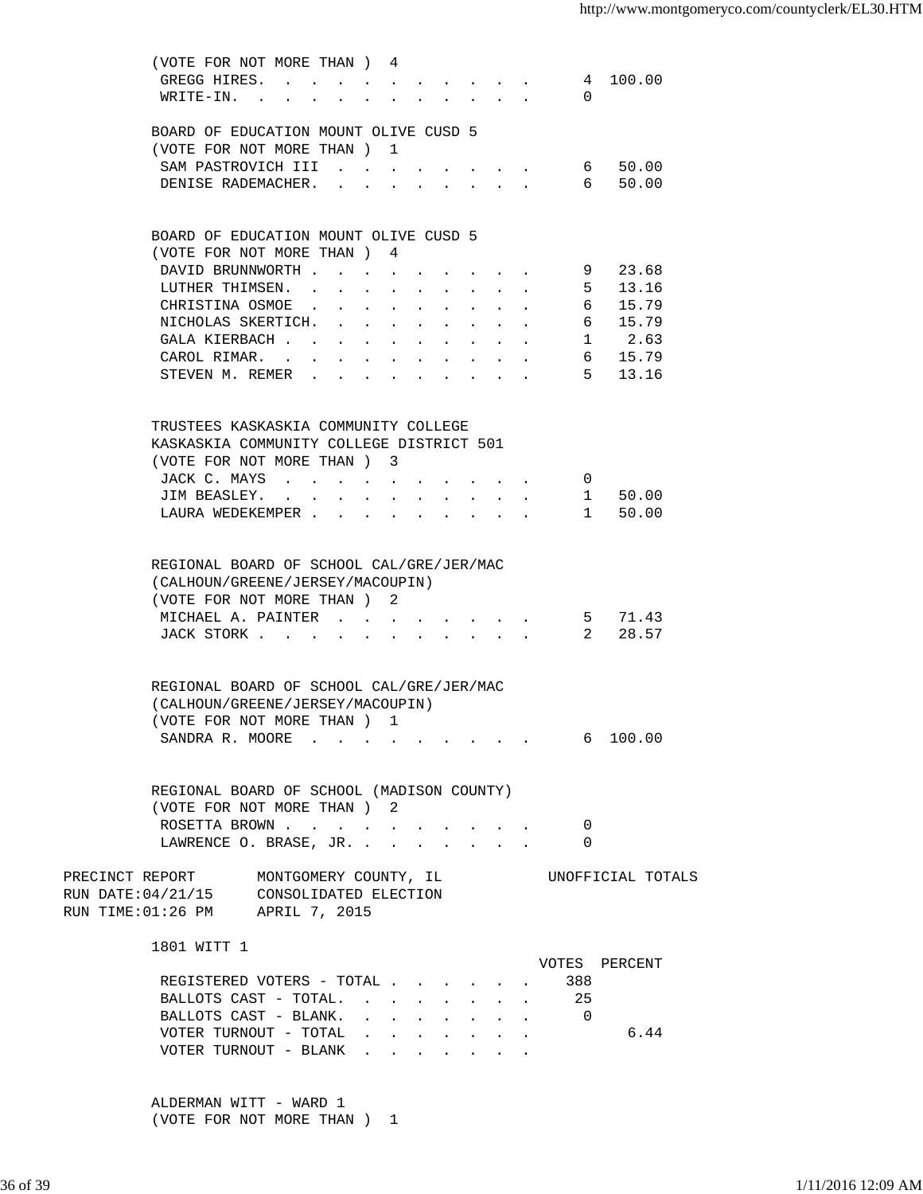(VOTE FOR NOT MORE THAN ) 4

| | VOTES | PERCENT |
|---|---|---|
| GREGG HIRES. | 4 | 100.00 |
| WRITE-IN. | 0 | |

BOARD OF EDUCATION MOUNT OLIVE CUSD 5
(VOTE FOR NOT MORE THAN ) 1

| | VOTES | PERCENT |
|---|---|---|
| SAM PASTROVICH III | 6 | 50.00 |
| DENISE RADEMACHER. | 6 | 50.00 |

BOARD OF EDUCATION MOUNT OLIVE CUSD 5
(VOTE FOR NOT MORE THAN ) 4

| | VOTES | PERCENT |
|---|---|---|
| DAVID BRUNNWORTH | 9 | 23.68 |
| LUTHER THIMSEN. | 5 | 13.16 |
| CHRISTINA OSMOE | 6 | 15.79 |
| NICHOLAS SKERTICH. | 6 | 15.79 |
| GALA KIERBACH | 1 | 2.63 |
| CAROL RIMAR. | 6 | 15.79 |
| STEVEN M. REMER | 5 | 13.16 |

TRUSTEES KASKASKIA COMMUNITY COLLEGE
KASKASKIA COMMUNITY COLLEGE DISTRICT 501
(VOTE FOR NOT MORE THAN ) 3

| | VOTES | PERCENT |
|---|---|---|
| JACK C. MAYS | 0 | |
| JIM BEASLEY. | 1 | 50.00 |
| LAURA WEDEKEMPER | 1 | 50.00 |

REGIONAL BOARD OF SCHOOL CAL/GRE/JER/MAC
(CALHOUN/GREENE/JERSEY/MACOUPIN)
(VOTE FOR NOT MORE THAN ) 2

| | VOTES | PERCENT |
|---|---|---|
| MICHAEL A. PAINTER | 5 | 71.43 |
| JACK STORK | 2 | 28.57 |

REGIONAL BOARD OF SCHOOL CAL/GRE/JER/MAC
(CALHOUN/GREENE/JERSEY/MACOUPIN)
(VOTE FOR NOT MORE THAN ) 1

| | VOTES | PERCENT |
|---|---|---|
| SANDRA R. MOORE | 6 | 100.00 |

REGIONAL BOARD OF SCHOOL (MADISON COUNTY)
(VOTE FOR NOT MORE THAN ) 2

| | VOTES | PERCENT |
|---|---|---|
| ROSETTA BROWN | 0 | |
| LAWRENCE O. BRASE, JR. | 0 | |

PRECINCT REPORT MONTGOMERY COUNTY, IL UNOFFICIAL TOTALS
RUN DATE:04/21/15 CONSOLIDATED ELECTION
RUN TIME:01:26 PM APRIL 7, 2015

1801 WITT 1

| | VOTES | PERCENT |
|---|---|---|
| REGISTERED VOTERS - TOTAL | 388 | |
| BALLOTS CAST - TOTAL. | 25 | |
| BALLOTS CAST - BLANK. | 0 | |
| VOTER TURNOUT - TOTAL | | 6.44 |
| VOTER TURNOUT - BLANK | | |

ALDERMAN WITT - WARD 1
(VOTE FOR NOT MORE THAN ) 1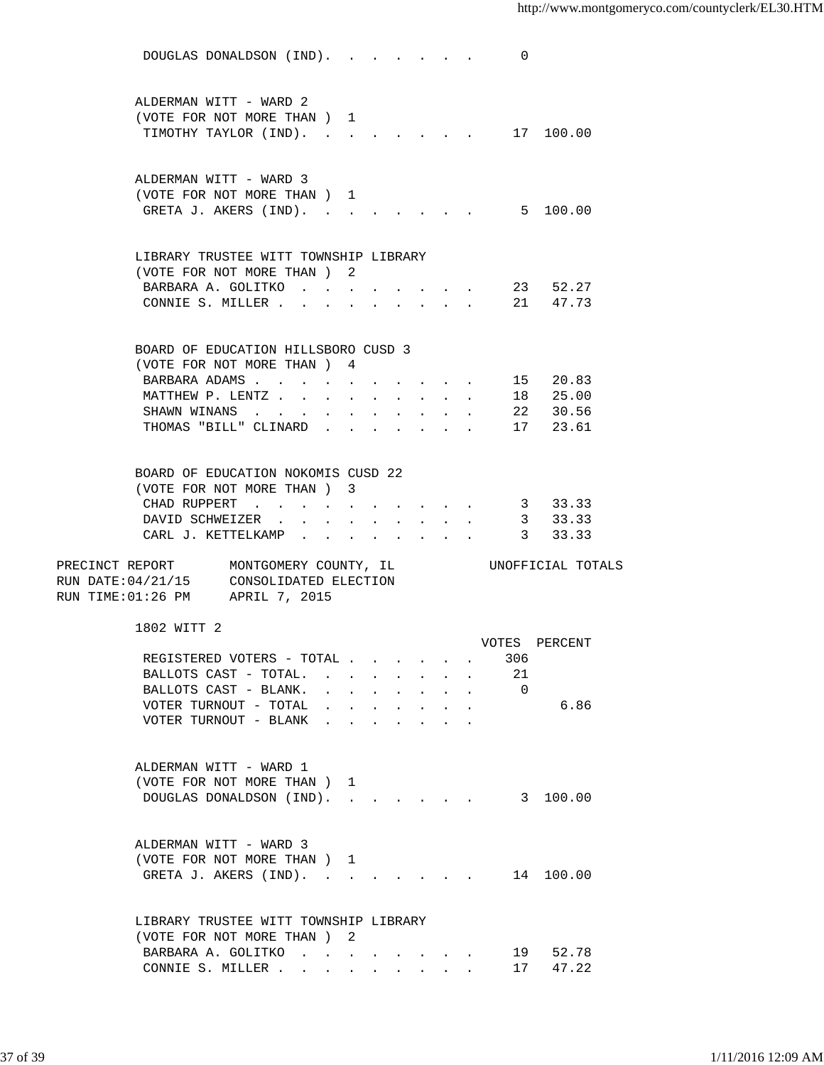DOUGLAS DONALDSON (IND). . . . . . . . 0

ALDERMAN WITT - WARD 2
(VOTE FOR NOT MORE THAN ) 1

| | | |
|---|---|---|
| TIMOTHY TAYLOR (IND). . . . . . . . . | 17 | 100.00 |

ALDERMAN WITT - WARD 3
(VOTE FOR NOT MORE THAN ) 1

| | | |
|---|---|---|
| GRETA J. AKERS (IND). . . . . . . . . | 5 | 100.00 |

LIBRARY TRUSTEE WITT TOWNSHIP LIBRARY
(VOTE FOR NOT MORE THAN ) 2

| | | |
|---|---|---|
| BARBARA A. GOLITKO . . . . . . . . . | 23 | 52.27 |
| CONNIE S. MILLER . . . . . . . . . . | 21 | 47.73 |

BOARD OF EDUCATION HILLSBORO CUSD 3
(VOTE FOR NOT MORE THAN ) 4

| | | |
|---|---|---|
| BARBARA ADAMS . . . . . . . . . . . | 15 | 20.83 |
| MATTHEW P. LENTZ . . . . . . . . . . | 18 | 25.00 |
| SHAWN WINANS . . . . . . . . . . . | 22 | 30.56 |
| THOMAS "BILL" CLINARD . . . . . . . . | 17 | 23.61 |

BOARD OF EDUCATION NOKOMIS CUSD 22
(VOTE FOR NOT MORE THAN ) 3

| | | |
|---|---|---|
| CHAD RUPPERT . . . . . . . . . . . | 3 | 33.33 |
| DAVID SCHWEIZER . . . . . . . . . . | 3 | 33.33 |
| CARL J. KETTELKAMP . . . . . . . . . | 3 | 33.33 |

PRECINCT REPORT MONTGOMERY COUNTY, IL UNOFFICIAL TOTALS
RUN DATE:04/21/15 CONSOLIDATED ELECTION
RUN TIME:01:26 PM APRIL 7, 2015

1802 WITT 2

| | VOTES | PERCENT |
|---|---|---|
| REGISTERED VOTERS - TOTAL . . . . . . | 306 | |
| BALLOTS CAST - TOTAL. . . . . . . . . | 21 | |
| BALLOTS CAST - BLANK. . . . . . . . . | 0 | |
| VOTER TURNOUT - TOTAL . . . . . . . . | | 6.86 |
| VOTER TURNOUT - BLANK . . . . . . . . | | |

ALDERMAN WITT - WARD 1
(VOTE FOR NOT MORE THAN ) 1

| | | |
|---|---|---|
| DOUGLAS DONALDSON (IND). . . . . . . . | 3 | 100.00 |

ALDERMAN WITT - WARD 3
(VOTE FOR NOT MORE THAN ) 1

| | | |
|---|---|---|
| GRETA J. AKERS (IND). . . . . . . . . | 14 | 100.00 |

LIBRARY TRUSTEE WITT TOWNSHIP LIBRARY
(VOTE FOR NOT MORE THAN ) 2

| | | |
|---|---|---|
| BARBARA A. GOLITKO . . . . . . . . . | 19 | 52.78 |
| CONNIE S. MILLER . . . . . . . . . . | 17 | 47.22 |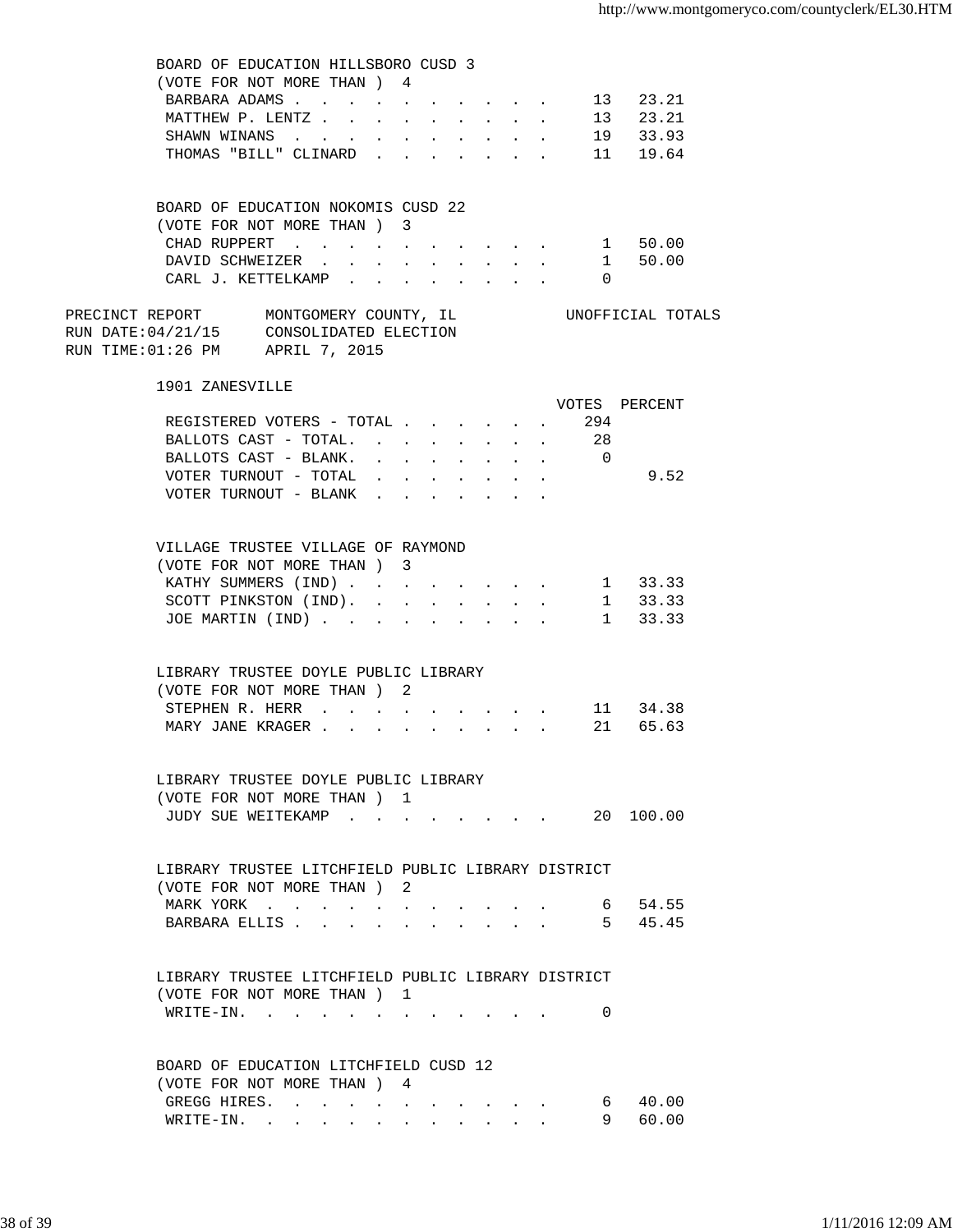BOARD OF EDUCATION HILLSBORO CUSD 3
(VOTE FOR NOT MORE THAN ) 4

| | | |
|---|---|---|
| BARBARA ADAMS | 13 | 23.21 |
| MATTHEW P. LENTZ | 13 | 23.21 |
| SHAWN WINANS | 19 | 33.93 |
| THOMAS "BILL" CLINARD | 11 | 19.64 |

BOARD OF EDUCATION NOKOMIS CUSD 22
(VOTE FOR NOT MORE THAN ) 3

| | | |
|---|---|---|
| CHAD RUPPERT | 1 | 50.00 |
| DAVID SCHWEIZER | 1 | 50.00 |
| CARL J. KETTELKAMP | 0 | |

PRECINCT REPORT — MONTGOMERY COUNTY, IL — UNOFFICIAL TOTALS
RUN DATE:04/21/15 — CONSOLIDATED ELECTION
RUN TIME:01:26 PM — APRIL 7, 2015

## 1901 ZANESVILLE

| | VOTES | PERCENT |
|---|---|---|
| REGISTERED VOTERS - TOTAL | 294 | |
| BALLOTS CAST - TOTAL. | 28 | |
| BALLOTS CAST - BLANK. | 0 | |
| VOTER TURNOUT - TOTAL | | 9.52 |
| VOTER TURNOUT - BLANK | | |

VILLAGE TRUSTEE VILLAGE OF RAYMOND
(VOTE FOR NOT MORE THAN ) 3

| | | |
|---|---|---|
| KATHY SUMMERS (IND) | 1 | 33.33 |
| SCOTT PINKSTON (IND). | 1 | 33.33 |
| JOE MARTIN (IND) | 1 | 33.33 |

LIBRARY TRUSTEE DOYLE PUBLIC LIBRARY
(VOTE FOR NOT MORE THAN ) 2

| | | |
|---|---|---|
| STEPHEN R. HERR | 11 | 34.38 |
| MARY JANE KRAGER | 21 | 65.63 |

LIBRARY TRUSTEE DOYLE PUBLIC LIBRARY
(VOTE FOR NOT MORE THAN ) 1

| | | |
|---|---|---|
| JUDY SUE WEITEKAMP | 20 | 100.00 |

LIBRARY TRUSTEE LITCHFIELD PUBLIC LIBRARY DISTRICT
(VOTE FOR NOT MORE THAN ) 2

| | | |
|---|---|---|
| MARK YORK | 6 | 54.55 |
| BARBARA ELLIS | 5 | 45.45 |

LIBRARY TRUSTEE LITCHFIELD PUBLIC LIBRARY DISTRICT
(VOTE FOR NOT MORE THAN ) 1

| | | |
|---|---|---|
| WRITE-IN. | 0 | |

BOARD OF EDUCATION LITCHFIELD CUSD 12
(VOTE FOR NOT MORE THAN ) 4

| | | |
|---|---|---|
| GREGG HIRES. | 6 | 40.00 |
| WRITE-IN. | 9 | 60.00 |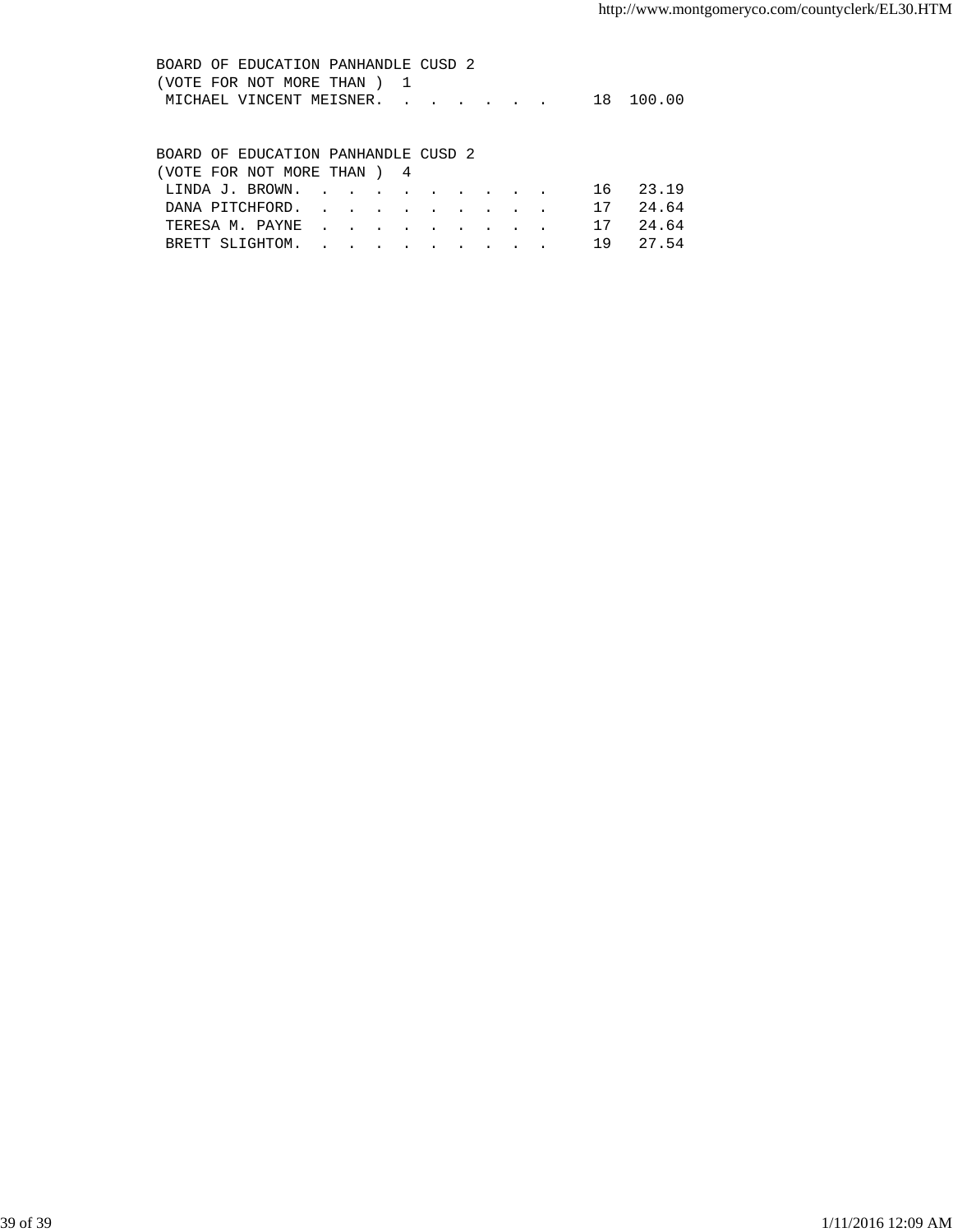BOARD OF EDUCATION PANHANDLE CUSD 2
(VOTE FOR NOT MORE THAN ) 1

| | | |
|---|---|---|
| MICHAEL VINCENT MEISNER. . . . . . . | 18 | 100.00 |

BOARD OF EDUCATION PANHANDLE CUSD 2
(VOTE FOR NOT MORE THAN ) 4

| | | |
|---|---|---|
| LINDA J. BROWN. . . . . . . . . . | 16 | 23.19 |
| DANA PITCHFORD. . . . . . . . . . | 17 | 24.64 |
| TERESA M. PAYNE . . . . . . . . . | 17 | 24.64 |
| BRETT SLIGHTOM. . . . . . . . . . | 19 | 27.54 |